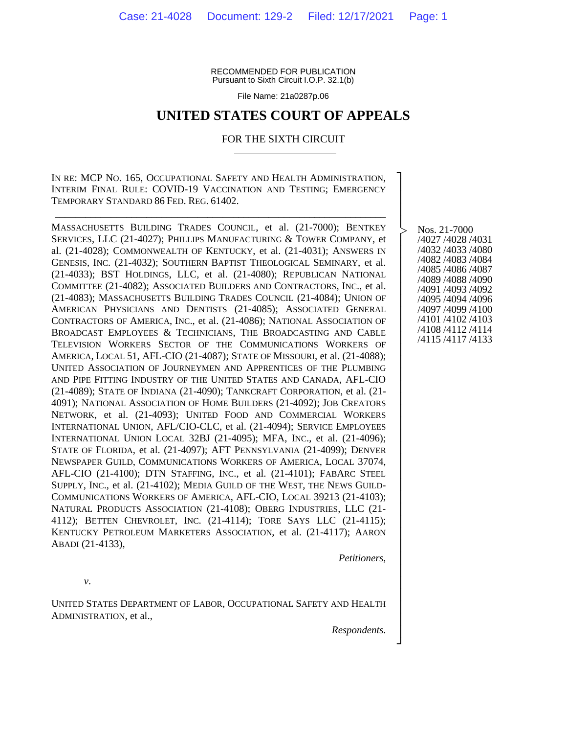RECOMMENDED FOR PUBLICATION
Pursuant to Sixth Circuit I.O.P. 32.1(b)

File Name: 21a0287p.06

# UNITED STATES COURT OF APPEALS

## FOR THE SIXTH CIRCUIT

IN RE: MCP NO. 165, OCCUPATIONAL SAFETY AND HEALTH ADMINISTRATION, INTERIM FINAL RULE: COVID-19 VACCINATION AND TESTING; EMERGENCY TEMPORARY STANDARD 86 FED. REG. 61402.

---

MASSACHUSETTS BUILDING TRADES COUNCIL, et al. (21-7000); BENTKEY SERVICES, LLC (21-4027); PHILLIPS MANUFACTURING & TOWER COMPANY, et al. (21-4028); COMMONWEALTH OF KENTUCKY, et al. (21-4031); ANSWERS IN GENESIS, INC. (21-4032); SOUTHERN BAPTIST THEOLOGICAL SEMINARY, et al. (21-4033); BST HOLDINGS, LLC, et al. (21-4080); REPUBLICAN NATIONAL COMMITTEE (21-4082); ASSOCIATED BUILDERS AND CONTRACTORS, INC., et al. (21-4083); MASSACHUSETTS BUILDING TRADES COUNCIL (21-4084); UNION OF AMERICAN PHYSICIANS AND DENTISTS (21-4085); ASSOCIATED GENERAL CONTRACTORS OF AMERICA, INC., et al. (21-4086); NATIONAL ASSOCIATION OF BROADCAST EMPLOYEES & TECHNICIANS, THE BROADCASTING AND CABLE TELEVISION WORKERS SECTOR OF THE COMMUNICATIONS WORKERS OF AMERICA, LOCAL 51, AFL-CIO (21-4087); STATE OF MISSOURI, et al. (21-4088); UNITED ASSOCIATION OF JOURNEYMEN AND APPRENTICES OF THE PLUMBING AND PIPE FITTING INDUSTRY OF THE UNITED STATES AND CANADA, AFL-CIO (21-4089); STATE OF INDIANA (21-4090); TANKCRAFT CORPORATION, et al. (21-4091); NATIONAL ASSOCIATION OF HOME BUILDERS (21-4092); JOB CREATORS NETWORK, et al. (21-4093); UNITED FOOD AND COMMERCIAL WORKERS INTERNATIONAL UNION, AFL/CIO-CLC, et al. (21-4094); SERVICE EMPLOYEES INTERNATIONAL UNION LOCAL 32BJ (21-4095); MFA, INC., et al. (21-4096); STATE OF FLORIDA, et al. (21-4097); AFT PENNSYLVANIA (21-4099); DENVER NEWSPAPER GUILD, COMMUNICATIONS WORKERS OF AMERICA, LOCAL 37074, AFL-CIO (21-4100); DTN STAFFING, INC., et al. (21-4101); FABARC STEEL SUPPLY, INC., et al. (21-4102); MEDIA GUILD OF THE WEST, THE NEWS GUILD-COMMUNICATIONS WORKERS OF AMERICA, AFL-CIO, LOCAL 39213 (21-4103); NATURAL PRODUCTS ASSOCIATION (21-4108); OBERG INDUSTRIES, LLC (21-4112); BETTEN CHEVROLET, INC. (21-4114); TORE SAYS LLC (21-4115); KENTUCKY PETROLEUM MARKETERS ASSOCIATION, et al. (21-4117); AARON ABADI (21-4133),

*Petitioners*,

*v*.

UNITED STATES DEPARTMENT OF LABOR, OCCUPATIONAL SAFETY AND HEALTH ADMINISTRATION, et al.,

*Respondents*.

Nos. 21-7000 /4027 /4028 /4031 /4032 /4033 /4080 /4082 /4083 /4084 /4085 /4086 /4087 /4089 /4088 /4090 /4091 /4093 /4092 /4095 /4094 /4096 /4097 /4099 /4100 /4101 /4102 /4103 /4108 /4112 /4114 /4115 /4117 /4133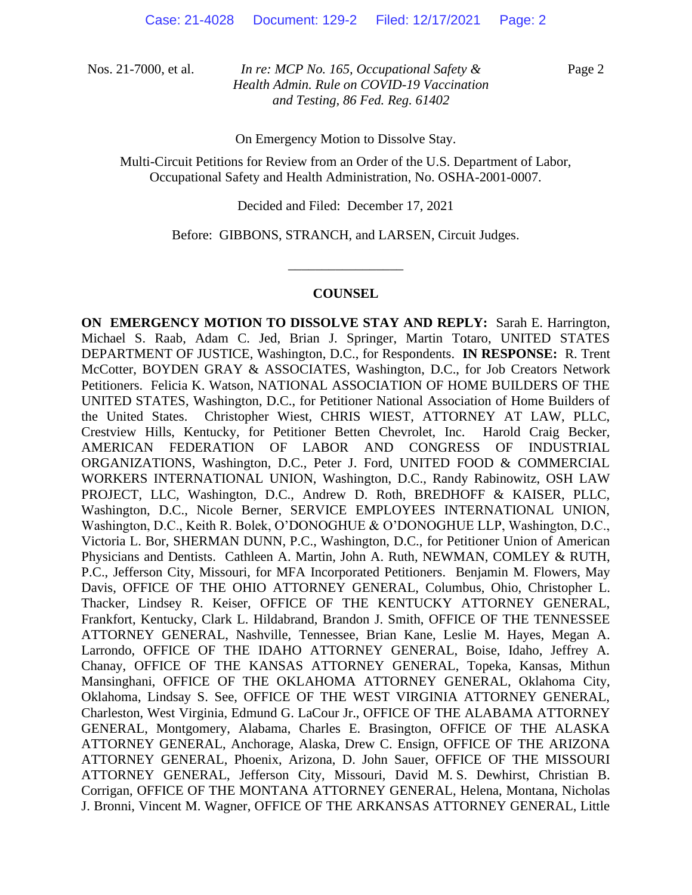Nos. 21-7000, et al. *In re: MCP No. 165, Occupational Safety & Health Admin. Rule on COVID-19 Vaccination and Testing, 86 Fed. Reg. 61402*

On Emergency Motion to Dissolve Stay.

Multi-Circuit Petitions for Review from an Order of the U.S. Department of Labor, Occupational Safety and Health Administration, No. OSHA-2001-0007.

Decided and Filed: December 17, 2021

Before: GIBBONS, STRANCH, and LARSEN, Circuit Judges.

---

## COUNSEL

**ON EMERGENCY MOTION TO DISSOLVE STAY AND REPLY:** Sarah E. Harrington, Michael S. Raab, Adam C. Jed, Brian J. Springer, Martin Totaro, UNITED STATES DEPARTMENT OF JUSTICE, Washington, D.C., for Respondents. **IN RESPONSE:** R. Trent McCotter, BOYDEN GRAY & ASSOCIATES, Washington, D.C., for Job Creators Network Petitioners. Felicia K. Watson, NATIONAL ASSOCIATION OF HOME BUILDERS OF THE UNITED STATES, Washington, D.C., for Petitioner National Association of Home Builders of the United States. Christopher Wiest, CHRIS WIEST, ATTORNEY AT LAW, PLLC, Crestview Hills, Kentucky, for Petitioner Betten Chevrolet, Inc. Harold Craig Becker, AMERICAN FEDERATION OF LABOR AND CONGRESS OF INDUSTRIAL ORGANIZATIONS, Washington, D.C., Peter J. Ford, UNITED FOOD & COMMERCIAL WORKERS INTERNATIONAL UNION, Washington, D.C., Randy Rabinowitz, OSH LAW PROJECT, LLC, Washington, D.C., Andrew D. Roth, BREDHOFF & KAISER, PLLC, Washington, D.C., Nicole Berner, SERVICE EMPLOYEES INTERNATIONAL UNION, Washington, D.C., Keith R. Bolek, O'DONOGHUE & O'DONOGHUE LLP, Washington, D.C., Victoria L. Bor, SHERMAN DUNN, P.C., Washington, D.C., for Petitioner Union of American Physicians and Dentists. Cathleen A. Martin, John A. Ruth, NEWMAN, COMLEY & RUTH, P.C., Jefferson City, Missouri, for MFA Incorporated Petitioners. Benjamin M. Flowers, May Davis, OFFICE OF THE OHIO ATTORNEY GENERAL, Columbus, Ohio, Christopher L. Thacker, Lindsey R. Keiser, OFFICE OF THE KENTUCKY ATTORNEY GENERAL, Frankfort, Kentucky, Clark L. Hildabrand, Brandon J. Smith, OFFICE OF THE TENNESSEE ATTORNEY GENERAL, Nashville, Tennessee, Brian Kane, Leslie M. Hayes, Megan A. Larrondo, OFFICE OF THE IDAHO ATTORNEY GENERAL, Boise, Idaho, Jeffrey A. Chanay, OFFICE OF THE KANSAS ATTORNEY GENERAL, Topeka, Kansas, Mithun Mansinghani, OFFICE OF THE OKLAHOMA ATTORNEY GENERAL, Oklahoma City, Oklahoma, Lindsay S. See, OFFICE OF THE WEST VIRGINIA ATTORNEY GENERAL, Charleston, West Virginia, Edmund G. LaCour Jr., OFFICE OF THE ALABAMA ATTORNEY GENERAL, Montgomery, Alabama, Charles E. Brasington, OFFICE OF THE ALASKA ATTORNEY GENERAL, Anchorage, Alaska, Drew C. Ensign, OFFICE OF THE ARIZONA ATTORNEY GENERAL, Phoenix, Arizona, D. John Sauer, OFFICE OF THE MISSOURI ATTORNEY GENERAL, Jefferson City, Missouri, David M. S. Dewhirst, Christian B. Corrigan, OFFICE OF THE MONTANA ATTORNEY GENERAL, Helena, Montana, Nicholas J. Bronni, Vincent M. Wagner, OFFICE OF THE ARKANSAS ATTORNEY GENERAL, Little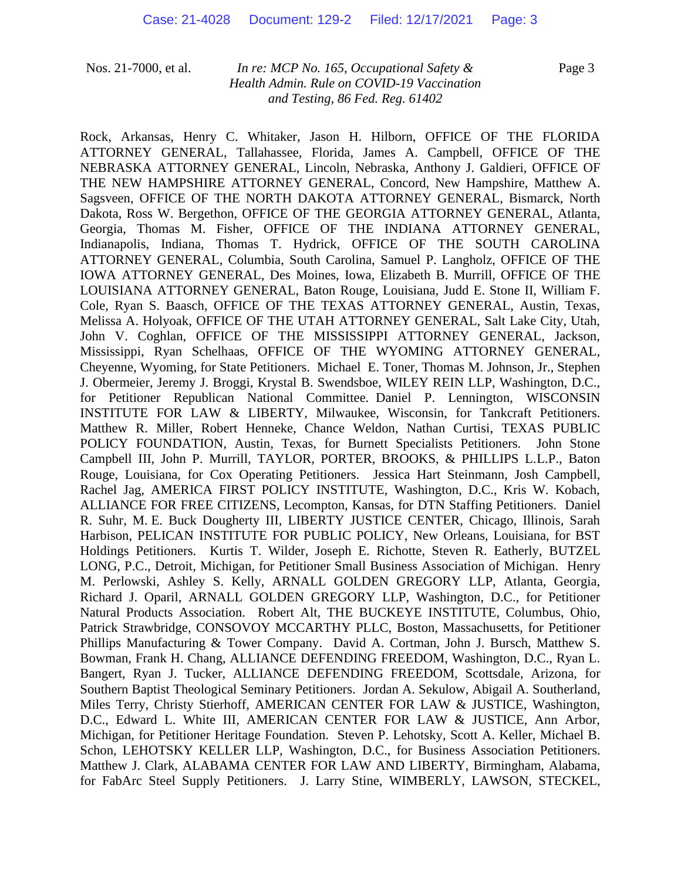Rock, Arkansas, Henry C. Whitaker, Jason H. Hilborn, OFFICE OF THE FLORIDA ATTORNEY GENERAL, Tallahassee, Florida, James A. Campbell, OFFICE OF THE NEBRASKA ATTORNEY GENERAL, Lincoln, Nebraska, Anthony J. Galdieri, OFFICE OF THE NEW HAMPSHIRE ATTORNEY GENERAL, Concord, New Hampshire, Matthew A. Sagsveen, OFFICE OF THE NORTH DAKOTA ATTORNEY GENERAL, Bismarck, North Dakota, Ross W. Bergethon, OFFICE OF THE GEORGIA ATTORNEY GENERAL, Atlanta, Georgia, Thomas M. Fisher, OFFICE OF THE INDIANA ATTORNEY GENERAL, Indianapolis, Indiana, Thomas T. Hydrick, OFFICE OF THE SOUTH CAROLINA ATTORNEY GENERAL, Columbia, South Carolina, Samuel P. Langholz, OFFICE OF THE IOWA ATTORNEY GENERAL, Des Moines, Iowa, Elizabeth B. Murrill, OFFICE OF THE LOUISIANA ATTORNEY GENERAL, Baton Rouge, Louisiana, Judd E. Stone II, William F. Cole, Ryan S. Baasch, OFFICE OF THE TEXAS ATTORNEY GENERAL, Austin, Texas, Melissa A. Holyoak, OFFICE OF THE UTAH ATTORNEY GENERAL, Salt Lake City, Utah, John V. Coghlan, OFFICE OF THE MISSISSIPPI ATTORNEY GENERAL, Jackson, Mississippi, Ryan Schelhaas, OFFICE OF THE WYOMING ATTORNEY GENERAL, Cheyenne, Wyoming, for State Petitioners. Michael E. Toner, Thomas M. Johnson, Jr., Stephen J. Obermeier, Jeremy J. Broggi, Krystal B. Swendsboe, WILEY REIN LLP, Washington, D.C., for Petitioner Republican National Committee. Daniel P. Lennington, WISCONSIN INSTITUTE FOR LAW & LIBERTY, Milwaukee, Wisconsin, for Tankcraft Petitioners. Matthew R. Miller, Robert Henneke, Chance Weldon, Nathan Curtisi, TEXAS PUBLIC POLICY FOUNDATION, Austin, Texas, for Burnett Specialists Petitioners. John Stone Campbell III, John P. Murrill, TAYLOR, PORTER, BROOKS, & PHILLIPS L.L.P., Baton Rouge, Louisiana, for Cox Operating Petitioners. Jessica Hart Steinmann, Josh Campbell, Rachel Jag, AMERICA FIRST POLICY INSTITUTE, Washington, D.C., Kris W. Kobach, ALLIANCE FOR FREE CITIZENS, Lecompton, Kansas, for DTN Staffing Petitioners. Daniel R. Suhr, M. E. Buck Dougherty III, LIBERTY JUSTICE CENTER, Chicago, Illinois, Sarah Harbison, PELICAN INSTITUTE FOR PUBLIC POLICY, New Orleans, Louisiana, for BST Holdings Petitioners. Kurtis T. Wilder, Joseph E. Richotte, Steven R. Eatherly, BUTZEL LONG, P.C., Detroit, Michigan, for Petitioner Small Business Association of Michigan. Henry M. Perlowski, Ashley S. Kelly, ARNALL GOLDEN GREGORY LLP, Atlanta, Georgia, Richard J. Oparil, ARNALL GOLDEN GREGORY LLP, Washington, D.C., for Petitioner Natural Products Association. Robert Alt, THE BUCKEYE INSTITUTE, Columbus, Ohio, Patrick Strawbridge, CONSOVOY MCCARTHY PLLC, Boston, Massachusetts, for Petitioner Phillips Manufacturing & Tower Company. David A. Cortman, John J. Bursch, Matthew S. Bowman, Frank H. Chang, ALLIANCE DEFENDING FREEDOM, Washington, D.C., Ryan L. Bangert, Ryan J. Tucker, ALLIANCE DEFENDING FREEDOM, Scottsdale, Arizona, for Southern Baptist Theological Seminary Petitioners. Jordan A. Sekulow, Abigail A. Southerland, Miles Terry, Christy Stierhoff, AMERICAN CENTER FOR LAW & JUSTICE, Washington, D.C., Edward L. White III, AMERICAN CENTER FOR LAW & JUSTICE, Ann Arbor, Michigan, for Petitioner Heritage Foundation. Steven P. Lehotsky, Scott A. Keller, Michael B. Schon, LEHOTSKY KELLER LLP, Washington, D.C., for Business Association Petitioners. Matthew J. Clark, ALABAMA CENTER FOR LAW AND LIBERTY, Birmingham, Alabama, for FabArc Steel Supply Petitioners. J. Larry Stine, WIMBERLY, LAWSON, STECKEL,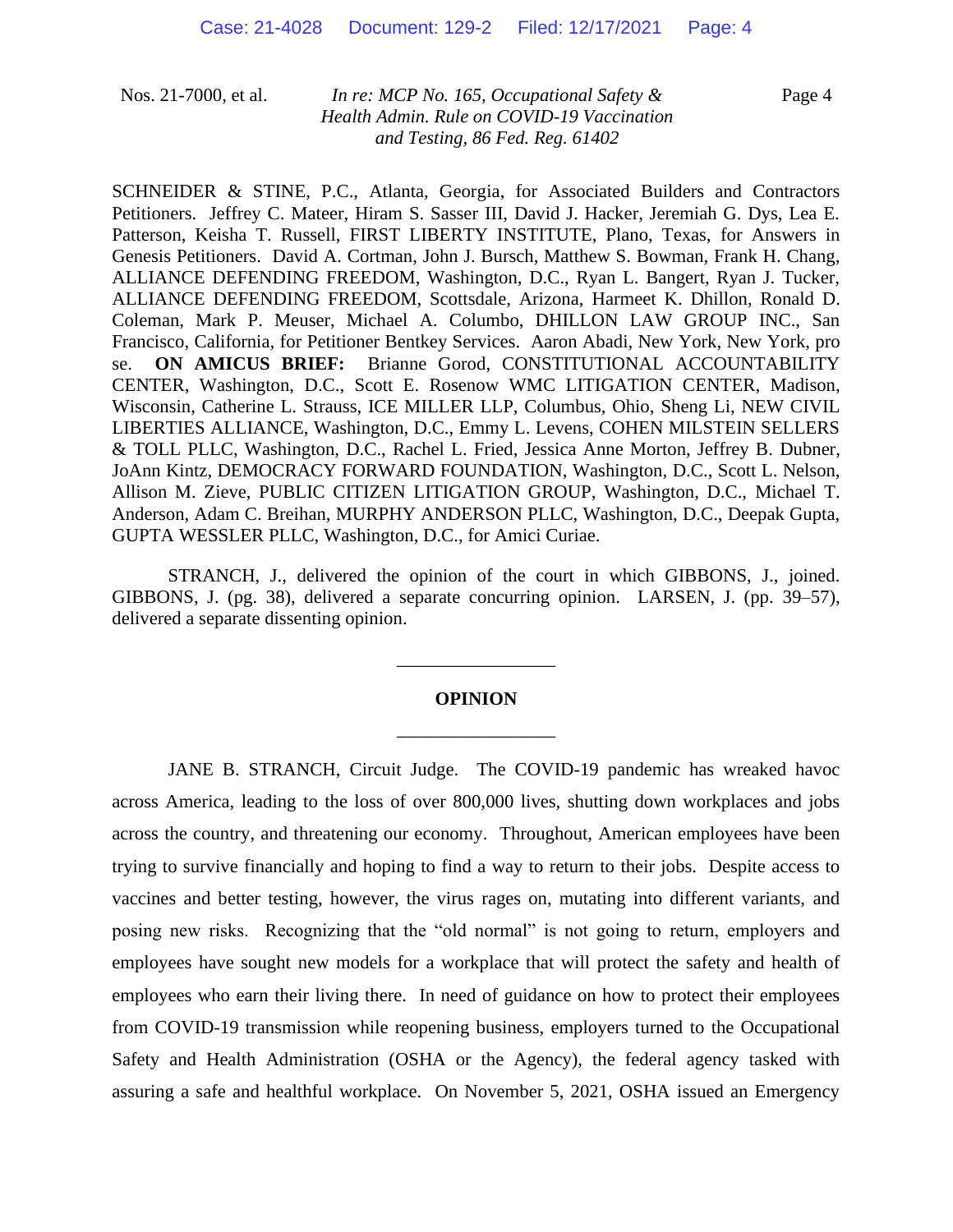SCHNEIDER & STINE, P.C., Atlanta, Georgia, for Associated Builders and Contractors Petitioners. Jeffrey C. Mateer, Hiram S. Sasser III, David J. Hacker, Jeremiah G. Dys, Lea E. Patterson, Keisha T. Russell, FIRST LIBERTY INSTITUTE, Plano, Texas, for Answers in Genesis Petitioners. David A. Cortman, John J. Bursch, Matthew S. Bowman, Frank H. Chang, ALLIANCE DEFENDING FREEDOM, Washington, D.C., Ryan L. Bangert, Ryan J. Tucker, ALLIANCE DEFENDING FREEDOM, Scottsdale, Arizona, Harmeet K. Dhillon, Ronald D. Coleman, Mark P. Meuser, Michael A. Columbo, DHILLON LAW GROUP INC., San Francisco, California, for Petitioner Bentkey Services. Aaron Abadi, New York, New York, pro se. **ON AMICUS BRIEF:** Brianne Gorod, CONSTITUTIONAL ACCOUNTABILITY CENTER, Washington, D.C., Scott E. Rosenow WMC LITIGATION CENTER, Madison, Wisconsin, Catherine L. Strauss, ICE MILLER LLP, Columbus, Ohio, Sheng Li, NEW CIVIL LIBERTIES ALLIANCE, Washington, D.C., Emmy L. Levens, COHEN MILSTEIN SELLERS & TOLL PLLC, Washington, D.C., Rachel L. Fried, Jessica Anne Morton, Jeffrey B. Dubner, JoAnn Kintz, DEMOCRACY FORWARD FOUNDATION, Washington, D.C., Scott L. Nelson, Allison M. Zieve, PUBLIC CITIZEN LITIGATION GROUP, Washington, D.C., Michael T. Anderson, Adam C. Breihan, MURPHY ANDERSON PLLC, Washington, D.C., Deepak Gupta, GUPTA WESSLER PLLC, Washington, D.C., for Amici Curiae.

STRANCH, J., delivered the opinion of the court in which GIBBONS, J., joined. GIBBONS, J. (pg. 38), delivered a separate concurring opinion. LARSEN, J. (pp. 39–57), delivered a separate dissenting opinion.

---

## OPINION

---

JANE B. STRANCH, Circuit Judge. The COVID-19 pandemic has wreaked havoc across America, leading to the loss of over 800,000 lives, shutting down workplaces and jobs across the country, and threatening our economy. Throughout, American employees have been trying to survive financially and hoping to find a way to return to their jobs. Despite access to vaccines and better testing, however, the virus rages on, mutating into different variants, and posing new risks. Recognizing that the "old normal" is not going to return, employers and employees have sought new models for a workplace that will protect the safety and health of employees who earn their living there. In need of guidance on how to protect their employees from COVID-19 transmission while reopening business, employers turned to the Occupational Safety and Health Administration (OSHA or the Agency), the federal agency tasked with assuring a safe and healthful workplace. On November 5, 2021, OSHA issued an Emergency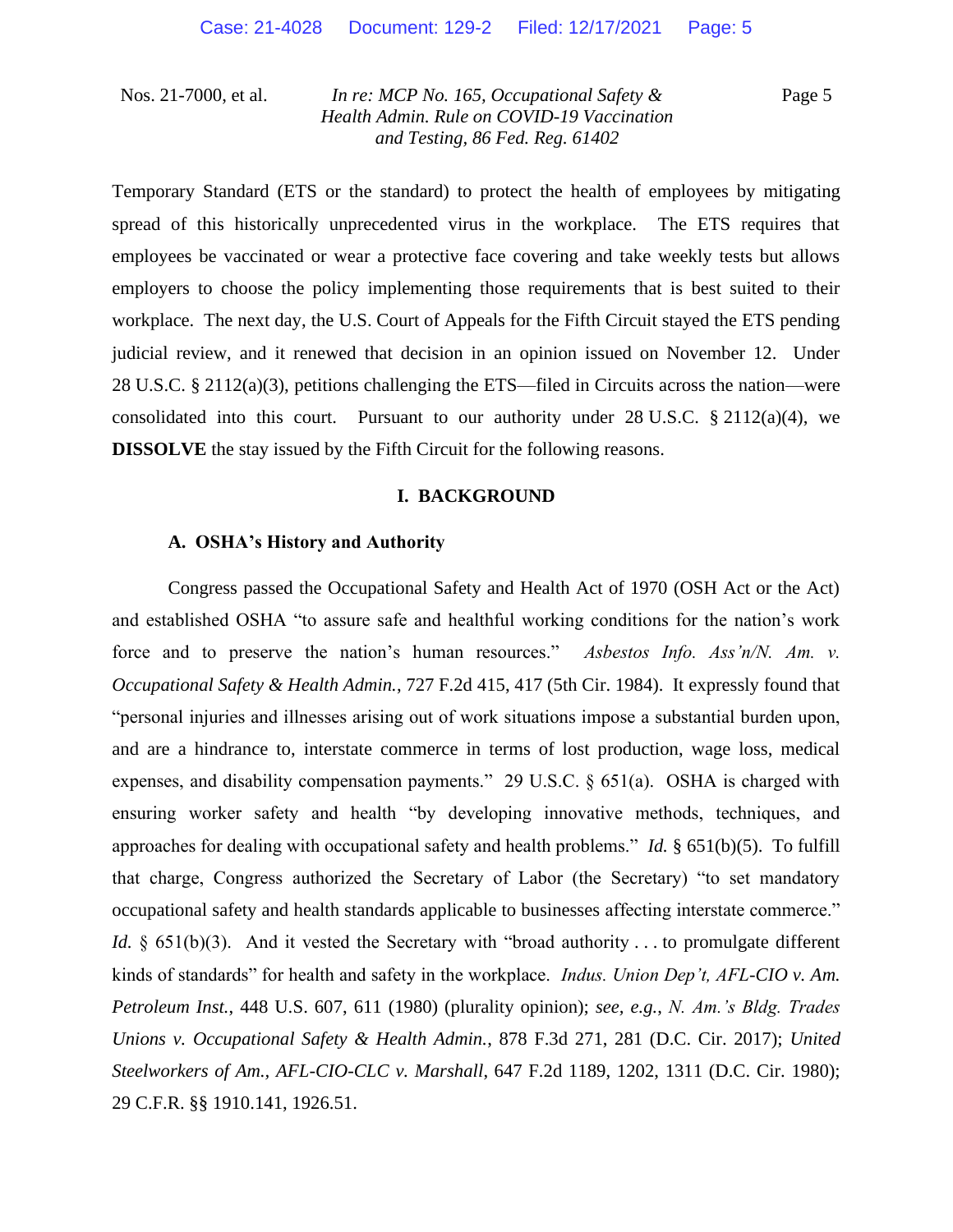Temporary Standard (ETS or the standard) to protect the health of employees by mitigating spread of this historically unprecedented virus in the workplace. The ETS requires that employees be vaccinated or wear a protective face covering and take weekly tests but allows employers to choose the policy implementing those requirements that is best suited to their workplace. The next day, the U.S. Court of Appeals for the Fifth Circuit stayed the ETS pending judicial review, and it renewed that decision in an opinion issued on November 12. Under 28 U.S.C. § 2112(a)(3), petitions challenging the ETS—filed in Circuits across the nation—were consolidated into this court. Pursuant to our authority under 28 U.S.C. § 2112(a)(4), we **DISSOLVE** the stay issued by the Fifth Circuit for the following reasons.

## I. BACKGROUND

### A. OSHA's History and Authority

Congress passed the Occupational Safety and Health Act of 1970 (OSH Act or the Act) and established OSHA "to assure safe and healthful working conditions for the nation's work force and to preserve the nation's human resources." *Asbestos Info. Ass'n/N. Am. v. Occupational Safety & Health Admin.*, 727 F.2d 415, 417 (5th Cir. 1984). It expressly found that "personal injuries and illnesses arising out of work situations impose a substantial burden upon, and are a hindrance to, interstate commerce in terms of lost production, wage loss, medical expenses, and disability compensation payments." 29 U.S.C. § 651(a). OSHA is charged with ensuring worker safety and health "by developing innovative methods, techniques, and approaches for dealing with occupational safety and health problems." *Id.* § 651(b)(5). To fulfill that charge, Congress authorized the Secretary of Labor (the Secretary) "to set mandatory occupational safety and health standards applicable to businesses affecting interstate commerce." *Id.* § 651(b)(3). And it vested the Secretary with "broad authority . . . to promulgate different kinds of standards" for health and safety in the workplace. *Indus. Union Dep't, AFL-CIO v. Am. Petroleum Inst.*, 448 U.S. 607, 611 (1980) (plurality opinion); *see, e.g.*, *N. Am.'s Bldg. Trades Unions v. Occupational Safety & Health Admin.*, 878 F.3d 271, 281 (D.C. Cir. 2017); *United Steelworkers of Am., AFL-CIO-CLC v. Marshall*, 647 F.2d 1189, 1202, 1311 (D.C. Cir. 1980); 29 C.F.R. §§ 1910.141, 1926.51.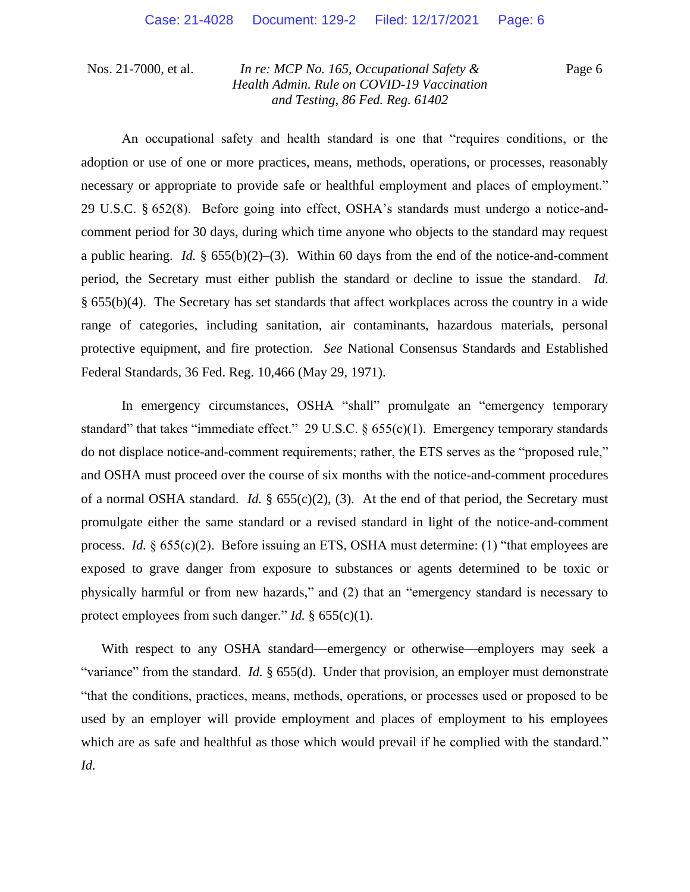An occupational safety and health standard is one that "requires conditions, or the adoption or use of one or more practices, means, methods, operations, or processes, reasonably necessary or appropriate to provide safe or healthful employment and places of employment." 29 U.S.C. § 652(8). Before going into effect, OSHA's standards must undergo a notice-and-comment period for 30 days, during which time anyone who objects to the standard may request a public hearing. *Id.* § 655(b)(2)–(3). Within 60 days from the end of the notice-and-comment period, the Secretary must either publish the standard or decline to issue the standard. *Id.* § 655(b)(4). The Secretary has set standards that affect workplaces across the country in a wide range of categories, including sanitation, air contaminants, hazardous materials, personal protective equipment, and fire protection. *See* National Consensus Standards and Established Federal Standards, 36 Fed. Reg. 10,466 (May 29, 1971).

In emergency circumstances, OSHA "shall" promulgate an "emergency temporary standard" that takes "immediate effect." 29 U.S.C. § 655(c)(1). Emergency temporary standards do not displace notice-and-comment requirements; rather, the ETS serves as the "proposed rule," and OSHA must proceed over the course of six months with the notice-and-comment procedures of a normal OSHA standard. *Id.* § 655(c)(2), (3). At the end of that period, the Secretary must promulgate either the same standard or a revised standard in light of the notice-and-comment process. *Id.* § 655(c)(2). Before issuing an ETS, OSHA must determine: (1) "that employees are exposed to grave danger from exposure to substances or agents determined to be toxic or physically harmful or from new hazards," and (2) that an "emergency standard is necessary to protect employees from such danger." *Id.* § 655(c)(1).

With respect to any OSHA standard—emergency or otherwise—employers may seek a "variance" from the standard. *Id.* § 655(d). Under that provision, an employer must demonstrate "that the conditions, practices, means, methods, operations, or processes used or proposed to be used by an employer will provide employment and places of employment to his employees which are as safe and healthful as those which would prevail if he complied with the standard." *Id.*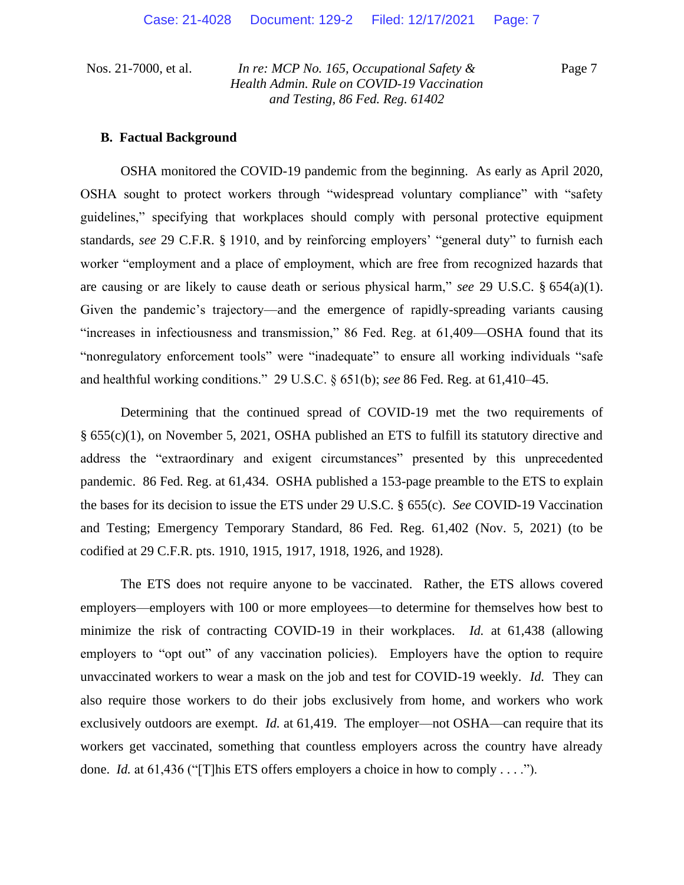### B. Factual Background

OSHA monitored the COVID-19 pandemic from the beginning. As early as April 2020, OSHA sought to protect workers through "widespread voluntary compliance" with "safety guidelines," specifying that workplaces should comply with personal protective equipment standards, *see* 29 C.F.R. § 1910, and by reinforcing employers' "general duty" to furnish each worker "employment and a place of employment, which are free from recognized hazards that are causing or are likely to cause death or serious physical harm," *see* 29 U.S.C. § 654(a)(1). Given the pandemic's trajectory—and the emergence of rapidly-spreading variants causing "increases in infectiousness and transmission," 86 Fed. Reg. at 61,409—OSHA found that its "nonregulatory enforcement tools" were "inadequate" to ensure all working individuals "safe and healthful working conditions." 29 U.S.C. § 651(b); *see* 86 Fed. Reg. at 61,410–45.

Determining that the continued spread of COVID-19 met the two requirements of § 655(c)(1), on November 5, 2021, OSHA published an ETS to fulfill its statutory directive and address the "extraordinary and exigent circumstances" presented by this unprecedented pandemic. 86 Fed. Reg. at 61,434. OSHA published a 153-page preamble to the ETS to explain the bases for its decision to issue the ETS under 29 U.S.C. § 655(c). *See* COVID-19 Vaccination and Testing; Emergency Temporary Standard, 86 Fed. Reg. 61,402 (Nov. 5, 2021) (to be codified at 29 C.F.R. pts. 1910, 1915, 1917, 1918, 1926, and 1928).

The ETS does not require anyone to be vaccinated. Rather, the ETS allows covered employers—employers with 100 or more employees—to determine for themselves how best to minimize the risk of contracting COVID-19 in their workplaces. *Id.* at 61,438 (allowing employers to "opt out" of any vaccination policies). Employers have the option to require unvaccinated workers to wear a mask on the job and test for COVID-19 weekly. *Id.* They can also require those workers to do their jobs exclusively from home, and workers who work exclusively outdoors are exempt. *Id.* at 61,419. The employer—not OSHA—can require that its workers get vaccinated, something that countless employers across the country have already done. *Id.* at 61,436 ("[T]his ETS offers employers a choice in how to comply . . . .").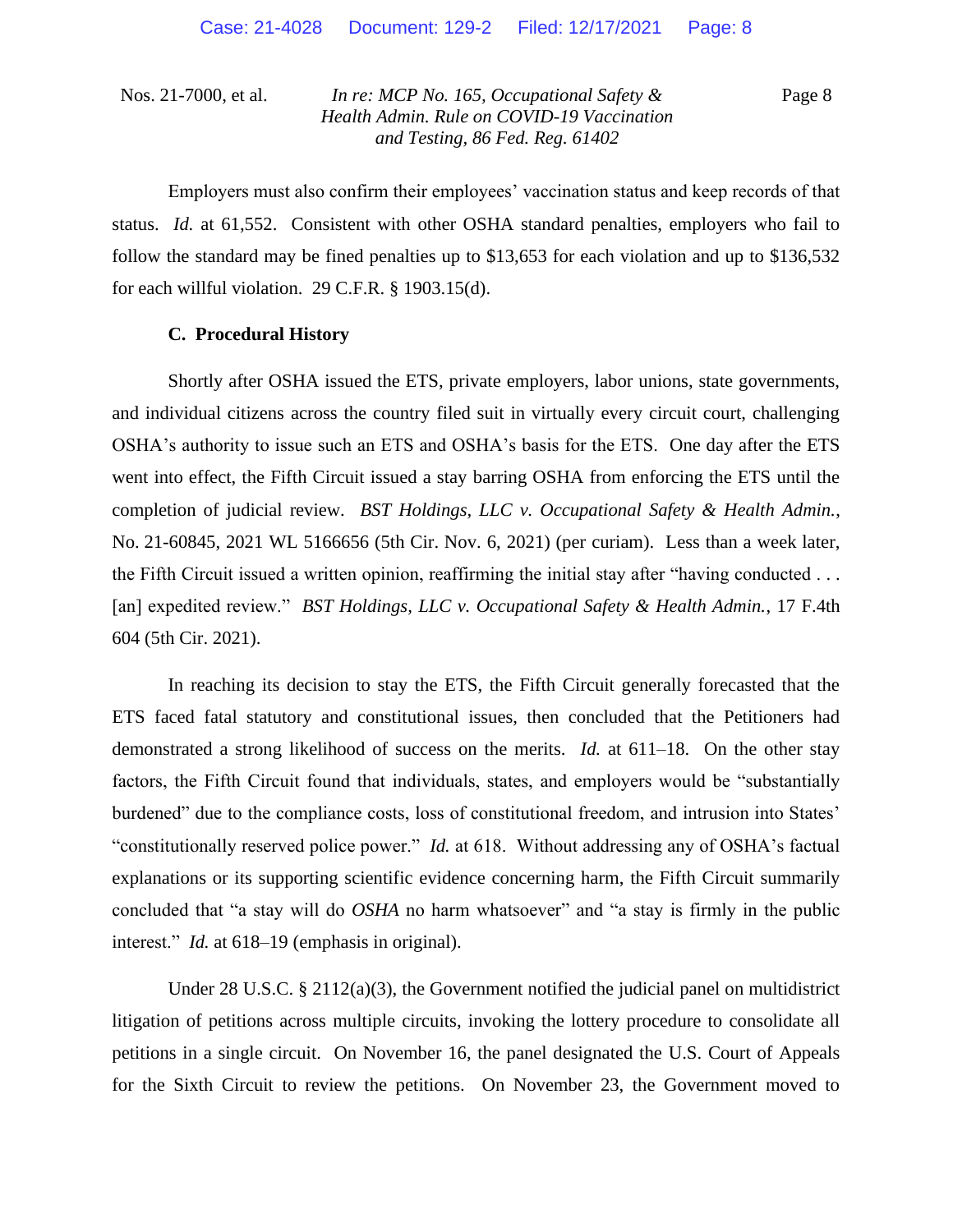Employers must also confirm their employees' vaccination status and keep records of that status. *Id.* at 61,552. Consistent with other OSHA standard penalties, employers who fail to follow the standard may be fined penalties up to $13,653 for each violation and up to $136,532 for each willful violation. 29 C.F.R. § 1903.15(d).

### C. Procedural History

Shortly after OSHA issued the ETS, private employers, labor unions, state governments, and individual citizens across the country filed suit in virtually every circuit court, challenging OSHA's authority to issue such an ETS and OSHA's basis for the ETS. One day after the ETS went into effect, the Fifth Circuit issued a stay barring OSHA from enforcing the ETS until the completion of judicial review. *BST Holdings, LLC v. Occupational Safety & Health Admin.*, No. 21-60845, 2021 WL 5166656 (5th Cir. Nov. 6, 2021) (per curiam). Less than a week later, the Fifth Circuit issued a written opinion, reaffirming the initial stay after "having conducted . . . [an] expedited review." *BST Holdings, LLC v. Occupational Safety & Health Admin.*, 17 F.4th 604 (5th Cir. 2021).

In reaching its decision to stay the ETS, the Fifth Circuit generally forecasted that the ETS faced fatal statutory and constitutional issues, then concluded that the Petitioners had demonstrated a strong likelihood of success on the merits. *Id.* at 611–18. On the other stay factors, the Fifth Circuit found that individuals, states, and employers would be "substantially burdened" due to the compliance costs, loss of constitutional freedom, and intrusion into States' "constitutionally reserved police power." *Id.* at 618. Without addressing any of OSHA's factual explanations or its supporting scientific evidence concerning harm, the Fifth Circuit summarily concluded that "a stay will do *OSHA* no harm whatsoever" and "a stay is firmly in the public interest." *Id.* at 618–19 (emphasis in original).

Under 28 U.S.C. § 2112(a)(3), the Government notified the judicial panel on multidistrict litigation of petitions across multiple circuits, invoking the lottery procedure to consolidate all petitions in a single circuit. On November 16, the panel designated the U.S. Court of Appeals for the Sixth Circuit to review the petitions. On November 23, the Government moved to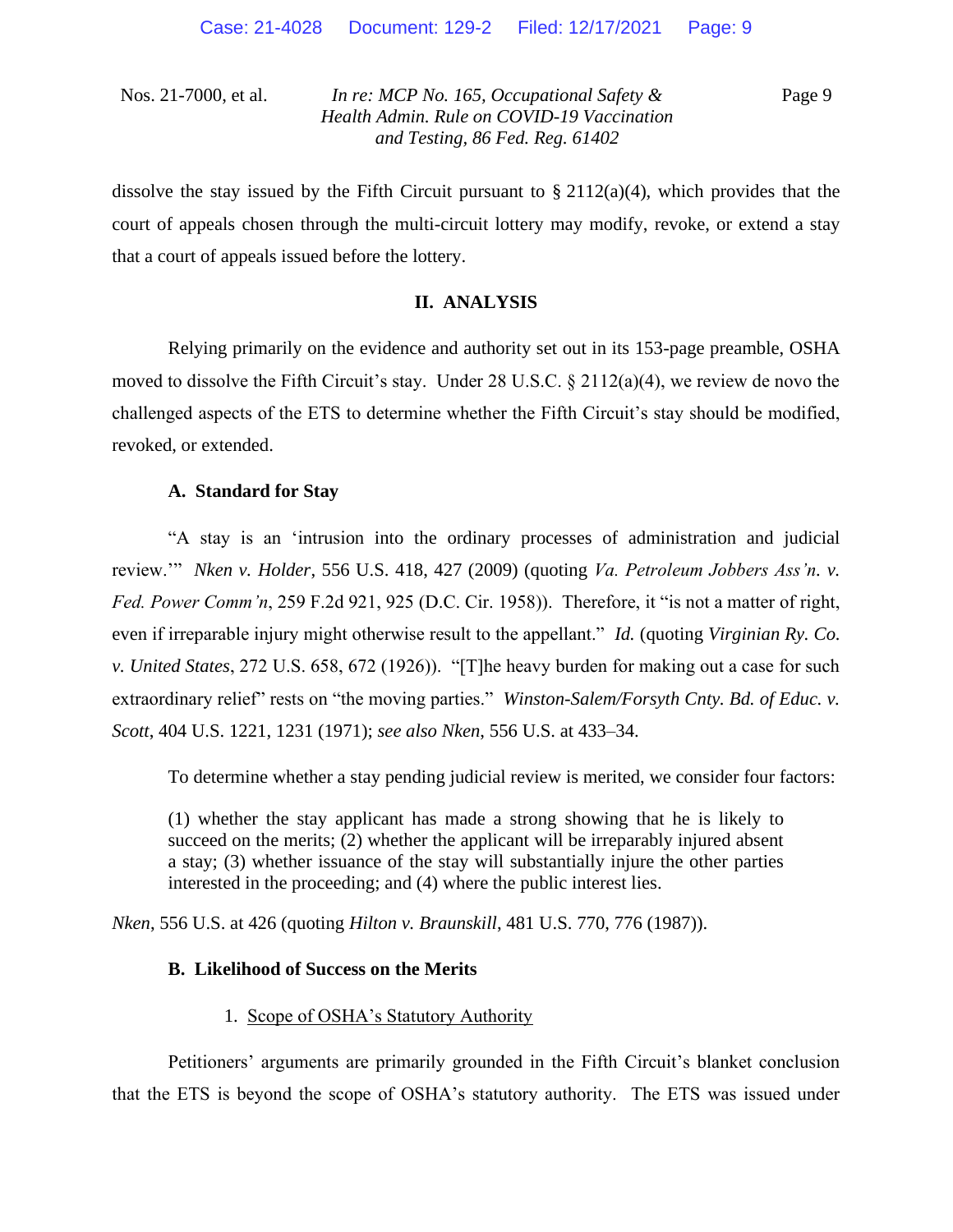dissolve the stay issued by the Fifth Circuit pursuant to § 2112(a)(4), which provides that the court of appeals chosen through the multi-circuit lottery may modify, revoke, or extend a stay that a court of appeals issued before the lottery.

## II. ANALYSIS

Relying primarily on the evidence and authority set out in its 153-page preamble, OSHA moved to dissolve the Fifth Circuit's stay. Under 28 U.S.C. § 2112(a)(4), we review de novo the challenged aspects of the ETS to determine whether the Fifth Circuit's stay should be modified, revoked, or extended.

### A. Standard for Stay

"A stay is an 'intrusion into the ordinary processes of administration and judicial review.'" *Nken v. Holder*, 556 U.S. 418, 427 (2009) (quoting *Va. Petroleum Jobbers Ass'n. v. Fed. Power Comm'n*, 259 F.2d 921, 925 (D.C. Cir. 1958)). Therefore, it "is not a matter of right, even if irreparable injury might otherwise result to the appellant." *Id.* (quoting *Virginian Ry. Co. v. United States*, 272 U.S. 658, 672 (1926)). "[T]he heavy burden for making out a case for such extraordinary relief" rests on "the moving parties." *Winston-Salem/Forsyth Cnty. Bd. of Educ. v. Scott*, 404 U.S. 1221, 1231 (1971); *see also Nken*, 556 U.S. at 433–34.

To determine whether a stay pending judicial review is merited, we consider four factors:

> (1) whether the stay applicant has made a strong showing that he is likely to succeed on the merits; (2) whether the applicant will be irreparably injured absent a stay; (3) whether issuance of the stay will substantially injure the other parties interested in the proceeding; and (4) where the public interest lies.

*Nken*, 556 U.S. at 426 (quoting *Hilton v. Braunskill*, 481 U.S. 770, 776 (1987)).

### B. Likelihood of Success on the Merits

#### 1. Scope of OSHA's Statutory Authority

Petitioners' arguments are primarily grounded in the Fifth Circuit's blanket conclusion that the ETS is beyond the scope of OSHA's statutory authority. The ETS was issued under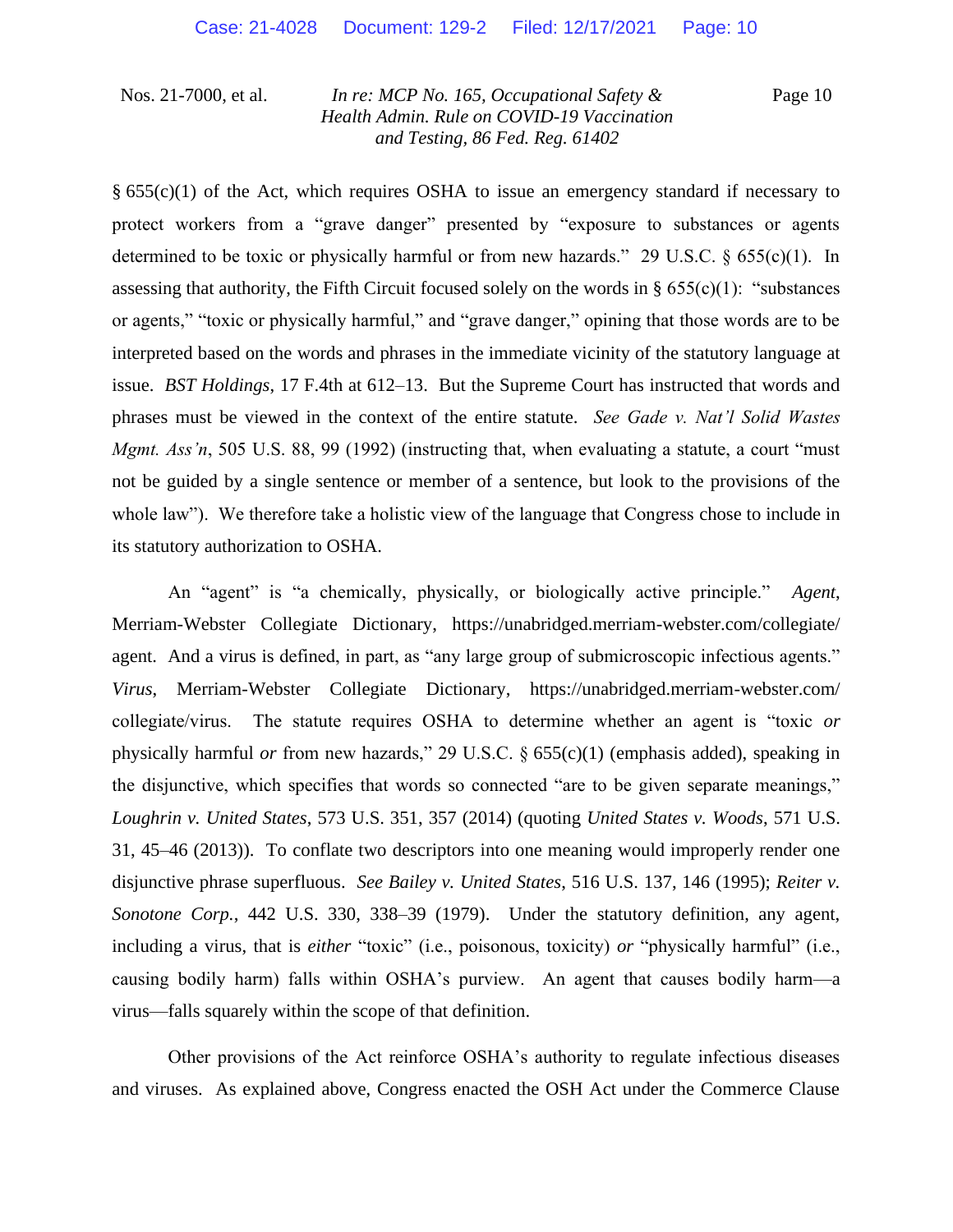§ 655(c)(1) of the Act, which requires OSHA to issue an emergency standard if necessary to protect workers from a "grave danger" presented by "exposure to substances or agents determined to be toxic or physically harmful or from new hazards." 29 U.S.C. § 655(c)(1). In assessing that authority, the Fifth Circuit focused solely on the words in § 655(c)(1): "substances or agents," "toxic or physically harmful," and "grave danger," opining that those words are to be interpreted based on the words and phrases in the immediate vicinity of the statutory language at issue. *BST Holdings*, 17 F.4th at 612–13. But the Supreme Court has instructed that words and phrases must be viewed in the context of the entire statute. *See Gade v. Nat'l Solid Wastes Mgmt. Ass'n*, 505 U.S. 88, 99 (1992) (instructing that, when evaluating a statute, a court "must not be guided by a single sentence or member of a sentence, but look to the provisions of the whole law"). We therefore take a holistic view of the language that Congress chose to include in its statutory authorization to OSHA.

An "agent" is "a chemically, physically, or biologically active principle." *Agent*, Merriam-Webster Collegiate Dictionary, https://unabridged.merriam-webster.com/collegiate/agent. And a virus is defined, in part, as "any large group of submicroscopic infectious agents." *Virus*, Merriam-Webster Collegiate Dictionary, https://unabridged.merriam-webster.com/collegiate/virus. The statute requires OSHA to determine whether an agent is "toxic *or* physically harmful *or* from new hazards," 29 U.S.C. § 655(c)(1) (emphasis added), speaking in the disjunctive, which specifies that words so connected "are to be given separate meanings," *Loughrin v. United States*, 573 U.S. 351, 357 (2014) (quoting *United States v. Woods*, 571 U.S. 31, 45–46 (2013)). To conflate two descriptors into one meaning would improperly render one disjunctive phrase superfluous. *See Bailey v. United States*, 516 U.S. 137, 146 (1995); *Reiter v. Sonotone Corp.*, 442 U.S. 330, 338–39 (1979). Under the statutory definition, any agent, including a virus, that is *either* "toxic" (i.e., poisonous, toxicity) *or* "physically harmful" (i.e., causing bodily harm) falls within OSHA's purview. An agent that causes bodily harm—a virus—falls squarely within the scope of that definition.

Other provisions of the Act reinforce OSHA's authority to regulate infectious diseases and viruses. As explained above, Congress enacted the OSH Act under the Commerce Clause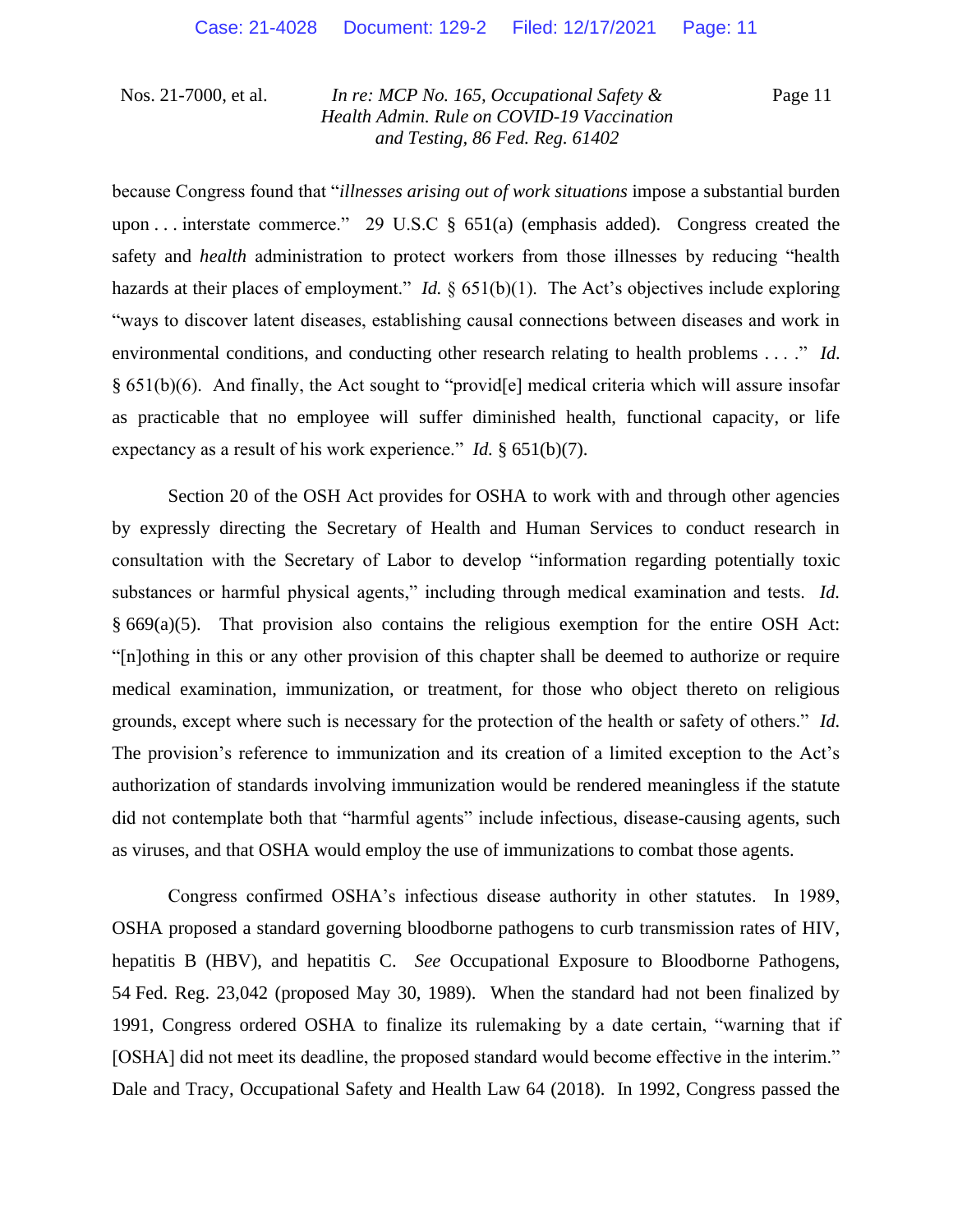because Congress found that "*illnesses arising out of work situations* impose a substantial burden upon . . . interstate commerce." 29 U.S.C § 651(a) (emphasis added). Congress created the safety and *health* administration to protect workers from those illnesses by reducing "health hazards at their places of employment." *Id.* § 651(b)(1). The Act's objectives include exploring "ways to discover latent diseases, establishing causal connections between diseases and work in environmental conditions, and conducting other research relating to health problems . . . ." *Id.* § 651(b)(6). And finally, the Act sought to "provid[e] medical criteria which will assure insofar as practicable that no employee will suffer diminished health, functional capacity, or life expectancy as a result of his work experience." *Id.* § 651(b)(7).

Section 20 of the OSH Act provides for OSHA to work with and through other agencies by expressly directing the Secretary of Health and Human Services to conduct research in consultation with the Secretary of Labor to develop "information regarding potentially toxic substances or harmful physical agents," including through medical examination and tests. *Id.* § 669(a)(5). That provision also contains the religious exemption for the entire OSH Act: "[n]othing in this or any other provision of this chapter shall be deemed to authorize or require medical examination, immunization, or treatment, for those who object thereto on religious grounds, except where such is necessary for the protection of the health or safety of others." *Id.* The provision's reference to immunization and its creation of a limited exception to the Act's authorization of standards involving immunization would be rendered meaningless if the statute did not contemplate both that "harmful agents" include infectious, disease-causing agents, such as viruses, and that OSHA would employ the use of immunizations to combat those agents.

Congress confirmed OSHA's infectious disease authority in other statutes. In 1989, OSHA proposed a standard governing bloodborne pathogens to curb transmission rates of HIV, hepatitis B (HBV), and hepatitis C. *See* Occupational Exposure to Bloodborne Pathogens, 54 Fed. Reg. 23,042 (proposed May 30, 1989). When the standard had not been finalized by 1991, Congress ordered OSHA to finalize its rulemaking by a date certain, "warning that if [OSHA] did not meet its deadline, the proposed standard would become effective in the interim." Dale and Tracy, Occupational Safety and Health Law 64 (2018). In 1992, Congress passed the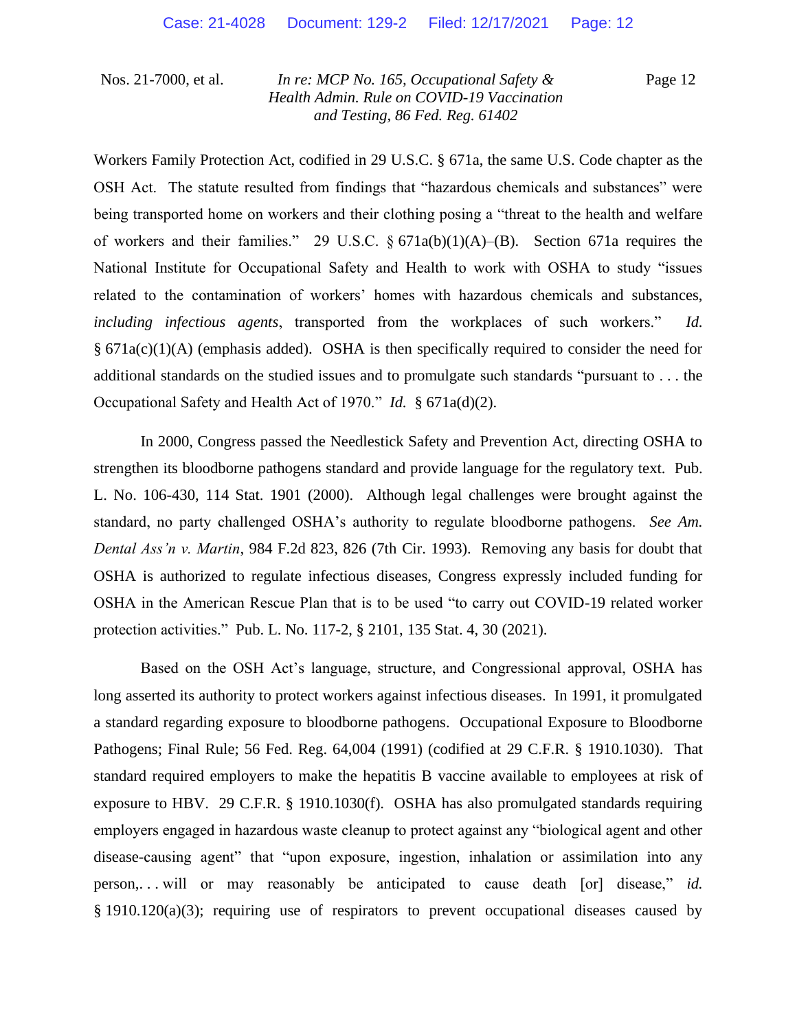Workers Family Protection Act, codified in 29 U.S.C. § 671a, the same U.S. Code chapter as the OSH Act. The statute resulted from findings that "hazardous chemicals and substances" were being transported home on workers and their clothing posing a "threat to the health and welfare of workers and their families." 29 U.S.C. § 671a(b)(1)(A)–(B). Section 671a requires the National Institute for Occupational Safety and Health to work with OSHA to study "issues related to the contamination of workers' homes with hazardous chemicals and substances, *including infectious agents*, transported from the workplaces of such workers." *Id.* § 671a(c)(1)(A) (emphasis added). OSHA is then specifically required to consider the need for additional standards on the studied issues and to promulgate such standards "pursuant to . . . the Occupational Safety and Health Act of 1970." *Id.* § 671a(d)(2).

In 2000, Congress passed the Needlestick Safety and Prevention Act, directing OSHA to strengthen its bloodborne pathogens standard and provide language for the regulatory text. Pub. L. No. 106-430, 114 Stat. 1901 (2000). Although legal challenges were brought against the standard, no party challenged OSHA's authority to regulate bloodborne pathogens. *See Am. Dental Ass'n v. Martin*, 984 F.2d 823, 826 (7th Cir. 1993). Removing any basis for doubt that OSHA is authorized to regulate infectious diseases, Congress expressly included funding for OSHA in the American Rescue Plan that is to be used "to carry out COVID-19 related worker protection activities." Pub. L. No. 117-2, § 2101, 135 Stat. 4, 30 (2021).

Based on the OSH Act's language, structure, and Congressional approval, OSHA has long asserted its authority to protect workers against infectious diseases. In 1991, it promulgated a standard regarding exposure to bloodborne pathogens. Occupational Exposure to Bloodborne Pathogens; Final Rule; 56 Fed. Reg. 64,004 (1991) (codified at 29 C.F.R. § 1910.1030). That standard required employers to make the hepatitis B vaccine available to employees at risk of exposure to HBV. 29 C.F.R. § 1910.1030(f). OSHA has also promulgated standards requiring employers engaged in hazardous waste cleanup to protect against any "biological agent and other disease-causing agent" that "upon exposure, ingestion, inhalation or assimilation into any person,. . . will or may reasonably be anticipated to cause death [or] disease," *id.* § 1910.120(a)(3); requiring use of respirators to prevent occupational diseases caused by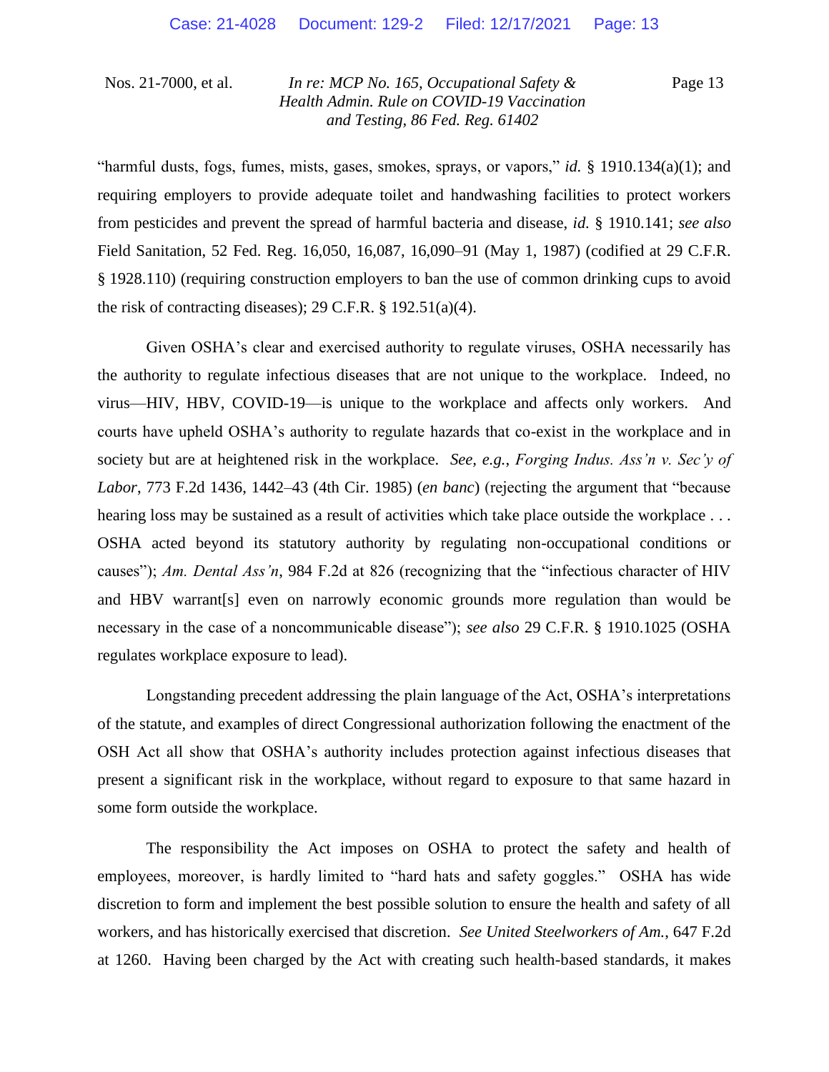"harmful dusts, fogs, fumes, mists, gases, smokes, sprays, or vapors," *id.* § 1910.134(a)(1); and requiring employers to provide adequate toilet and handwashing facilities to protect workers from pesticides and prevent the spread of harmful bacteria and disease, *id.* § 1910.141; *see also* Field Sanitation, 52 Fed. Reg. 16,050, 16,087, 16,090–91 (May 1, 1987) (codified at 29 C.F.R. § 1928.110) (requiring construction employers to ban the use of common drinking cups to avoid the risk of contracting diseases); 29 C.F.R. § 192.51(a)(4).

Given OSHA's clear and exercised authority to regulate viruses, OSHA necessarily has the authority to regulate infectious diseases that are not unique to the workplace. Indeed, no virus—HIV, HBV, COVID-19—is unique to the workplace and affects only workers. And courts have upheld OSHA's authority to regulate hazards that co-exist in the workplace and in society but are at heightened risk in the workplace. *See, e.g.*, *Forging Indus. Ass'n v. Sec'y of Labor*, 773 F.2d 1436, 1442–43 (4th Cir. 1985) (*en banc*) (rejecting the argument that "because hearing loss may be sustained as a result of activities which take place outside the workplace . . . OSHA acted beyond its statutory authority by regulating non-occupational conditions or causes"); *Am. Dental Ass'n*, 984 F.2d at 826 (recognizing that the "infectious character of HIV and HBV warrant[s] even on narrowly economic grounds more regulation than would be necessary in the case of a noncommunicable disease"); *see also* 29 C.F.R. § 1910.1025 (OSHA regulates workplace exposure to lead).

Longstanding precedent addressing the plain language of the Act, OSHA's interpretations of the statute, and examples of direct Congressional authorization following the enactment of the OSH Act all show that OSHA's authority includes protection against infectious diseases that present a significant risk in the workplace, without regard to exposure to that same hazard in some form outside the workplace.

The responsibility the Act imposes on OSHA to protect the safety and health of employees, moreover, is hardly limited to "hard hats and safety goggles." OSHA has wide discretion to form and implement the best possible solution to ensure the health and safety of all workers, and has historically exercised that discretion. *See United Steelworkers of Am.*, 647 F.2d at 1260. Having been charged by the Act with creating such health-based standards, it makes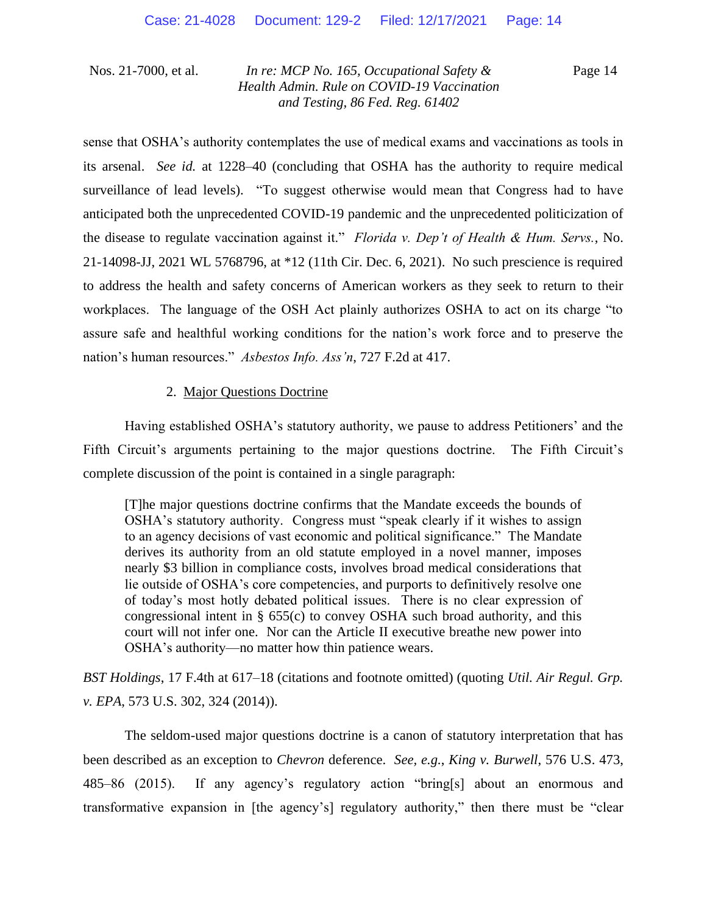sense that OSHA's authority contemplates the use of medical exams and vaccinations as tools in its arsenal. *See id.* at 1228–40 (concluding that OSHA has the authority to require medical surveillance of lead levels). "To suggest otherwise would mean that Congress had to have anticipated both the unprecedented COVID-19 pandemic and the unprecedented politicization of the disease to regulate vaccination against it." *Florida v. Dep't of Health & Hum. Servs.*, No. 21-14098-JJ, 2021 WL 5768796, at *12 (11th Cir. Dec. 6, 2021). No such prescience is required to address the health and safety concerns of American workers as they seek to return to their workplaces. The language of the OSH Act plainly authorizes OSHA to act on its charge "to assure safe and healthful working conditions for the nation's work force and to preserve the nation's human resources." *Asbestos Info. Ass'n*, 727 F.2d at 417.

2. Major Questions Doctrine

Having established OSHA's statutory authority, we pause to address Petitioners' and the Fifth Circuit's arguments pertaining to the major questions doctrine. The Fifth Circuit's complete discussion of the point is contained in a single paragraph:

> [T]he major questions doctrine confirms that the Mandate exceeds the bounds of OSHA's statutory authority. Congress must "speak clearly if it wishes to assign to an agency decisions of vast economic and political significance." The Mandate derives its authority from an old statute employed in a novel manner, imposes nearly $3 billion in compliance costs, involves broad medical considerations that lie outside of OSHA's core competencies, and purports to definitively resolve one of today's most hotly debated political issues. There is no clear expression of congressional intent in § 655(c) to convey OSHA such broad authority, and this court will not infer one. Nor can the Article II executive breathe new power into OSHA's authority—no matter how thin patience wears.

*BST Holdings*, 17 F.4th at 617–18 (citations and footnote omitted) (quoting *Util. Air Regul. Grp. v. EPA*, 573 U.S. 302, 324 (2014)).

The seldom-used major questions doctrine is a canon of statutory interpretation that has been described as an exception to *Chevron* deference. *See, e.g.*, *King v. Burwell*, 576 U.S. 473, 485–86 (2015). If any agency's regulatory action "bring[s] about an enormous and transformative expansion in [the agency's] regulatory authority," then there must be "clear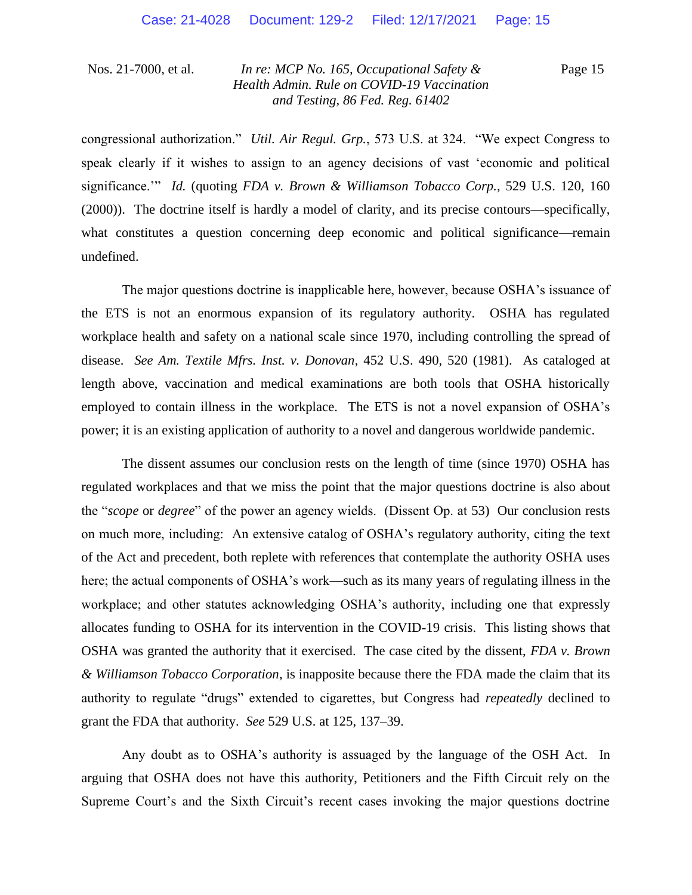congressional authorization." *Util. Air Regul. Grp.*, 573 U.S. at 324. "We expect Congress to speak clearly if it wishes to assign to an agency decisions of vast 'economic and political significance.'" *Id.* (quoting *FDA v. Brown & Williamson Tobacco Corp.*, 529 U.S. 120, 160 (2000)). The doctrine itself is hardly a model of clarity, and its precise contours—specifically, what constitutes a question concerning deep economic and political significance—remain undefined.

The major questions doctrine is inapplicable here, however, because OSHA's issuance of the ETS is not an enormous expansion of its regulatory authority. OSHA has regulated workplace health and safety on a national scale since 1970, including controlling the spread of disease. *See Am. Textile Mfrs. Inst. v. Donovan*, 452 U.S. 490, 520 (1981). As cataloged at length above, vaccination and medical examinations are both tools that OSHA historically employed to contain illness in the workplace. The ETS is not a novel expansion of OSHA's power; it is an existing application of authority to a novel and dangerous worldwide pandemic.

The dissent assumes our conclusion rests on the length of time (since 1970) OSHA has regulated workplaces and that we miss the point that the major questions doctrine is also about the "*scope* or *degree*" of the power an agency wields. (Dissent Op. at 53) Our conclusion rests on much more, including: An extensive catalog of OSHA's regulatory authority, citing the text of the Act and precedent, both replete with references that contemplate the authority OSHA uses here; the actual components of OSHA's work—such as its many years of regulating illness in the workplace; and other statutes acknowledging OSHA's authority, including one that expressly allocates funding to OSHA for its intervention in the COVID-19 crisis. This listing shows that OSHA was granted the authority that it exercised. The case cited by the dissent, *FDA v. Brown & Williamson Tobacco Corporation*, is inapposite because there the FDA made the claim that its authority to regulate "drugs" extended to cigarettes, but Congress had *repeatedly* declined to grant the FDA that authority. *See* 529 U.S. at 125, 137–39.

Any doubt as to OSHA's authority is assuaged by the language of the OSH Act. In arguing that OSHA does not have this authority, Petitioners and the Fifth Circuit rely on the Supreme Court's and the Sixth Circuit's recent cases invoking the major questions doctrine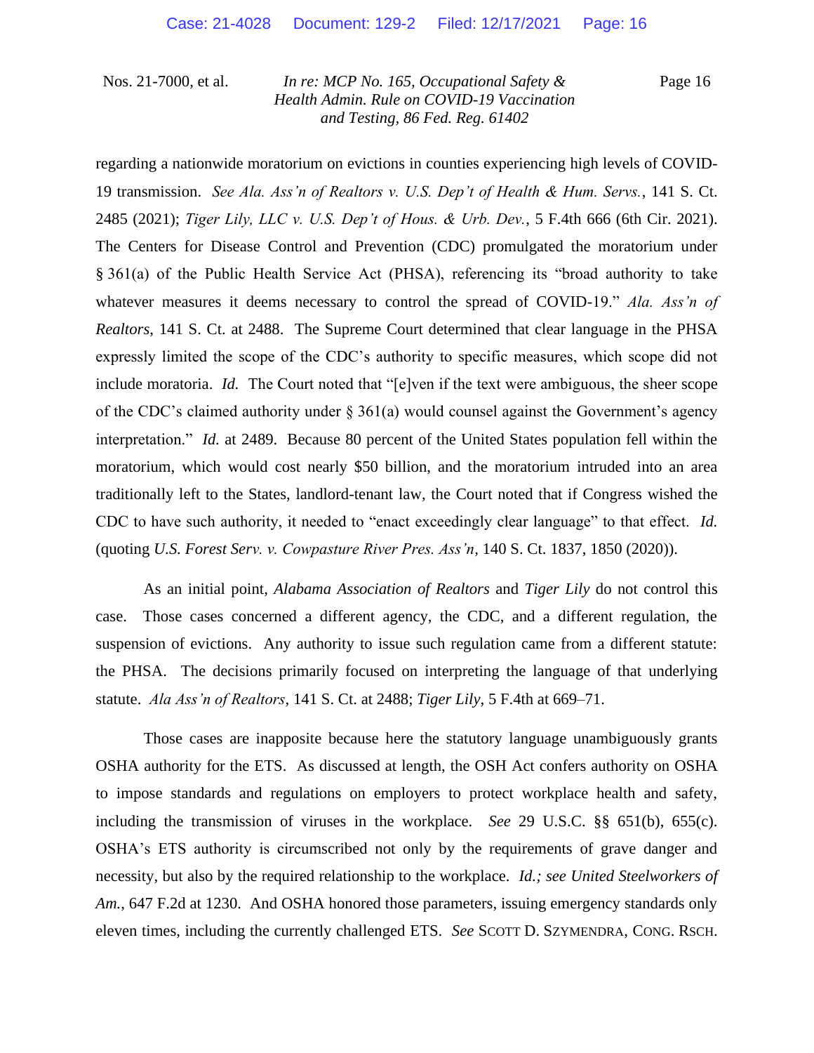regarding a nationwide moratorium on evictions in counties experiencing high levels of COVID-19 transmission. *See Ala. Ass'n of Realtors v. U.S. Dep't of Health & Hum. Servs.*, 141 S. Ct. 2485 (2021); *Tiger Lily, LLC v. U.S. Dep't of Hous. & Urb. Dev.*, 5 F.4th 666 (6th Cir. 2021). The Centers for Disease Control and Prevention (CDC) promulgated the moratorium under § 361(a) of the Public Health Service Act (PHSA), referencing its "broad authority to take whatever measures it deems necessary to control the spread of COVID-19." *Ala. Ass'n of Realtors*, 141 S. Ct. at 2488. The Supreme Court determined that clear language in the PHSA expressly limited the scope of the CDC's authority to specific measures, which scope did not include moratoria. *Id.* The Court noted that "[e]ven if the text were ambiguous, the sheer scope of the CDC's claimed authority under § 361(a) would counsel against the Government's agency interpretation." *Id.* at 2489. Because 80 percent of the United States population fell within the moratorium, which would cost nearly $50 billion, and the moratorium intruded into an area traditionally left to the States, landlord-tenant law, the Court noted that if Congress wished the CDC to have such authority, it needed to "enact exceedingly clear language" to that effect. *Id.* (quoting *U.S. Forest Serv. v. Cowpasture River Pres. Ass'n*, 140 S. Ct. 1837, 1850 (2020)).

As an initial point, *Alabama Association of Realtors* and *Tiger Lily* do not control this case. Those cases concerned a different agency, the CDC, and a different regulation, the suspension of evictions. Any authority to issue such regulation came from a different statute: the PHSA. The decisions primarily focused on interpreting the language of that underlying statute. *Ala Ass'n of Realtors*, 141 S. Ct. at 2488; *Tiger Lily*, 5 F.4th at 669–71.

Those cases are inapposite because here the statutory language unambiguously grants OSHA authority for the ETS. As discussed at length, the OSH Act confers authority on OSHA to impose standards and regulations on employers to protect workplace health and safety, including the transmission of viruses in the workplace. *See* 29 U.S.C. §§ 651(b), 655(c). OSHA's ETS authority is circumscribed not only by the requirements of grave danger and necessity, but also by the required relationship to the workplace. *Id.; see United Steelworkers of Am.*, 647 F.2d at 1230. And OSHA honored those parameters, issuing emergency standards only eleven times, including the currently challenged ETS. *See* SCOTT D. SZYMENDRA, CONG. RSCH.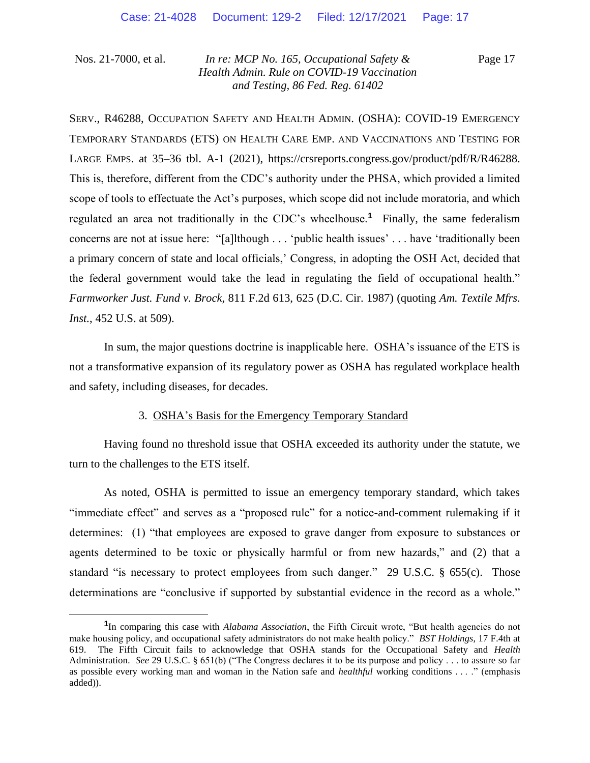SERV., R46288, OCCUPATION SAFETY AND HEALTH ADMIN. (OSHA): COVID-19 EMERGENCY TEMPORARY STANDARDS (ETS) ON HEALTH CARE EMP. AND VACCINATIONS AND TESTING FOR LARGE EMPS. at 35–36 tbl. A-1 (2021), https://crsreports.congress.gov/product/pdf/R/R46288. This is, therefore, different from the CDC's authority under the PHSA, which provided a limited scope of tools to effectuate the Act's purposes, which scope did not include moratoria, and which regulated an area not traditionally in the CDC's wheelhouse.[1] Finally, the same federalism concerns are not at issue here: "[a]lthough . . . 'public health issues' . . . have 'traditionally been a primary concern of state and local officials,' Congress, in adopting the OSH Act, decided that the federal government would take the lead in regulating the field of occupational health." *Farmworker Just. Fund v. Brock*, 811 F.2d 613, 625 (D.C. Cir. 1987) (quoting *Am. Textile Mfrs. Inst.*, 452 U.S. at 509).

In sum, the major questions doctrine is inapplicable here. OSHA's issuance of the ETS is not a transformative expansion of its regulatory power as OSHA has regulated workplace health and safety, including diseases, for decades.

3. OSHA's Basis for the Emergency Temporary Standard

Having found no threshold issue that OSHA exceeded its authority under the statute, we turn to the challenges to the ETS itself.

As noted, OSHA is permitted to issue an emergency temporary standard, which takes "immediate effect" and serves as a "proposed rule" for a notice-and-comment rulemaking if it determines: (1) "that employees are exposed to grave danger from exposure to substances or agents determined to be toxic or physically harmful or from new hazards," and (2) that a standard "is necessary to protect employees from such danger." 29 U.S.C. § 655(c). Those determinations are "conclusive if supported by substantial evidence in the record as a whole."

---

[1] In comparing this case with *Alabama Association*, the Fifth Circuit wrote, "But health agencies do not make housing policy, and occupational safety administrators do not make health policy." *BST Holdings*, 17 F.4th at 619. The Fifth Circuit fails to acknowledge that OSHA stands for the Occupational Safety and *Health* Administration. *See* 29 U.S.C. § 651(b) ("The Congress declares it to be its purpose and policy . . . to assure so far as possible every working man and woman in the Nation safe and *healthful* working conditions . . . ." (emphasis added)).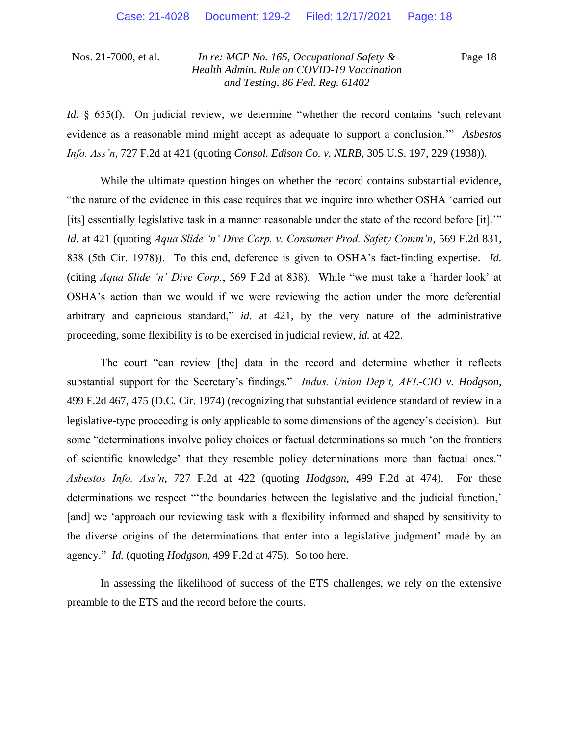*Id.* § 655(f). On judicial review, we determine "whether the record contains 'such relevant evidence as a reasonable mind might accept as adequate to support a conclusion.'" *Asbestos Info. Ass'n*, 727 F.2d at 421 (quoting *Consol. Edison Co. v. NLRB*, 305 U.S. 197, 229 (1938)).

While the ultimate question hinges on whether the record contains substantial evidence, "the nature of the evidence in this case requires that we inquire into whether OSHA 'carried out [its] essentially legislative task in a manner reasonable under the state of the record before [it].'" *Id.* at 421 (quoting *Aqua Slide 'n' Dive Corp. v. Consumer Prod. Safety Comm'n*, 569 F.2d 831, 838 (5th Cir. 1978)). To this end, deference is given to OSHA's fact-finding expertise. *Id.* (citing *Aqua Slide 'n' Dive Corp.*, 569 F.2d at 838). While "we must take a 'harder look' at OSHA's action than we would if we were reviewing the action under the more deferential arbitrary and capricious standard," *id.* at 421, by the very nature of the administrative proceeding, some flexibility is to be exercised in judicial review, *id.* at 422.

The court "can review [the] data in the record and determine whether it reflects substantial support for the Secretary's findings." *Indus. Union Dep't, AFL-CIO v. Hodgson*, 499 F.2d 467, 475 (D.C. Cir. 1974) (recognizing that substantial evidence standard of review in a legislative-type proceeding is only applicable to some dimensions of the agency's decision). But some "determinations involve policy choices or factual determinations so much 'on the frontiers of scientific knowledge' that they resemble policy determinations more than factual ones." *Asbestos Info. Ass'n*, 727 F.2d at 422 (quoting *Hodgson*, 499 F.2d at 474). For these determinations we respect "'the boundaries between the legislative and the judicial function,' [and] we 'approach our reviewing task with a flexibility informed and shaped by sensitivity to the diverse origins of the determinations that enter into a legislative judgment' made by an agency." *Id.* (quoting *Hodgson*, 499 F.2d at 475). So too here.

In assessing the likelihood of success of the ETS challenges, we rely on the extensive preamble to the ETS and the record before the courts.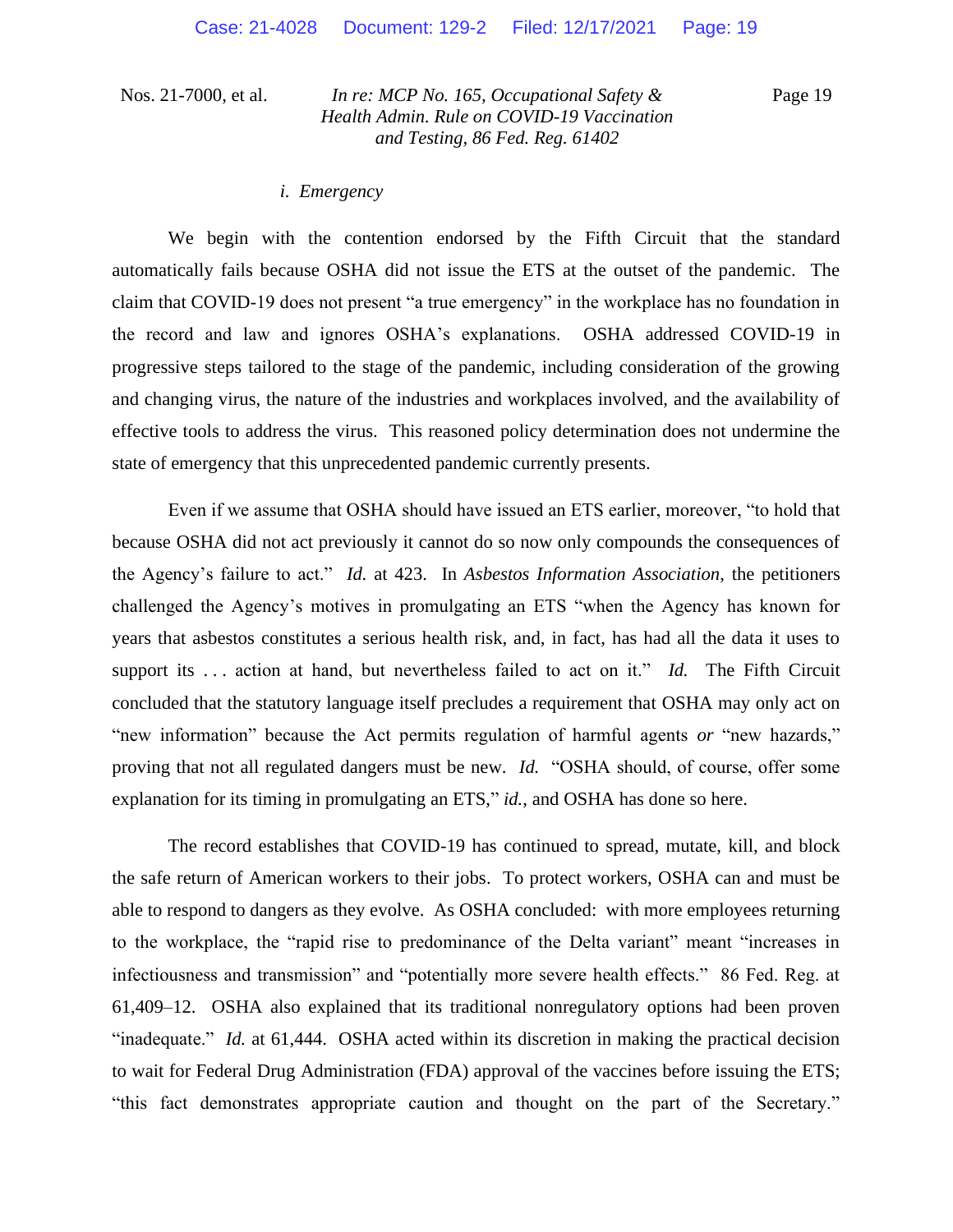*i. Emergency*

We begin with the contention endorsed by the Fifth Circuit that the standard automatically fails because OSHA did not issue the ETS at the outset of the pandemic. The claim that COVID-19 does not present "a true emergency" in the workplace has no foundation in the record and law and ignores OSHA's explanations. OSHA addressed COVID-19 in progressive steps tailored to the stage of the pandemic, including consideration of the growing and changing virus, the nature of the industries and workplaces involved, and the availability of effective tools to address the virus. This reasoned policy determination does not undermine the state of emergency that this unprecedented pandemic currently presents.

Even if we assume that OSHA should have issued an ETS earlier, moreover, "to hold that because OSHA did not act previously it cannot do so now only compounds the consequences of the Agency's failure to act." *Id.* at 423. In *Asbestos Information Association*, the petitioners challenged the Agency's motives in promulgating an ETS "when the Agency has known for years that asbestos constitutes a serious health risk, and, in fact, has had all the data it uses to support its . . . action at hand, but nevertheless failed to act on it." *Id.* The Fifth Circuit concluded that the statutory language itself precludes a requirement that OSHA may only act on "new information" because the Act permits regulation of harmful agents *or* "new hazards," proving that not all regulated dangers must be new. *Id.* "OSHA should, of course, offer some explanation for its timing in promulgating an ETS," *id.*, and OSHA has done so here.

The record establishes that COVID-19 has continued to spread, mutate, kill, and block the safe return of American workers to their jobs. To protect workers, OSHA can and must be able to respond to dangers as they evolve. As OSHA concluded: with more employees returning to the workplace, the "rapid rise to predominance of the Delta variant" meant "increases in infectiousness and transmission" and "potentially more severe health effects." 86 Fed. Reg. at 61,409–12. OSHA also explained that its traditional nonregulatory options had been proven "inadequate." *Id.* at 61,444. OSHA acted within its discretion in making the practical decision to wait for Federal Drug Administration (FDA) approval of the vaccines before issuing the ETS; "this fact demonstrates appropriate caution and thought on the part of the Secretary."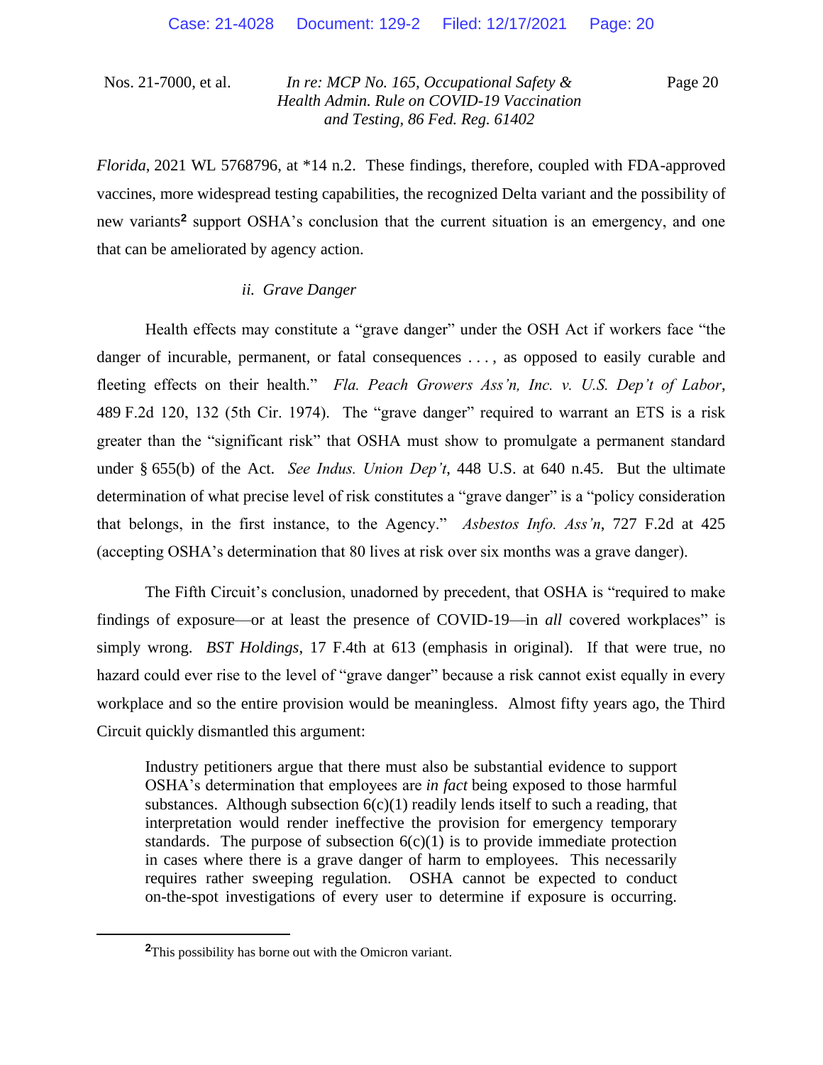*Florida*, 2021 WL 5768796, at *14 n.2. These findings, therefore, coupled with FDA-approved vaccines, more widespread testing capabilities, the recognized Delta variant and the possibility of new variants[2] support OSHA's conclusion that the current situation is an emergency, and one that can be ameliorated by agency action.

*ii. Grave Danger*

Health effects may constitute a "grave danger" under the OSH Act if workers face "the danger of incurable, permanent, or fatal consequences . . . , as opposed to easily curable and fleeting effects on their health." *Fla. Peach Growers Ass'n, Inc. v. U.S. Dep't of Labor*, 489 F.2d 120, 132 (5th Cir. 1974). The "grave danger" required to warrant an ETS is a risk greater than the "significant risk" that OSHA must show to promulgate a permanent standard under § 655(b) of the Act. *See Indus. Union Dep't*, 448 U.S. at 640 n.45. But the ultimate determination of what precise level of risk constitutes a "grave danger" is a "policy consideration that belongs, in the first instance, to the Agency." *Asbestos Info. Ass'n*, 727 F.2d at 425 (accepting OSHA's determination that 80 lives at risk over six months was a grave danger).

The Fifth Circuit's conclusion, unadorned by precedent, that OSHA is "required to make findings of exposure—or at least the presence of COVID-19—in *all* covered workplaces" is simply wrong. *BST Holdings*, 17 F.4th at 613 (emphasis in original). If that were true, no hazard could ever rise to the level of "grave danger" because a risk cannot exist equally in every workplace and so the entire provision would be meaningless. Almost fifty years ago, the Third Circuit quickly dismantled this argument:

> Industry petitioners argue that there must also be substantial evidence to support OSHA's determination that employees are *in fact* being exposed to those harmful substances. Although subsection 6(c)(1) readily lends itself to such a reading, that interpretation would render ineffective the provision for emergency temporary standards. The purpose of subsection 6(c)(1) is to provide immediate protection in cases where there is a grave danger of harm to employees. This necessarily requires rather sweeping regulation. OSHA cannot be expected to conduct on-the-spot investigations of every user to determine if exposure is occurring.

[2] This possibility has borne out with the Omicron variant.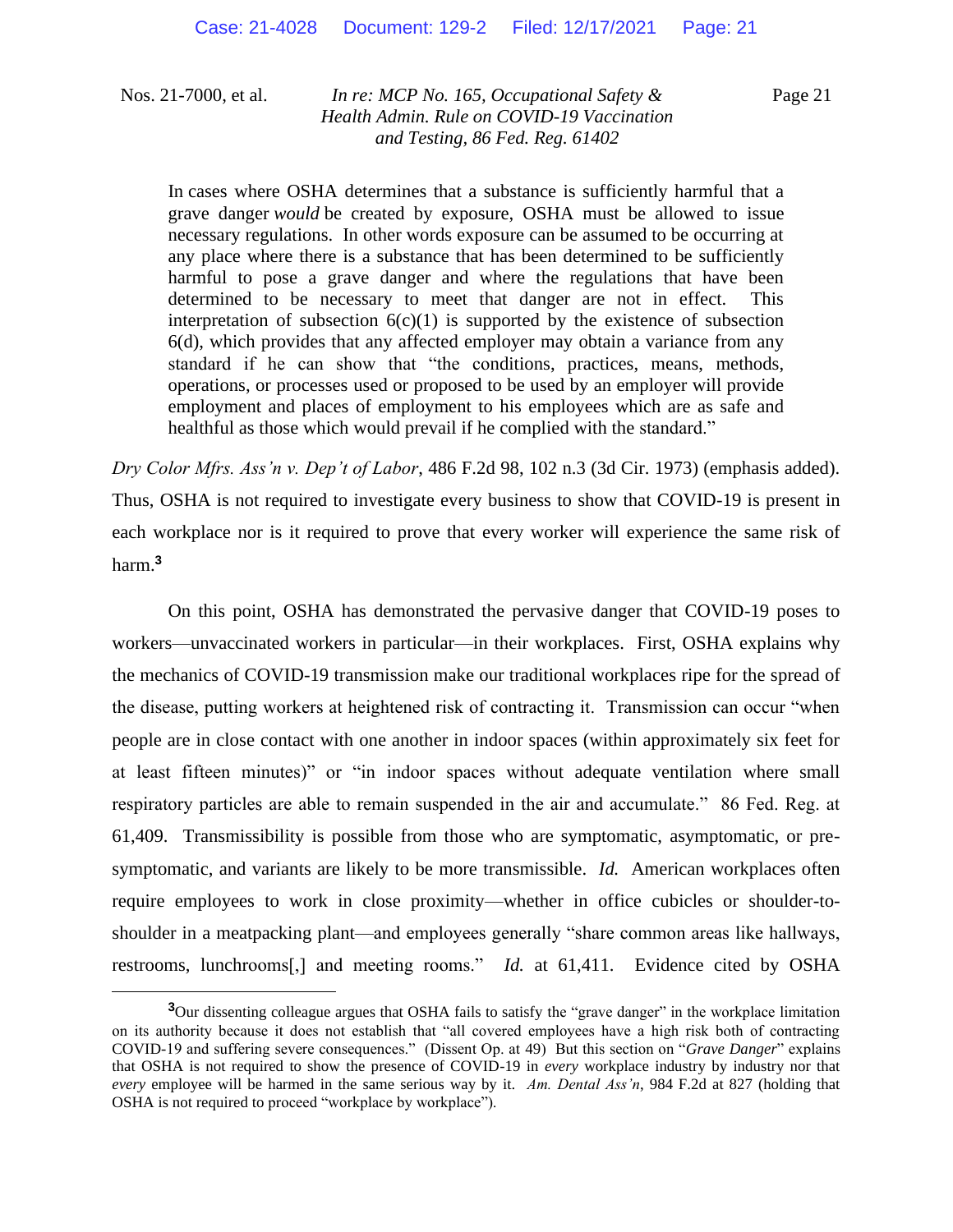> In cases where OSHA determines that a substance is sufficiently harmful that a grave danger *would* be created by exposure, OSHA must be allowed to issue necessary regulations. In other words exposure can be assumed to be occurring at any place where there is a substance that has been determined to be sufficiently harmful to pose a grave danger and where the regulations that have been determined to be necessary to meet that danger are not in effect. This interpretation of subsection 6(c)(1) is supported by the existence of subsection 6(d), which provides that any affected employer may obtain a variance from any standard if he can show that "the conditions, practices, means, methods, operations, or processes used or proposed to be used by an employer will provide employment and places of employment to his employees which are as safe and healthful as those which would prevail if he complied with the standard."

*Dry Color Mfrs. Ass'n v. Dep't of Labor*, 486 F.2d 98, 102 n.3 (3d Cir. 1973) (emphasis added). Thus, OSHA is not required to investigate every business to show that COVID-19 is present in each workplace nor is it required to prove that every worker will experience the same risk of harm.[3]

On this point, OSHA has demonstrated the pervasive danger that COVID-19 poses to workers—unvaccinated workers in particular—in their workplaces. First, OSHA explains why the mechanics of COVID-19 transmission make our traditional workplaces ripe for the spread of the disease, putting workers at heightened risk of contracting it. Transmission can occur "when people are in close contact with one another in indoor spaces (within approximately six feet for at least fifteen minutes)" or "in indoor spaces without adequate ventilation where small respiratory particles are able to remain suspended in the air and accumulate." 86 Fed. Reg. at 61,409. Transmissibility is possible from those who are symptomatic, asymptomatic, or pre-symptomatic, and variants are likely to be more transmissible. *Id.* American workplaces often require employees to work in close proximity—whether in office cubicles or shoulder-to-shoulder in a meatpacking plant—and employees generally "share common areas like hallways, restrooms, lunchrooms[,] and meeting rooms." *Id.* at 61,411. Evidence cited by OSHA

---

[3] Our dissenting colleague argues that OSHA fails to satisfy the "grave danger" in the workplace limitation on its authority because it does not establish that "all covered employees have a high risk both of contracting COVID-19 and suffering severe consequences." (Dissent Op. at 49) But this section on "*Grave Danger*" explains that OSHA is not required to show the presence of COVID-19 in *every* workplace industry by industry nor that *every* employee will be harmed in the same serious way by it. *Am. Dental Ass'n*, 984 F.2d at 827 (holding that OSHA is not required to proceed "workplace by workplace").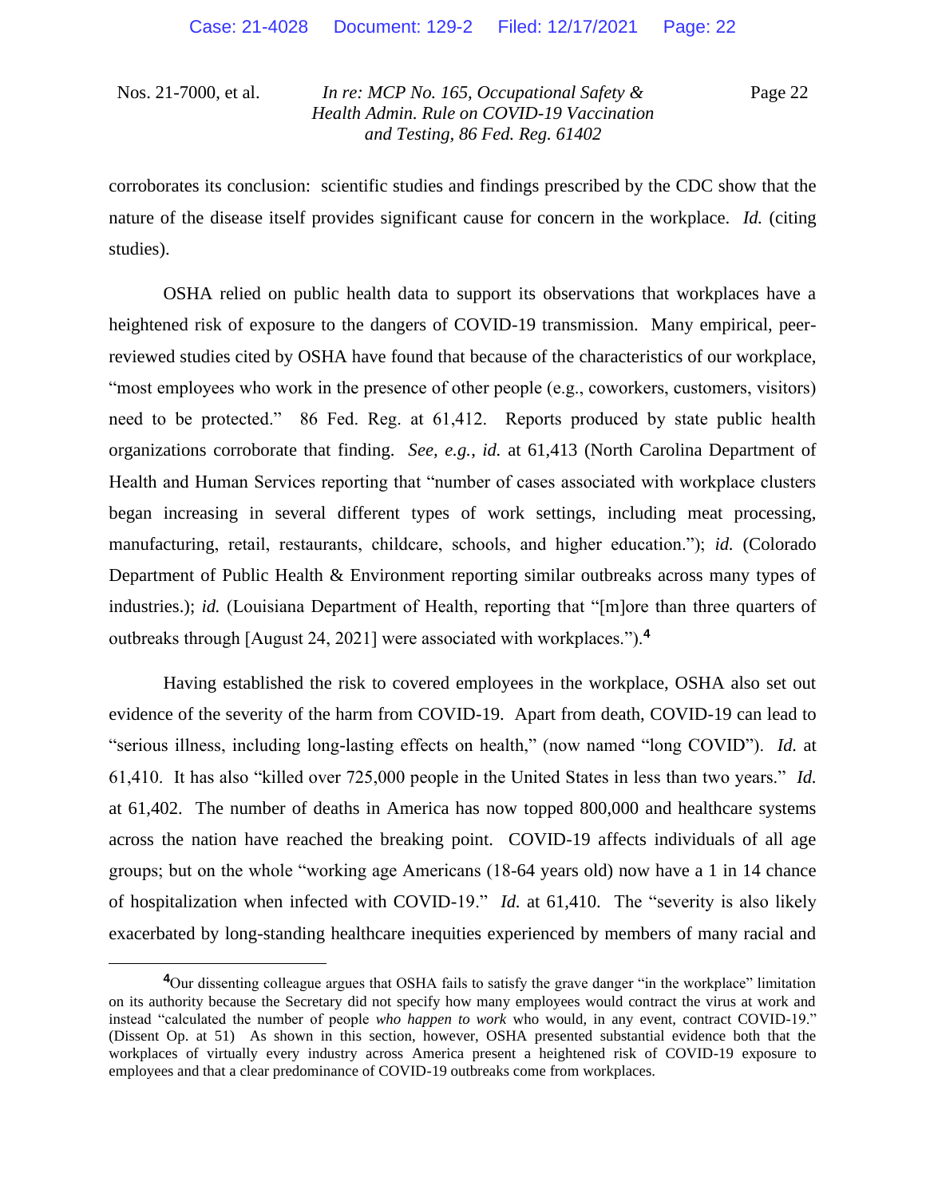corroborates its conclusion: scientific studies and findings prescribed by the CDC show that the nature of the disease itself provides significant cause for concern in the workplace. *Id.* (citing studies).

OSHA relied on public health data to support its observations that workplaces have a heightened risk of exposure to the dangers of COVID-19 transmission. Many empirical, peer-reviewed studies cited by OSHA have found that because of the characteristics of our workplace, "most employees who work in the presence of other people (e.g., coworkers, customers, visitors) need to be protected." 86 Fed. Reg. at 61,412. Reports produced by state public health organizations corroborate that finding. *See, e.g.*, *id.* at 61,413 (North Carolina Department of Health and Human Services reporting that "number of cases associated with workplace clusters began increasing in several different types of work settings, including meat processing, manufacturing, retail, restaurants, childcare, schools, and higher education."); *id.* (Colorado Department of Public Health & Environment reporting similar outbreaks across many types of industries.); *id.* (Louisiana Department of Health, reporting that "[m]ore than three quarters of outbreaks through [August 24, 2021] were associated with workplaces.").[4]

Having established the risk to covered employees in the workplace, OSHA also set out evidence of the severity of the harm from COVID-19. Apart from death, COVID-19 can lead to "serious illness, including long-lasting effects on health," (now named "long COVID"). *Id.* at 61,410. It has also "killed over 725,000 people in the United States in less than two years." *Id.* at 61,402. The number of deaths in America has now topped 800,000 and healthcare systems across the nation have reached the breaking point. COVID-19 affects individuals of all age groups; but on the whole "working age Americans (18-64 years old) now have a 1 in 14 chance of hospitalization when infected with COVID-19." *Id.* at 61,410. The "severity is also likely exacerbated by long-standing healthcare inequities experienced by members of many racial and

---

[4]Our dissenting colleague argues that OSHA fails to satisfy the grave danger "in the workplace" limitation on its authority because the Secretary did not specify how many employees would contract the virus at work and instead "calculated the number of people *who happen to work* who would, in any event, contract COVID-19." (Dissent Op. at 51) As shown in this section, however, OSHA presented substantial evidence both that the workplaces of virtually every industry across America present a heightened risk of COVID-19 exposure to employees and that a clear predominance of COVID-19 outbreaks come from workplaces.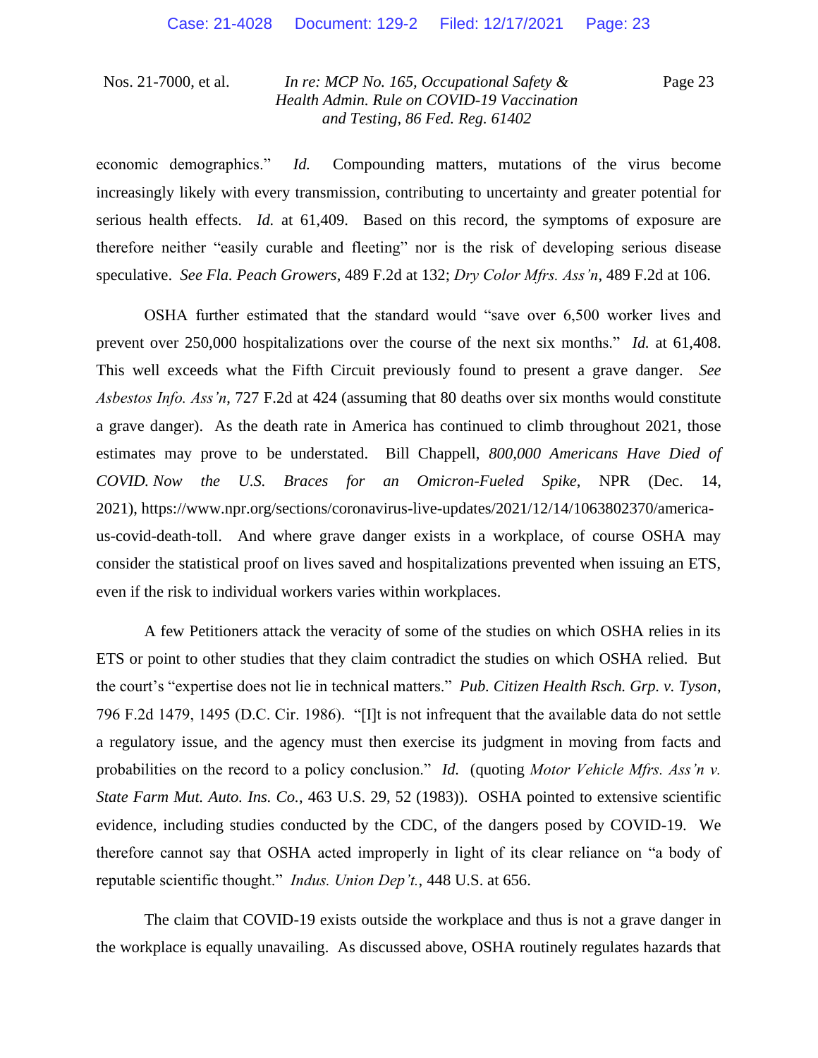economic demographics." *Id.* Compounding matters, mutations of the virus become increasingly likely with every transmission, contributing to uncertainty and greater potential for serious health effects. *Id.* at 61,409. Based on this record, the symptoms of exposure are therefore neither "easily curable and fleeting" nor is the risk of developing serious disease speculative. *See Fla. Peach Growers*, 489 F.2d at 132; *Dry Color Mfrs. Ass'n*, 489 F.2d at 106.

OSHA further estimated that the standard would "save over 6,500 worker lives and prevent over 250,000 hospitalizations over the course of the next six months." *Id.* at 61,408. This well exceeds what the Fifth Circuit previously found to present a grave danger. *See Asbestos Info. Ass'n*, 727 F.2d at 424 (assuming that 80 deaths over six months would constitute a grave danger). As the death rate in America has continued to climb throughout 2021, those estimates may prove to be understated. Bill Chappell, *800,000 Americans Have Died of COVID. Now the U.S. Braces for an Omicron-Fueled Spike*, NPR (Dec. 14, 2021), https://www.npr.org/sections/coronavirus-live-updates/2021/12/14/1063802370/america-us-covid-death-toll. And where grave danger exists in a workplace, of course OSHA may consider the statistical proof on lives saved and hospitalizations prevented when issuing an ETS, even if the risk to individual workers varies within workplaces.

A few Petitioners attack the veracity of some of the studies on which OSHA relies in its ETS or point to other studies that they claim contradict the studies on which OSHA relied. But the court's "expertise does not lie in technical matters." *Pub. Citizen Health Rsch. Grp. v. Tyson*, 796 F.2d 1479, 1495 (D.C. Cir. 1986). "[I]t is not infrequent that the available data do not settle a regulatory issue, and the agency must then exercise its judgment in moving from facts and probabilities on the record to a policy conclusion." *Id.* (quoting *Motor Vehicle Mfrs. Ass'n v. State Farm Mut. Auto. Ins. Co.*, 463 U.S. 29, 52 (1983)). OSHA pointed to extensive scientific evidence, including studies conducted by the CDC, of the dangers posed by COVID-19. We therefore cannot say that OSHA acted improperly in light of its clear reliance on "a body of reputable scientific thought." *Indus. Union Dep't.*, 448 U.S. at 656.

The claim that COVID-19 exists outside the workplace and thus is not a grave danger in the workplace is equally unavailing. As discussed above, OSHA routinely regulates hazards that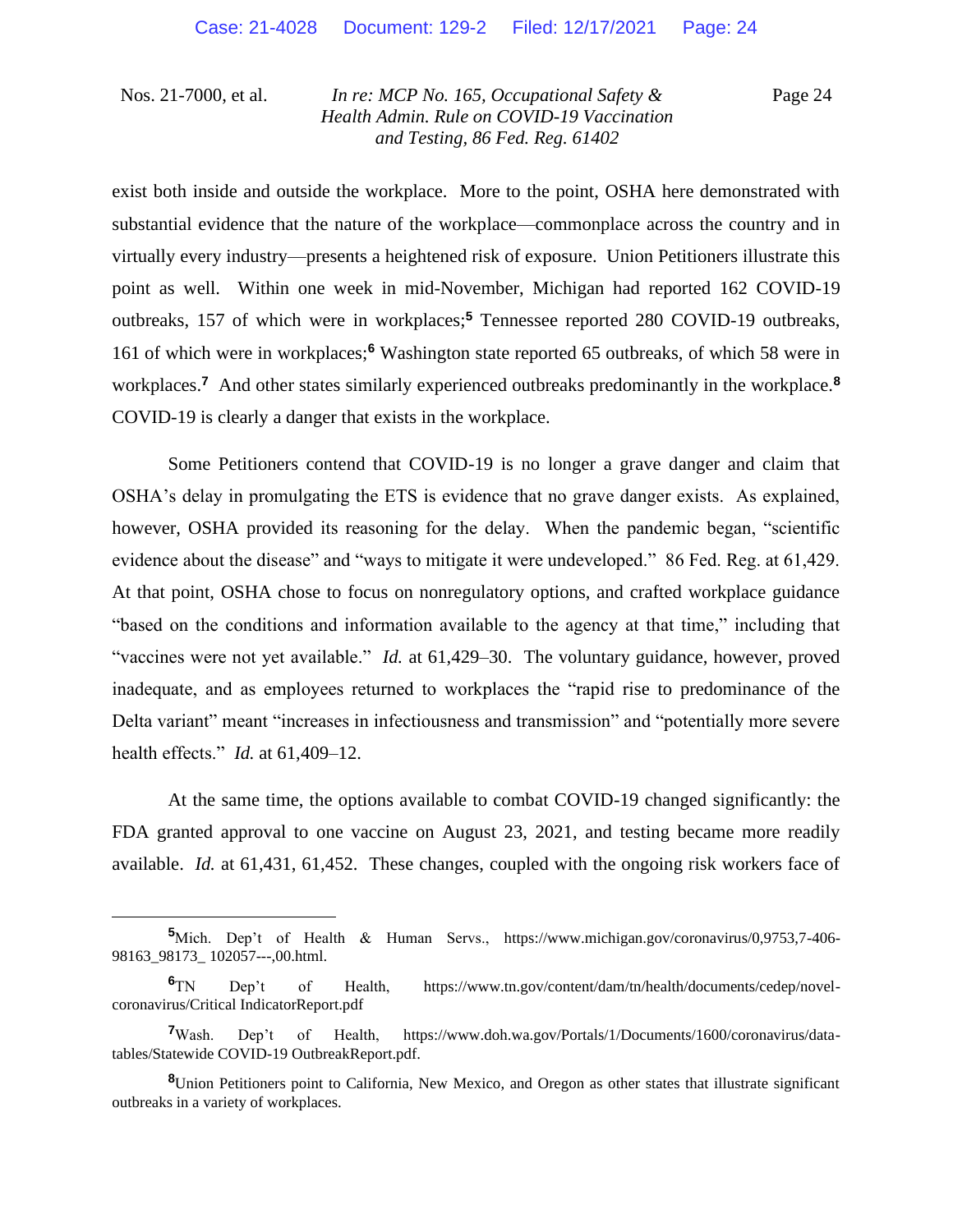exist both inside and outside the workplace. More to the point, OSHA here demonstrated with substantial evidence that the nature of the workplace—commonplace across the country and in virtually every industry—presents a heightened risk of exposure. Union Petitioners illustrate this point as well. Within one week in mid-November, Michigan had reported 162 COVID-19 outbreaks, 157 of which were in workplaces;[5] Tennessee reported 280 COVID-19 outbreaks, 161 of which were in workplaces;[6] Washington state reported 65 outbreaks, of which 58 were in workplaces.[7] And other states similarly experienced outbreaks predominantly in the workplace.[8] COVID-19 is clearly a danger that exists in the workplace.

Some Petitioners contend that COVID-19 is no longer a grave danger and claim that OSHA's delay in promulgating the ETS is evidence that no grave danger exists. As explained, however, OSHA provided its reasoning for the delay. When the pandemic began, "scientific evidence about the disease" and "ways to mitigate it were undeveloped." 86 Fed. Reg. at 61,429. At that point, OSHA chose to focus on nonregulatory options, and crafted workplace guidance "based on the conditions and information available to the agency at that time," including that "vaccines were not yet available." *Id.* at 61,429–30. The voluntary guidance, however, proved inadequate, and as employees returned to workplaces the "rapid rise to predominance of the Delta variant" meant "increases in infectiousness and transmission" and "potentially more severe health effects." *Id.* at 61,409–12.

At the same time, the options available to combat COVID-19 changed significantly: the FDA granted approval to one vaccine on August 23, 2021, and testing became more readily available. *Id.* at 61,431, 61,452. These changes, coupled with the ongoing risk workers face of

---

[5] Mich. Dep't of Health & Human Servs., https://www.michigan.gov/coronavirus/0,9753,7-406-98163_98173_ 102057---,00.html.

[6] TN Dep't of Health, https://www.tn.gov/content/dam/tn/health/documents/cedep/novel-coronavirus/Critical IndicatorReport.pdf

[7] Wash. Dep't of Health, https://www.doh.wa.gov/Portals/1/Documents/1600/coronavirus/data-tables/Statewide COVID-19 OutbreakReport.pdf.

[8] Union Petitioners point to California, New Mexico, and Oregon as other states that illustrate significant outbreaks in a variety of workplaces.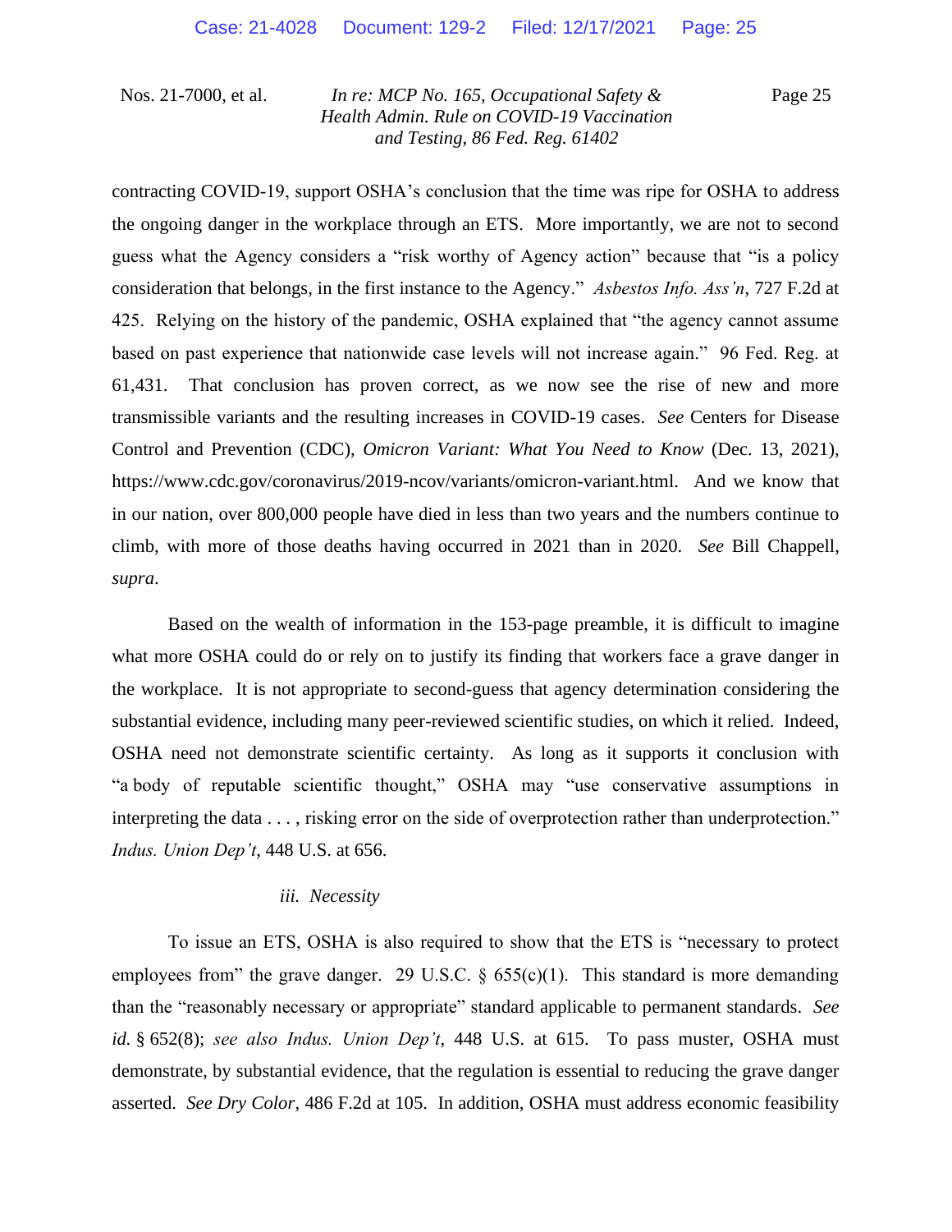contracting COVID-19, support OSHA's conclusion that the time was ripe for OSHA to address the ongoing danger in the workplace through an ETS. More importantly, we are not to second guess what the Agency considers a "risk worthy of Agency action" because that "is a policy consideration that belongs, in the first instance to the Agency." *Asbestos Info. Ass'n*, 727 F.2d at 425. Relying on the history of the pandemic, OSHA explained that "the agency cannot assume based on past experience that nationwide case levels will not increase again." 96 Fed. Reg. at 61,431. That conclusion has proven correct, as we now see the rise of new and more transmissible variants and the resulting increases in COVID-19 cases. *See* Centers for Disease Control and Prevention (CDC), *Omicron Variant: What You Need to Know* (Dec. 13, 2021), https://www.cdc.gov/coronavirus/2019-ncov/variants/omicron-variant.html. And we know that in our nation, over 800,000 people have died in less than two years and the numbers continue to climb, with more of those deaths having occurred in 2021 than in 2020. *See* Bill Chappell, *supra*.

Based on the wealth of information in the 153-page preamble, it is difficult to imagine what more OSHA could do or rely on to justify its finding that workers face a grave danger in the workplace. It is not appropriate to second-guess that agency determination considering the substantial evidence, including many peer-reviewed scientific studies, on which it relied. Indeed, OSHA need not demonstrate scientific certainty. As long as it supports it conclusion with "a body of reputable scientific thought," OSHA may "use conservative assumptions in interpreting the data . . . , risking error on the side of overprotection rather than underprotection." *Indus. Union Dep't*, 448 U.S. at 656.

*iii. Necessity*

To issue an ETS, OSHA is also required to show that the ETS is "necessary to protect employees from" the grave danger. 29 U.S.C. § 655(c)(1). This standard is more demanding than the "reasonably necessary or appropriate" standard applicable to permanent standards. *See id.* § 652(8); *see also Indus. Union Dep't*, 448 U.S. at 615. To pass muster, OSHA must demonstrate, by substantial evidence, that the regulation is essential to reducing the grave danger asserted. *See Dry Color*, 486 F.2d at 105. In addition, OSHA must address economic feasibility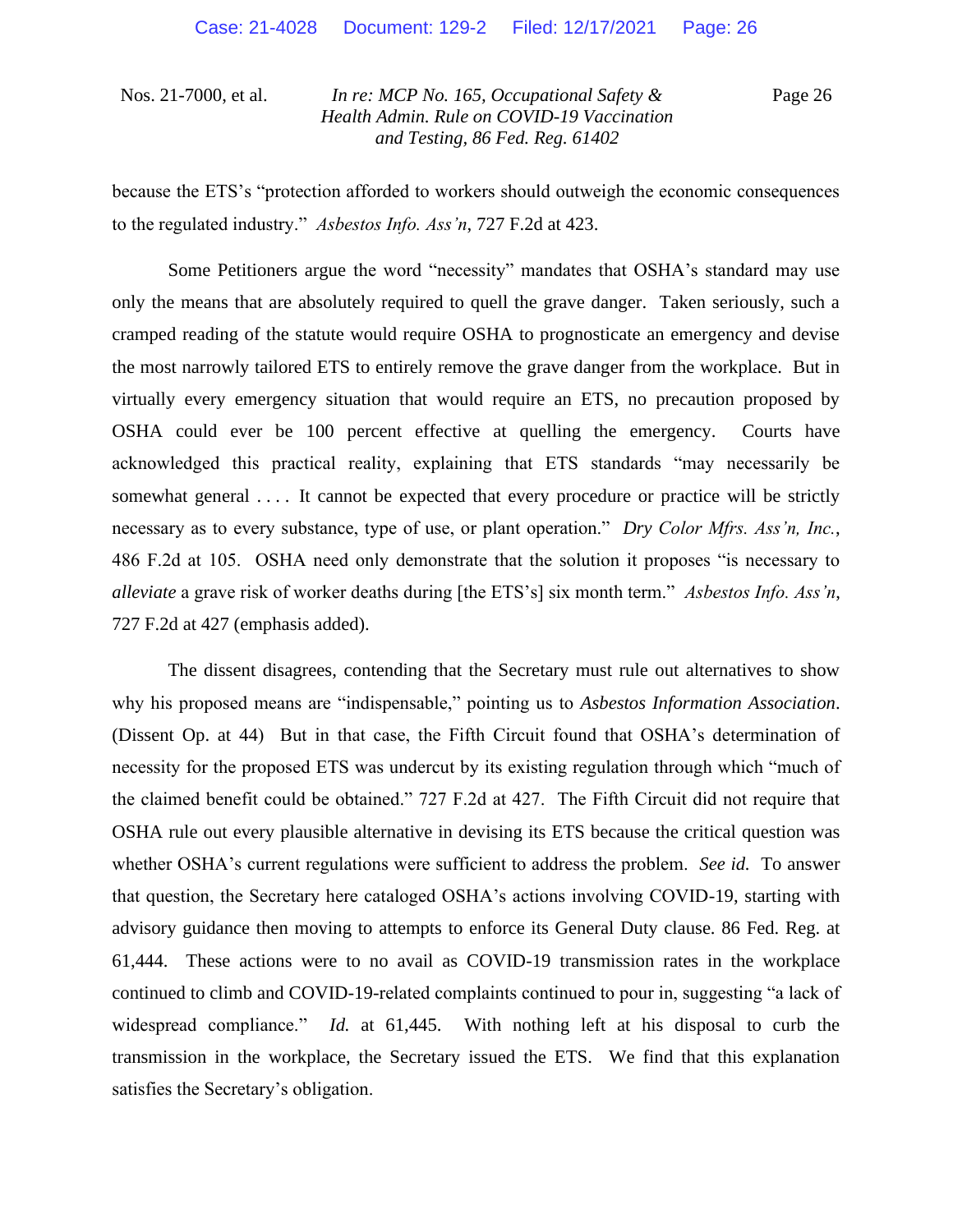because the ETS's "protection afforded to workers should outweigh the economic consequences to the regulated industry." *Asbestos Info. Ass'n*, 727 F.2d at 423.

Some Petitioners argue the word "necessity" mandates that OSHA's standard may use only the means that are absolutely required to quell the grave danger. Taken seriously, such a cramped reading of the statute would require OSHA to prognosticate an emergency and devise the most narrowly tailored ETS to entirely remove the grave danger from the workplace. But in virtually every emergency situation that would require an ETS, no precaution proposed by OSHA could ever be 100 percent effective at quelling the emergency. Courts have acknowledged this practical reality, explaining that ETS standards "may necessarily be somewhat general . . . . It cannot be expected that every procedure or practice will be strictly necessary as to every substance, type of use, or plant operation." *Dry Color Mfrs. Ass'n, Inc.*, 486 F.2d at 105. OSHA need only demonstrate that the solution it proposes "is necessary to *alleviate* a grave risk of worker deaths during [the ETS's] six month term." *Asbestos Info. Ass'n*, 727 F.2d at 427 (emphasis added).

The dissent disagrees, contending that the Secretary must rule out alternatives to show why his proposed means are "indispensable," pointing us to *Asbestos Information Association*. (Dissent Op. at 44) But in that case, the Fifth Circuit found that OSHA's determination of necessity for the proposed ETS was undercut by its existing regulation through which "much of the claimed benefit could be obtained." 727 F.2d at 427. The Fifth Circuit did not require that OSHA rule out every plausible alternative in devising its ETS because the critical question was whether OSHA's current regulations were sufficient to address the problem. *See id.* To answer that question, the Secretary here cataloged OSHA's actions involving COVID-19, starting with advisory guidance then moving to attempts to enforce its General Duty clause. 86 Fed. Reg. at 61,444. These actions were to no avail as COVID-19 transmission rates in the workplace continued to climb and COVID-19-related complaints continued to pour in, suggesting "a lack of widespread compliance." *Id.* at 61,445. With nothing left at his disposal to curb the transmission in the workplace, the Secretary issued the ETS. We find that this explanation satisfies the Secretary's obligation.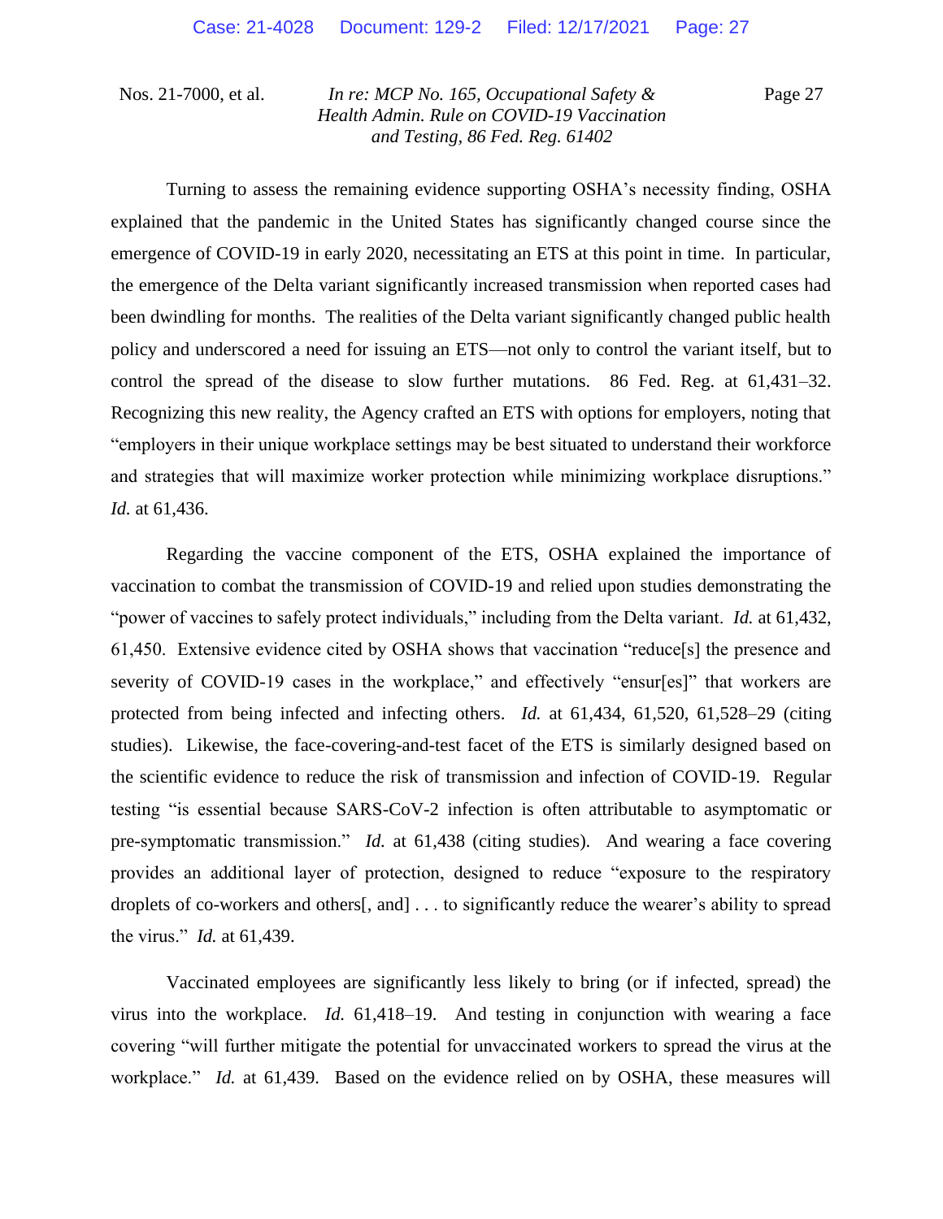Turning to assess the remaining evidence supporting OSHA's necessity finding, OSHA explained that the pandemic in the United States has significantly changed course since the emergence of COVID-19 in early 2020, necessitating an ETS at this point in time. In particular, the emergence of the Delta variant significantly increased transmission when reported cases had been dwindling for months. The realities of the Delta variant significantly changed public health policy and underscored a need for issuing an ETS—not only to control the variant itself, but to control the spread of the disease to slow further mutations. 86 Fed. Reg. at 61,431–32. Recognizing this new reality, the Agency crafted an ETS with options for employers, noting that "employers in their unique workplace settings may be best situated to understand their workforce and strategies that will maximize worker protection while minimizing workplace disruptions." *Id.* at 61,436.

Regarding the vaccine component of the ETS, OSHA explained the importance of vaccination to combat the transmission of COVID-19 and relied upon studies demonstrating the "power of vaccines to safely protect individuals," including from the Delta variant. *Id.* at 61,432, 61,450. Extensive evidence cited by OSHA shows that vaccination "reduce[s] the presence and severity of COVID-19 cases in the workplace," and effectively "ensur[es]" that workers are protected from being infected and infecting others. *Id.* at 61,434, 61,520, 61,528–29 (citing studies). Likewise, the face-covering-and-test facet of the ETS is similarly designed based on the scientific evidence to reduce the risk of transmission and infection of COVID-19. Regular testing "is essential because SARS-CoV-2 infection is often attributable to asymptomatic or pre-symptomatic transmission." *Id.* at 61,438 (citing studies). And wearing a face covering provides an additional layer of protection, designed to reduce "exposure to the respiratory droplets of co-workers and others[, and] . . . to significantly reduce the wearer's ability to spread the virus." *Id.* at 61,439.

Vaccinated employees are significantly less likely to bring (or if infected, spread) the virus into the workplace. *Id.* 61,418–19. And testing in conjunction with wearing a face covering "will further mitigate the potential for unvaccinated workers to spread the virus at the workplace." *Id.* at 61,439. Based on the evidence relied on by OSHA, these measures will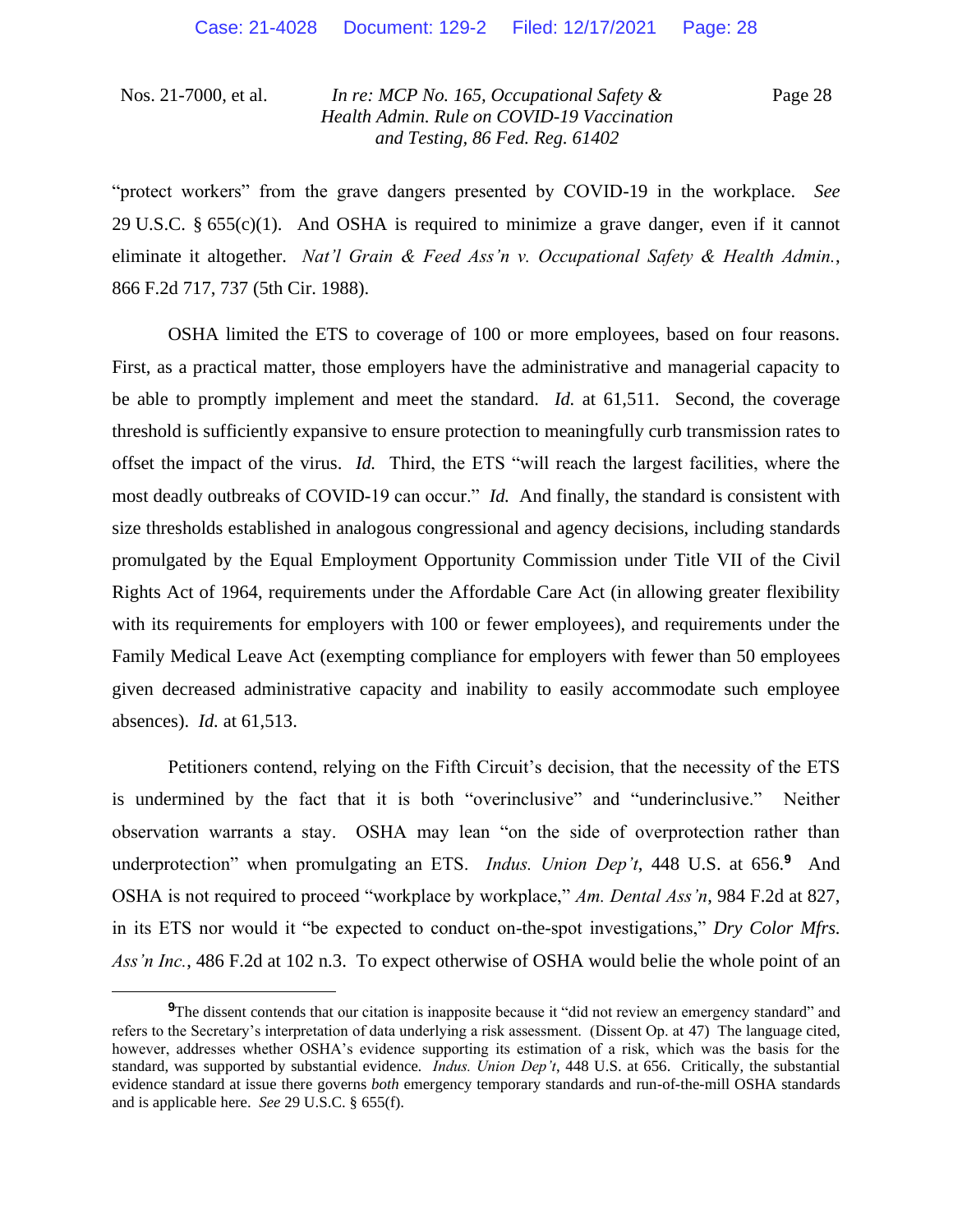"protect workers" from the grave dangers presented by COVID-19 in the workplace. *See* 29 U.S.C. § 655(c)(1). And OSHA is required to minimize a grave danger, even if it cannot eliminate it altogether. *Nat'l Grain & Feed Ass'n v. Occupational Safety & Health Admin.*, 866 F.2d 717, 737 (5th Cir. 1988).

OSHA limited the ETS to coverage of 100 or more employees, based on four reasons. First, as a practical matter, those employers have the administrative and managerial capacity to be able to promptly implement and meet the standard. *Id.* at 61,511. Second, the coverage threshold is sufficiently expansive to ensure protection to meaningfully curb transmission rates to offset the impact of the virus. *Id.* Third, the ETS "will reach the largest facilities, where the most deadly outbreaks of COVID-19 can occur." *Id.* And finally, the standard is consistent with size thresholds established in analogous congressional and agency decisions, including standards promulgated by the Equal Employment Opportunity Commission under Title VII of the Civil Rights Act of 1964, requirements under the Affordable Care Act (in allowing greater flexibility with its requirements for employers with 100 or fewer employees), and requirements under the Family Medical Leave Act (exempting compliance for employers with fewer than 50 employees given decreased administrative capacity and inability to easily accommodate such employee absences). *Id.* at 61,513.

Petitioners contend, relying on the Fifth Circuit's decision, that the necessity of the ETS is undermined by the fact that it is both "overinclusive" and "underinclusive." Neither observation warrants a stay. OSHA may lean "on the side of overprotection rather than underprotection" when promulgating an ETS. *Indus. Union Dep't*, 448 U.S. at 656.[9] And OSHA is not required to proceed "workplace by workplace," *Am. Dental Ass'n*, 984 F.2d at 827, in its ETS nor would it "be expected to conduct on-the-spot investigations," *Dry Color Mfrs. Ass'n Inc.*, 486 F.2d at 102 n.3. To expect otherwise of OSHA would belie the whole point of an

---

[9] The dissent contends that our citation is inapposite because it "did not review an emergency standard" and refers to the Secretary's interpretation of data underlying a risk assessment. (Dissent Op. at 47) The language cited, however, addresses whether OSHA's evidence supporting its estimation of a risk, which was the basis for the standard, was supported by substantial evidence. *Indus. Union Dep't*, 448 U.S. at 656. Critically, the substantial evidence standard at issue there governs *both* emergency temporary standards and run-of-the-mill OSHA standards and is applicable here. *See* 29 U.S.C. § 655(f).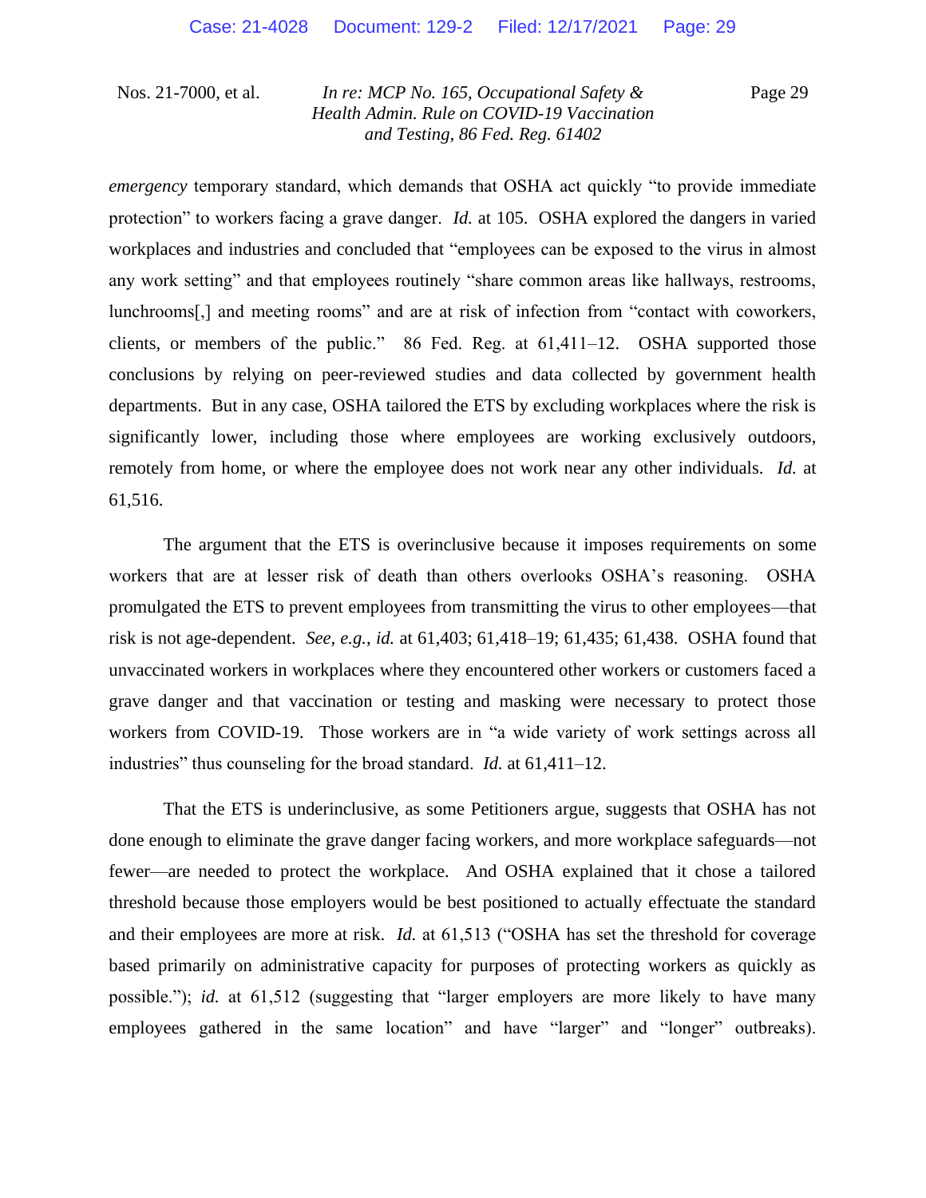*emergency* temporary standard, which demands that OSHA act quickly "to provide immediate protection" to workers facing a grave danger. *Id.* at 105. OSHA explored the dangers in varied workplaces and industries and concluded that "employees can be exposed to the virus in almost any work setting" and that employees routinely "share common areas like hallways, restrooms, lunchrooms[,] and meeting rooms" and are at risk of infection from "contact with coworkers, clients, or members of the public." 86 Fed. Reg. at 61,411–12. OSHA supported those conclusions by relying on peer-reviewed studies and data collected by government health departments. But in any case, OSHA tailored the ETS by excluding workplaces where the risk is significantly lower, including those where employees are working exclusively outdoors, remotely from home, or where the employee does not work near any other individuals. *Id.* at 61,516.

The argument that the ETS is overinclusive because it imposes requirements on some workers that are at lesser risk of death than others overlooks OSHA's reasoning. OSHA promulgated the ETS to prevent employees from transmitting the virus to other employees—that risk is not age-dependent. *See, e.g.*, *id.* at 61,403; 61,418–19; 61,435; 61,438. OSHA found that unvaccinated workers in workplaces where they encountered other workers or customers faced a grave danger and that vaccination or testing and masking were necessary to protect those workers from COVID-19. Those workers are in "a wide variety of work settings across all industries" thus counseling for the broad standard. *Id.* at 61,411–12.

That the ETS is underinclusive, as some Petitioners argue, suggests that OSHA has not done enough to eliminate the grave danger facing workers, and more workplace safeguards—not fewer—are needed to protect the workplace. And OSHA explained that it chose a tailored threshold because those employers would be best positioned to actually effectuate the standard and their employees are more at risk. *Id.* at 61,513 ("OSHA has set the threshold for coverage based primarily on administrative capacity for purposes of protecting workers as quickly as possible."); *id.* at 61,512 (suggesting that "larger employers are more likely to have many employees gathered in the same location" and have "larger" and "longer" outbreaks).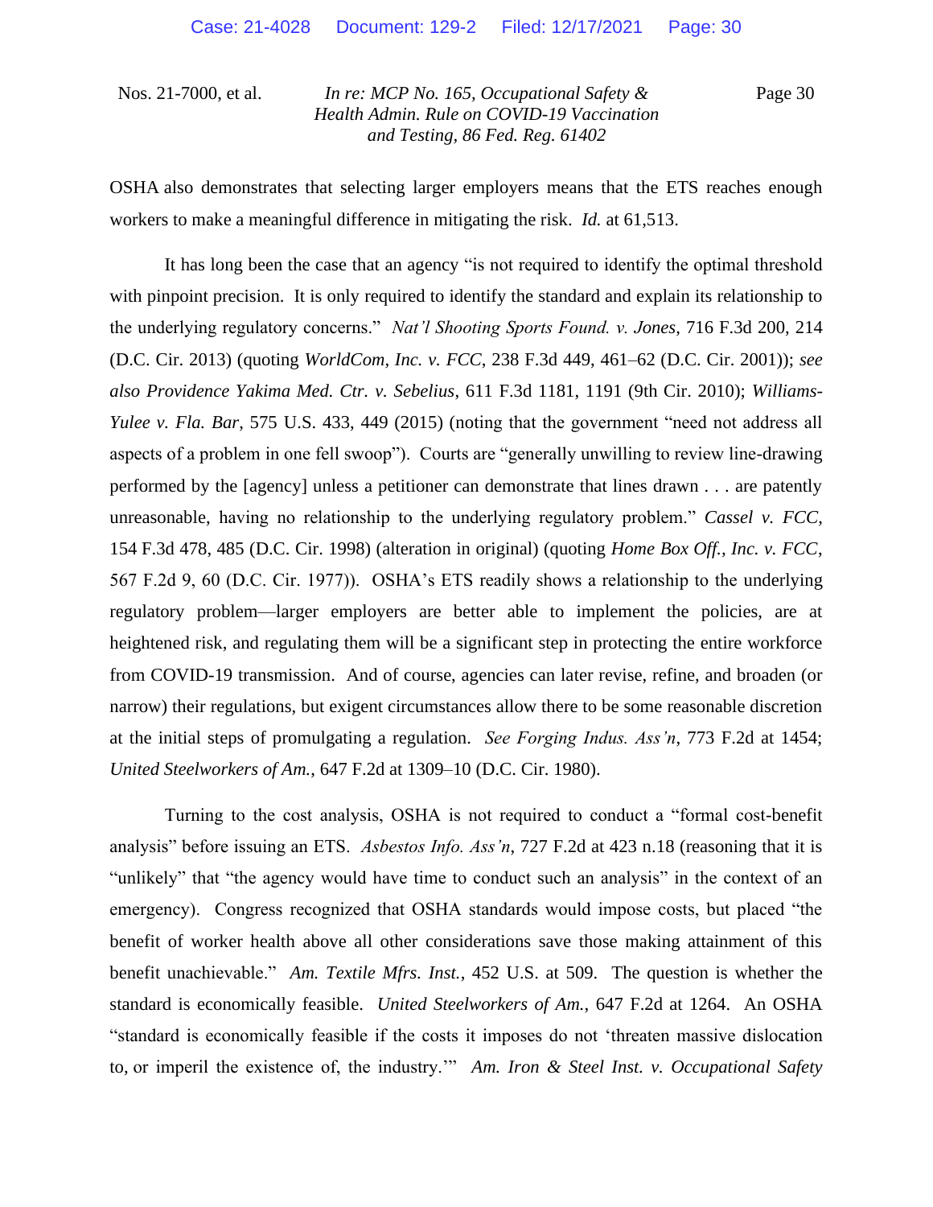OSHA also demonstrates that selecting larger employers means that the ETS reaches enough workers to make a meaningful difference in mitigating the risk. *Id.* at 61,513.

It has long been the case that an agency "is not required to identify the optimal threshold with pinpoint precision. It is only required to identify the standard and explain its relationship to the underlying regulatory concerns." *Nat'l Shooting Sports Found. v. Jones*, 716 F.3d 200, 214 (D.C. Cir. 2013) (quoting *WorldCom, Inc. v. FCC*, 238 F.3d 449, 461–62 (D.C. Cir. 2001)); *see also Providence Yakima Med. Ctr. v. Sebelius*, 611 F.3d 1181, 1191 (9th Cir. 2010); *Williams-Yulee v. Fla. Bar*, 575 U.S. 433, 449 (2015) (noting that the government "need not address all aspects of a problem in one fell swoop"). Courts are "generally unwilling to review line-drawing performed by the [agency] unless a petitioner can demonstrate that lines drawn . . . are patently unreasonable, having no relationship to the underlying regulatory problem." *Cassel v. FCC*, 154 F.3d 478, 485 (D.C. Cir. 1998) (alteration in original) (quoting *Home Box Off., Inc. v. FCC*, 567 F.2d 9, 60 (D.C. Cir. 1977)). OSHA's ETS readily shows a relationship to the underlying regulatory problem—larger employers are better able to implement the policies, are at heightened risk, and regulating them will be a significant step in protecting the entire workforce from COVID-19 transmission. And of course, agencies can later revise, refine, and broaden (or narrow) their regulations, but exigent circumstances allow there to be some reasonable discretion at the initial steps of promulgating a regulation. *See Forging Indus. Ass'n*, 773 F.2d at 1454; *United Steelworkers of Am.*, 647 F.2d at 1309–10 (D.C. Cir. 1980).

Turning to the cost analysis, OSHA is not required to conduct a "formal cost-benefit analysis" before issuing an ETS. *Asbestos Info. Ass'n*, 727 F.2d at 423 n.18 (reasoning that it is "unlikely" that "the agency would have time to conduct such an analysis" in the context of an emergency). Congress recognized that OSHA standards would impose costs, but placed "the benefit of worker health above all other considerations save those making attainment of this benefit unachievable." *Am. Textile Mfrs. Inst.*, 452 U.S. at 509. The question is whether the standard is economically feasible. *United Steelworkers of Am.*, 647 F.2d at 1264. An OSHA "standard is economically feasible if the costs it imposes do not 'threaten massive dislocation to, or imperil the existence of, the industry.'" *Am. Iron & Steel Inst. v. Occupational Safety*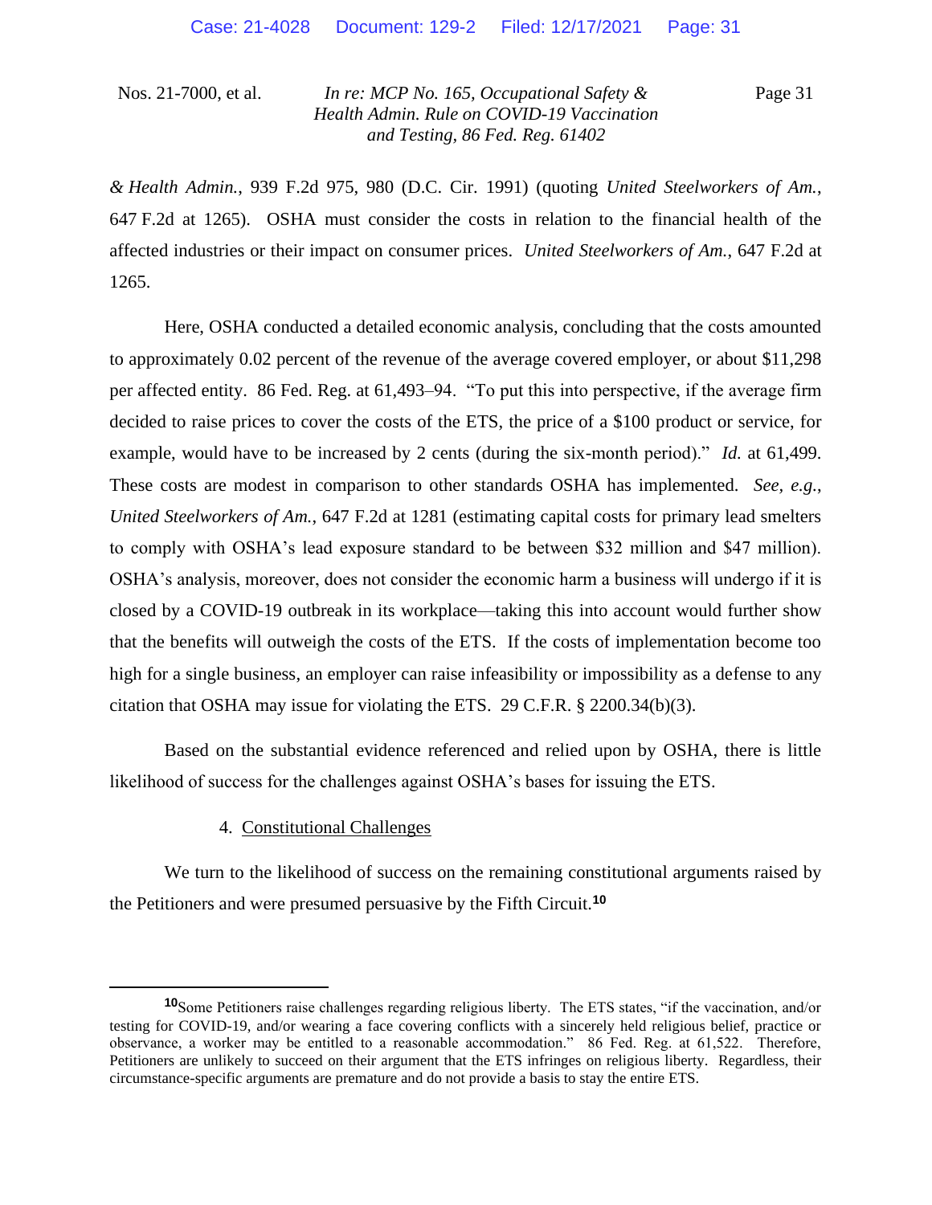*& Health Admin.*, 939 F.2d 975, 980 (D.C. Cir. 1991) (quoting *United Steelworkers of Am.*, 647 F.2d at 1265). OSHA must consider the costs in relation to the financial health of the affected industries or their impact on consumer prices. *United Steelworkers of Am.*, 647 F.2d at 1265.

Here, OSHA conducted a detailed economic analysis, concluding that the costs amounted to approximately 0.02 percent of the revenue of the average covered employer, or about $11,298 per affected entity. 86 Fed. Reg. at 61,493–94. "To put this into perspective, if the average firm decided to raise prices to cover the costs of the ETS, the price of a $100 product or service, for example, would have to be increased by 2 cents (during the six-month period)." *Id.* at 61,499. These costs are modest in comparison to other standards OSHA has implemented. *See, e.g.*, *United Steelworkers of Am.*, 647 F.2d at 1281 (estimating capital costs for primary lead smelters to comply with OSHA's lead exposure standard to be between $32 million and $47 million). OSHA's analysis, moreover, does not consider the economic harm a business will undergo if it is closed by a COVID-19 outbreak in its workplace—taking this into account would further show that the benefits will outweigh the costs of the ETS. If the costs of implementation become too high for a single business, an employer can raise infeasibility or impossibility as a defense to any citation that OSHA may issue for violating the ETS. 29 C.F.R. § 2200.34(b)(3).

Based on the substantial evidence referenced and relied upon by OSHA, there is little likelihood of success for the challenges against OSHA's bases for issuing the ETS.

4. Constitutional Challenges

We turn to the likelihood of success on the remaining constitutional arguments raised by the Petitioners and were presumed persuasive by the Fifth Circuit.[10]

---

[10] Some Petitioners raise challenges regarding religious liberty. The ETS states, "if the vaccination, and/or testing for COVID-19, and/or wearing a face covering conflicts with a sincerely held religious belief, practice or observance, a worker may be entitled to a reasonable accommodation." 86 Fed. Reg. at 61,522. Therefore, Petitioners are unlikely to succeed on their argument that the ETS infringes on religious liberty. Regardless, their circumstance-specific arguments are premature and do not provide a basis to stay the entire ETS.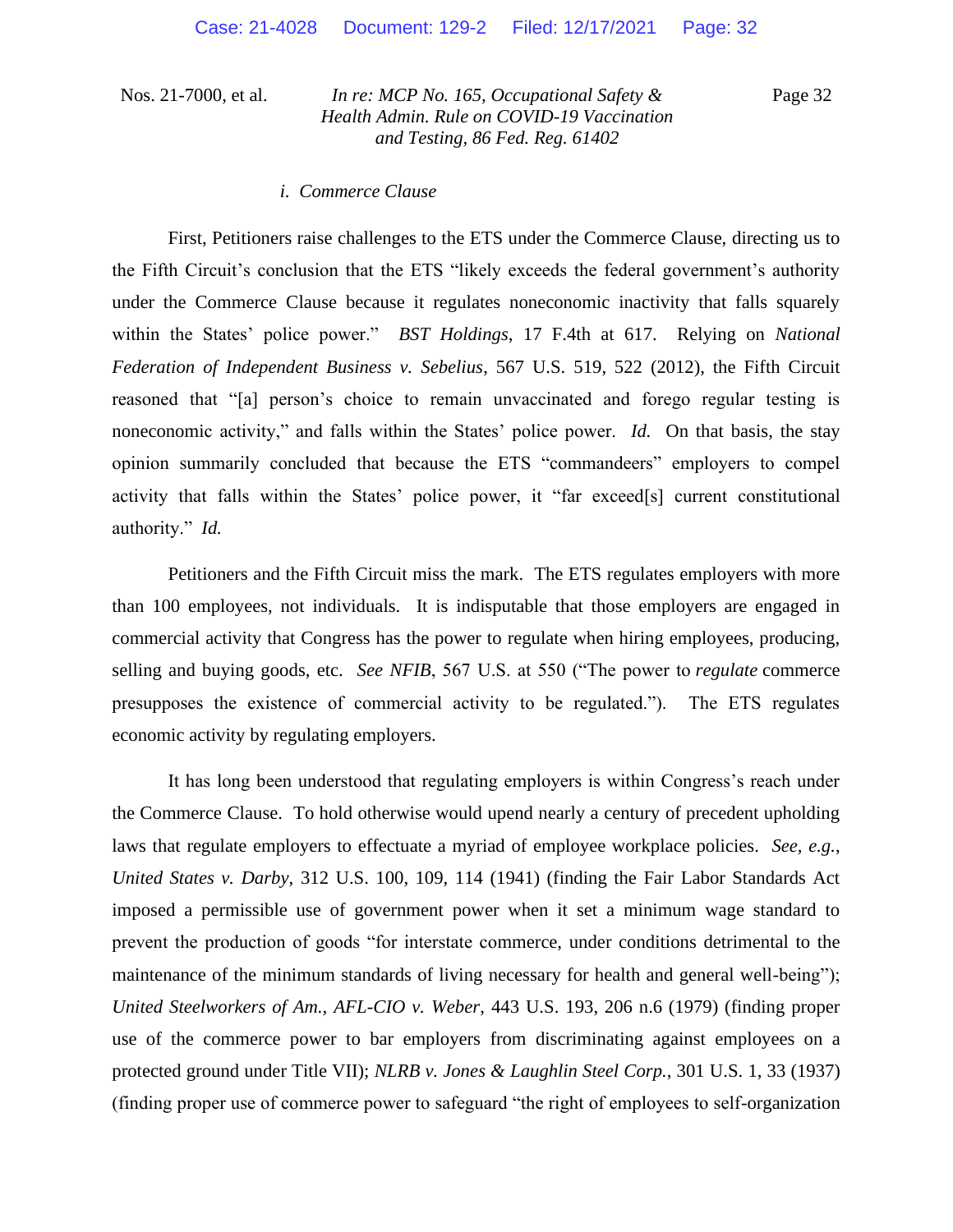### *i. Commerce Clause*

First, Petitioners raise challenges to the ETS under the Commerce Clause, directing us to the Fifth Circuit's conclusion that the ETS "likely exceeds the federal government's authority under the Commerce Clause because it regulates noneconomic inactivity that falls squarely within the States' police power." *BST Holdings*, 17 F.4th at 617. Relying on *National Federation of Independent Business v. Sebelius*, 567 U.S. 519, 522 (2012), the Fifth Circuit reasoned that "[a] person's choice to remain unvaccinated and forego regular testing is noneconomic activity," and falls within the States' police power. *Id.* On that basis, the stay opinion summarily concluded that because the ETS "commandeers" employers to compel activity that falls within the States' police power, it "far exceed[s] current constitutional authority." *Id.*

Petitioners and the Fifth Circuit miss the mark. The ETS regulates employers with more than 100 employees, not individuals. It is indisputable that those employers are engaged in commercial activity that Congress has the power to regulate when hiring employees, producing, selling and buying goods, etc. *See NFIB*, 567 U.S. at 550 ("The power to *regulate* commerce presupposes the existence of commercial activity to be regulated."). The ETS regulates economic activity by regulating employers.

It has long been understood that regulating employers is within Congress's reach under the Commerce Clause. To hold otherwise would upend nearly a century of precedent upholding laws that regulate employers to effectuate a myriad of employee workplace policies. *See, e.g.*, *United States v. Darby*, 312 U.S. 100, 109, 114 (1941) (finding the Fair Labor Standards Act imposed a permissible use of government power when it set a minimum wage standard to prevent the production of goods "for interstate commerce, under conditions detrimental to the maintenance of the minimum standards of living necessary for health and general well-being"); *United Steelworkers of Am., AFL-CIO v. Weber*, 443 U.S. 193, 206 n.6 (1979) (finding proper use of the commerce power to bar employers from discriminating against employees on a protected ground under Title VII); *NLRB v. Jones & Laughlin Steel Corp.*, 301 U.S. 1, 33 (1937) (finding proper use of commerce power to safeguard "the right of employees to self-organization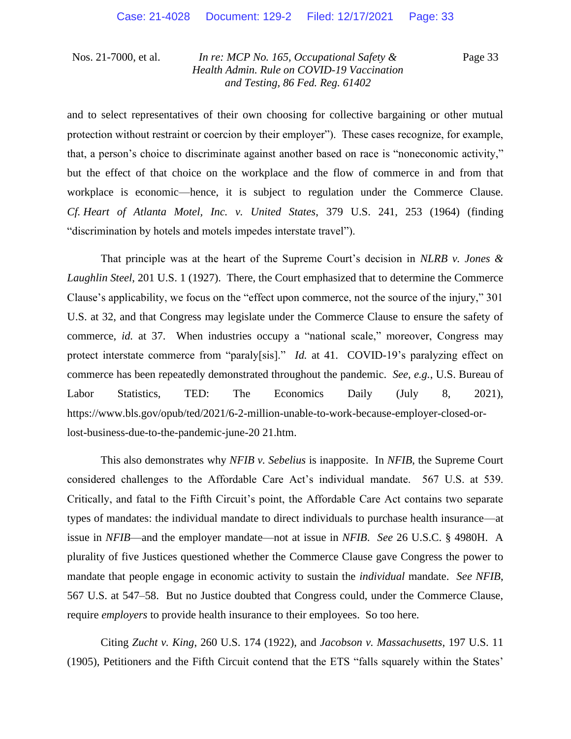and to select representatives of their own choosing for collective bargaining or other mutual protection without restraint or coercion by their employer"). These cases recognize, for example, that, a person's choice to discriminate against another based on race is "noneconomic activity," but the effect of that choice on the workplace and the flow of commerce in and from that workplace is economic—hence, it is subject to regulation under the Commerce Clause. *Cf. Heart of Atlanta Motel, Inc. v. United States*, 379 U.S. 241, 253 (1964) (finding "discrimination by hotels and motels impedes interstate travel").

That principle was at the heart of the Supreme Court's decision in *NLRB v. Jones & Laughlin Steel*, 201 U.S. 1 (1927). There, the Court emphasized that to determine the Commerce Clause's applicability, we focus on the "effect upon commerce, not the source of the injury," 301 U.S. at 32, and that Congress may legislate under the Commerce Clause to ensure the safety of commerce, *id.* at 37. When industries occupy a "national scale," moreover, Congress may protect interstate commerce from "paraly[sis]." *Id.* at 41. COVID-19's paralyzing effect on commerce has been repeatedly demonstrated throughout the pandemic. *See, e.g.*, U.S. Bureau of Labor Statistics, TED: The Economics Daily (July 8, 2021), https://www.bls.gov/opub/ted/2021/6-2-million-unable-to-work-because-employer-closed-or-lost-business-due-to-the-pandemic-june-20 21.htm.

This also demonstrates why *NFIB v. Sebelius* is inapposite. In *NFIB*, the Supreme Court considered challenges to the Affordable Care Act's individual mandate. 567 U.S. at 539. Critically, and fatal to the Fifth Circuit's point, the Affordable Care Act contains two separate types of mandates: the individual mandate to direct individuals to purchase health insurance—at issue in *NFIB*—and the employer mandate—not at issue in *NFIB*. *See* 26 U.S.C. § 4980H. A plurality of five Justices questioned whether the Commerce Clause gave Congress the power to mandate that people engage in economic activity to sustain the *individual* mandate. *See NFIB*, 567 U.S. at 547–58. But no Justice doubted that Congress could, under the Commerce Clause, require *employers* to provide health insurance to their employees. So too here.

Citing *Zucht v. King*, 260 U.S. 174 (1922), and *Jacobson v. Massachusetts*, 197 U.S. 11 (1905), Petitioners and the Fifth Circuit contend that the ETS "falls squarely within the States'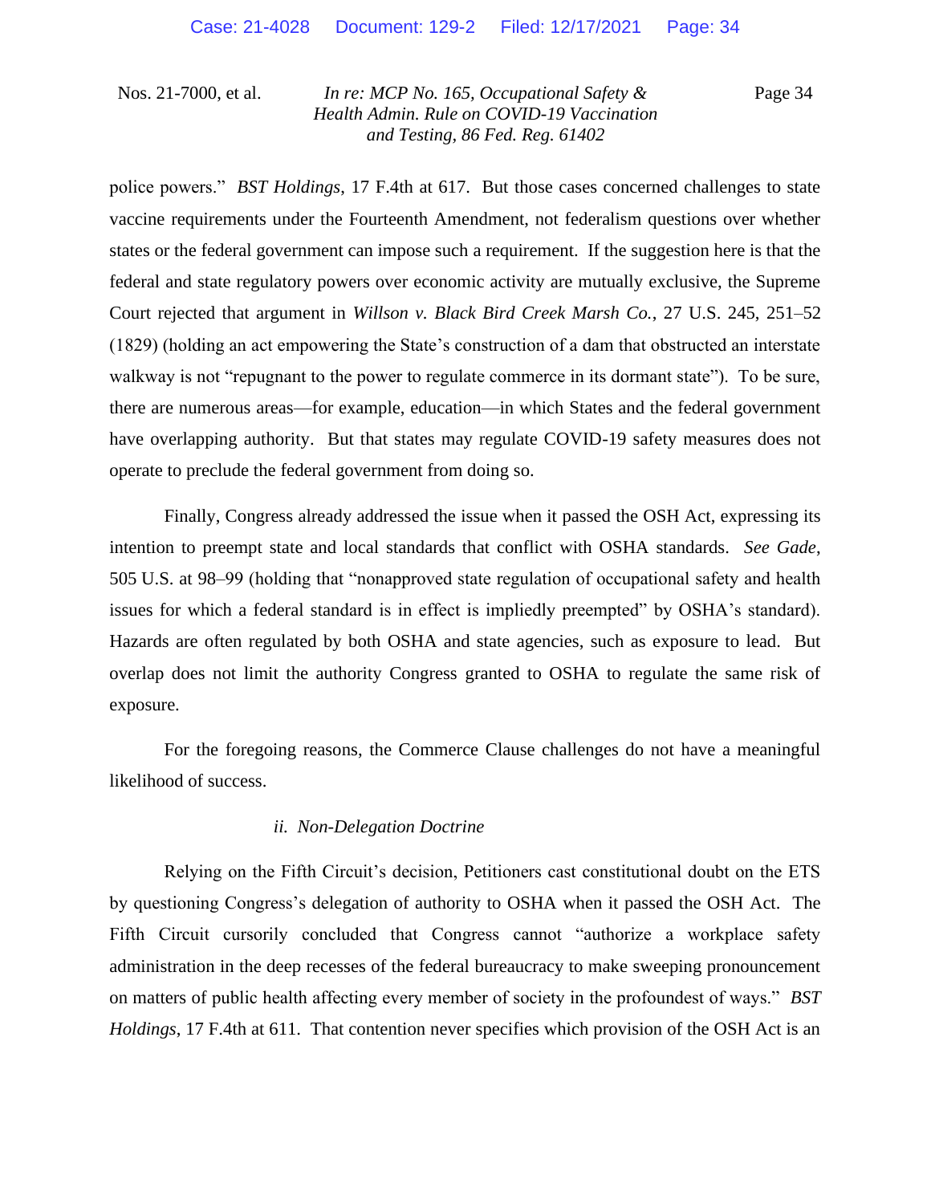police powers." *BST Holdings*, 17 F.4th at 617. But those cases concerned challenges to state vaccine requirements under the Fourteenth Amendment, not federalism questions over whether states or the federal government can impose such a requirement. If the suggestion here is that the federal and state regulatory powers over economic activity are mutually exclusive, the Supreme Court rejected that argument in *Willson v. Black Bird Creek Marsh Co.*, 27 U.S. 245, 251–52 (1829) (holding an act empowering the State's construction of a dam that obstructed an interstate walkway is not "repugnant to the power to regulate commerce in its dormant state"). To be sure, there are numerous areas—for example, education—in which States and the federal government have overlapping authority. But that states may regulate COVID-19 safety measures does not operate to preclude the federal government from doing so.

Finally, Congress already addressed the issue when it passed the OSH Act, expressing its intention to preempt state and local standards that conflict with OSHA standards. *See Gade*, 505 U.S. at 98–99 (holding that "nonapproved state regulation of occupational safety and health issues for which a federal standard is in effect is impliedly preempted" by OSHA's standard). Hazards are often regulated by both OSHA and state agencies, such as exposure to lead. But overlap does not limit the authority Congress granted to OSHA to regulate the same risk of exposure.

For the foregoing reasons, the Commerce Clause challenges do not have a meaningful likelihood of success.

*ii. Non-Delegation Doctrine*

Relying on the Fifth Circuit's decision, Petitioners cast constitutional doubt on the ETS by questioning Congress's delegation of authority to OSHA when it passed the OSH Act. The Fifth Circuit cursorily concluded that Congress cannot "authorize a workplace safety administration in the deep recesses of the federal bureaucracy to make sweeping pronouncement on matters of public health affecting every member of society in the profoundest of ways." *BST Holdings*, 17 F.4th at 611. That contention never specifies which provision of the OSH Act is an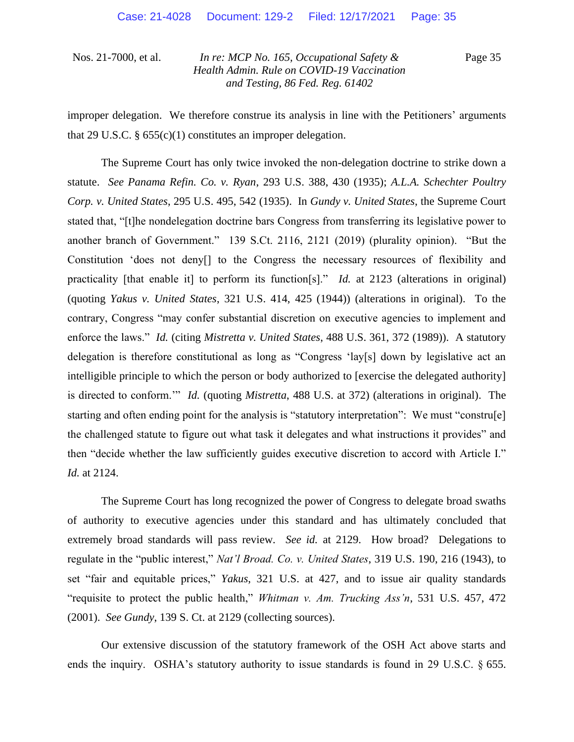improper delegation. We therefore construe its analysis in line with the Petitioners' arguments that 29 U.S.C. § 655(c)(1) constitutes an improper delegation.

The Supreme Court has only twice invoked the non-delegation doctrine to strike down a statute. *See Panama Refin. Co. v. Ryan*, 293 U.S. 388, 430 (1935); *A.L.A. Schechter Poultry Corp. v. United States*, 295 U.S. 495, 542 (1935). In *Gundy v. United States*, the Supreme Court stated that, "[t]he nondelegation doctrine bars Congress from transferring its legislative power to another branch of Government." 139 S.Ct. 2116, 2121 (2019) (plurality opinion). "But the Constitution 'does not deny[] to the Congress the necessary resources of flexibility and practicality [that enable it] to perform its function[s]." *Id.* at 2123 (alterations in original) (quoting *Yakus v. United States*, 321 U.S. 414, 425 (1944)) (alterations in original). To the contrary, Congress "may confer substantial discretion on executive agencies to implement and enforce the laws." *Id.* (citing *Mistretta v. United States*, 488 U.S. 361, 372 (1989)). A statutory delegation is therefore constitutional as long as "Congress 'lay[s] down by legislative act an intelligible principle to which the person or body authorized to [exercise the delegated authority] is directed to conform.'" *Id.* (quoting *Mistretta*, 488 U.S. at 372) (alterations in original). The starting and often ending point for the analysis is "statutory interpretation": We must "constru[e] the challenged statute to figure out what task it delegates and what instructions it provides" and then "decide whether the law sufficiently guides executive discretion to accord with Article I." *Id.* at 2124.

The Supreme Court has long recognized the power of Congress to delegate broad swaths of authority to executive agencies under this standard and has ultimately concluded that extremely broad standards will pass review. *See id.* at 2129. How broad? Delegations to regulate in the "public interest," *Nat'l Broad. Co. v. United States*, 319 U.S. 190, 216 (1943), to set "fair and equitable prices," *Yakus*, 321 U.S. at 427, and to issue air quality standards "requisite to protect the public health," *Whitman v. Am. Trucking Ass'n*, 531 U.S. 457, 472 (2001). *See Gundy*, 139 S. Ct. at 2129 (collecting sources).

Our extensive discussion of the statutory framework of the OSH Act above starts and ends the inquiry. OSHA's statutory authority to issue standards is found in 29 U.S.C. § 655.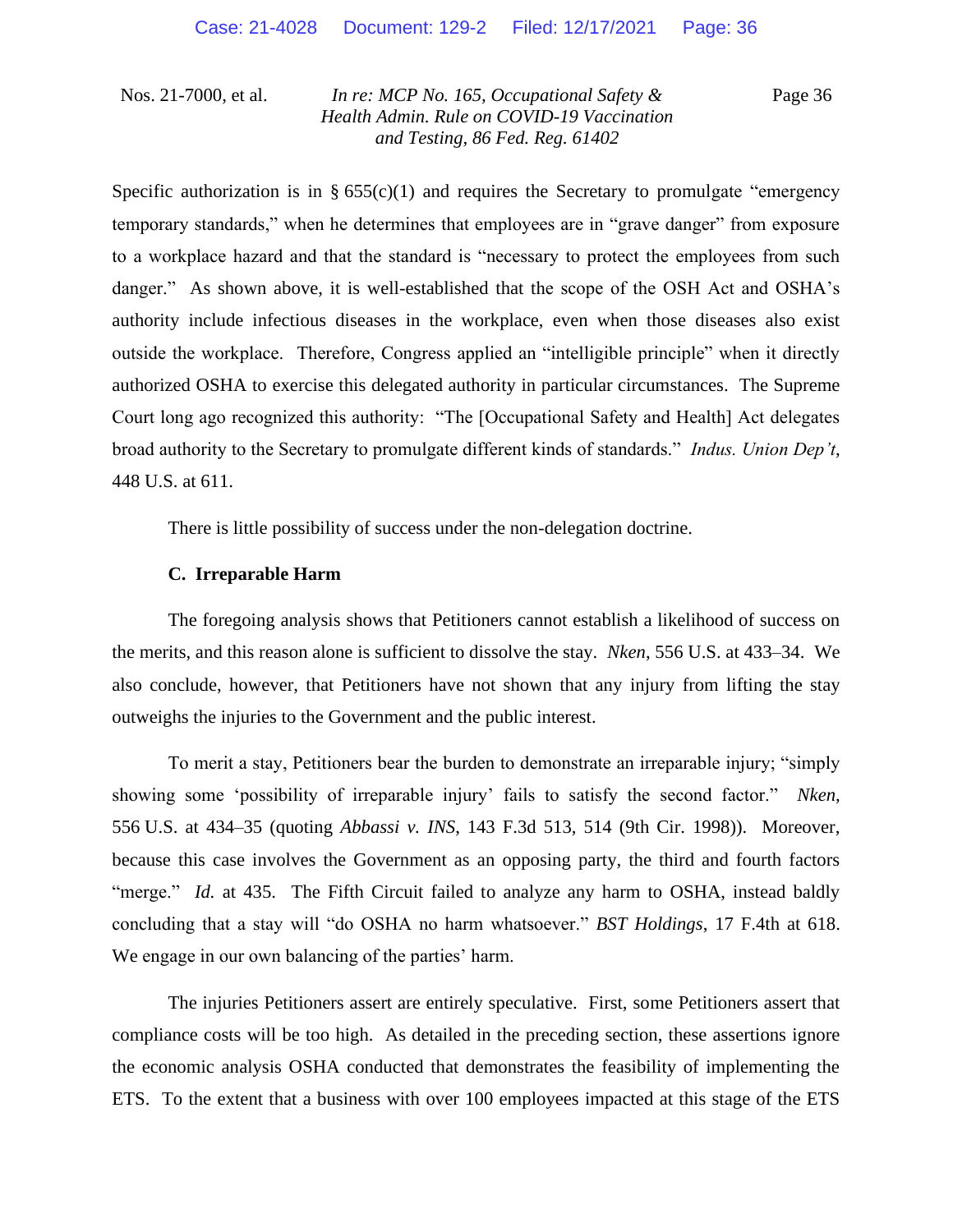Specific authorization is in § 655(c)(1) and requires the Secretary to promulgate "emergency temporary standards," when he determines that employees are in "grave danger" from exposure to a workplace hazard and that the standard is "necessary to protect the employees from such danger." As shown above, it is well-established that the scope of the OSH Act and OSHA's authority include infectious diseases in the workplace, even when those diseases also exist outside the workplace. Therefore, Congress applied an "intelligible principle" when it directly authorized OSHA to exercise this delegated authority in particular circumstances. The Supreme Court long ago recognized this authority: "The [Occupational Safety and Health] Act delegates broad authority to the Secretary to promulgate different kinds of standards." *Indus. Union Dep't*, 448 U.S. at 611.

There is little possibility of success under the non-delegation doctrine.

### C. Irreparable Harm

The foregoing analysis shows that Petitioners cannot establish a likelihood of success on the merits, and this reason alone is sufficient to dissolve the stay. *Nken*, 556 U.S. at 433–34. We also conclude, however, that Petitioners have not shown that any injury from lifting the stay outweighs the injuries to the Government and the public interest.

To merit a stay, Petitioners bear the burden to demonstrate an irreparable injury; "simply showing some 'possibility of irreparable injury' fails to satisfy the second factor." *Nken*, 556 U.S. at 434–35 (quoting *Abbassi v. INS*, 143 F.3d 513, 514 (9th Cir. 1998)). Moreover, because this case involves the Government as an opposing party, the third and fourth factors "merge." *Id.* at 435. The Fifth Circuit failed to analyze any harm to OSHA, instead baldly concluding that a stay will "do OSHA no harm whatsoever." *BST Holdings*, 17 F.4th at 618. We engage in our own balancing of the parties' harm.

The injuries Petitioners assert are entirely speculative. First, some Petitioners assert that compliance costs will be too high. As detailed in the preceding section, these assertions ignore the economic analysis OSHA conducted that demonstrates the feasibility of implementing the ETS. To the extent that a business with over 100 employees impacted at this stage of the ETS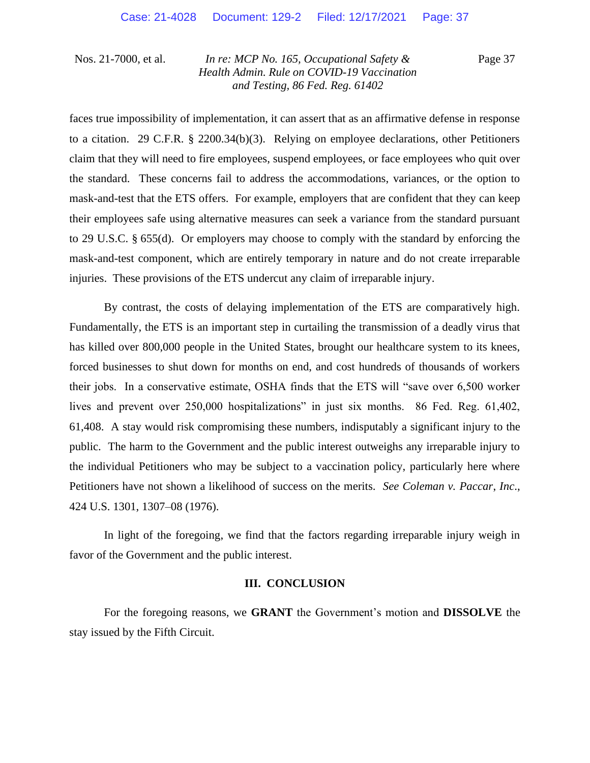faces true impossibility of implementation, it can assert that as an affirmative defense in response to a citation. 29 C.F.R. § 2200.34(b)(3). Relying on employee declarations, other Petitioners claim that they will need to fire employees, suspend employees, or face employees who quit over the standard. These concerns fail to address the accommodations, variances, or the option to mask-and-test that the ETS offers. For example, employers that are confident that they can keep their employees safe using alternative measures can seek a variance from the standard pursuant to 29 U.S.C. § 655(d). Or employers may choose to comply with the standard by enforcing the mask-and-test component, which are entirely temporary in nature and do not create irreparable injuries. These provisions of the ETS undercut any claim of irreparable injury.

By contrast, the costs of delaying implementation of the ETS are comparatively high. Fundamentally, the ETS is an important step in curtailing the transmission of a deadly virus that has killed over 800,000 people in the United States, brought our healthcare system to its knees, forced businesses to shut down for months on end, and cost hundreds of thousands of workers their jobs. In a conservative estimate, OSHA finds that the ETS will "save over 6,500 worker lives and prevent over 250,000 hospitalizations" in just six months. 86 Fed. Reg. 61,402, 61,408. A stay would risk compromising these numbers, indisputably a significant injury to the public. The harm to the Government and the public interest outweighs any irreparable injury to the individual Petitioners who may be subject to a vaccination policy, particularly here where Petitioners have not shown a likelihood of success on the merits. *See Coleman v. Paccar, Inc.*, 424 U.S. 1301, 1307–08 (1976).

In light of the foregoing, we find that the factors regarding irreparable injury weigh in favor of the Government and the public interest.

## III. CONCLUSION

For the foregoing reasons, we **GRANT** the Government's motion and **DISSOLVE** the stay issued by the Fifth Circuit.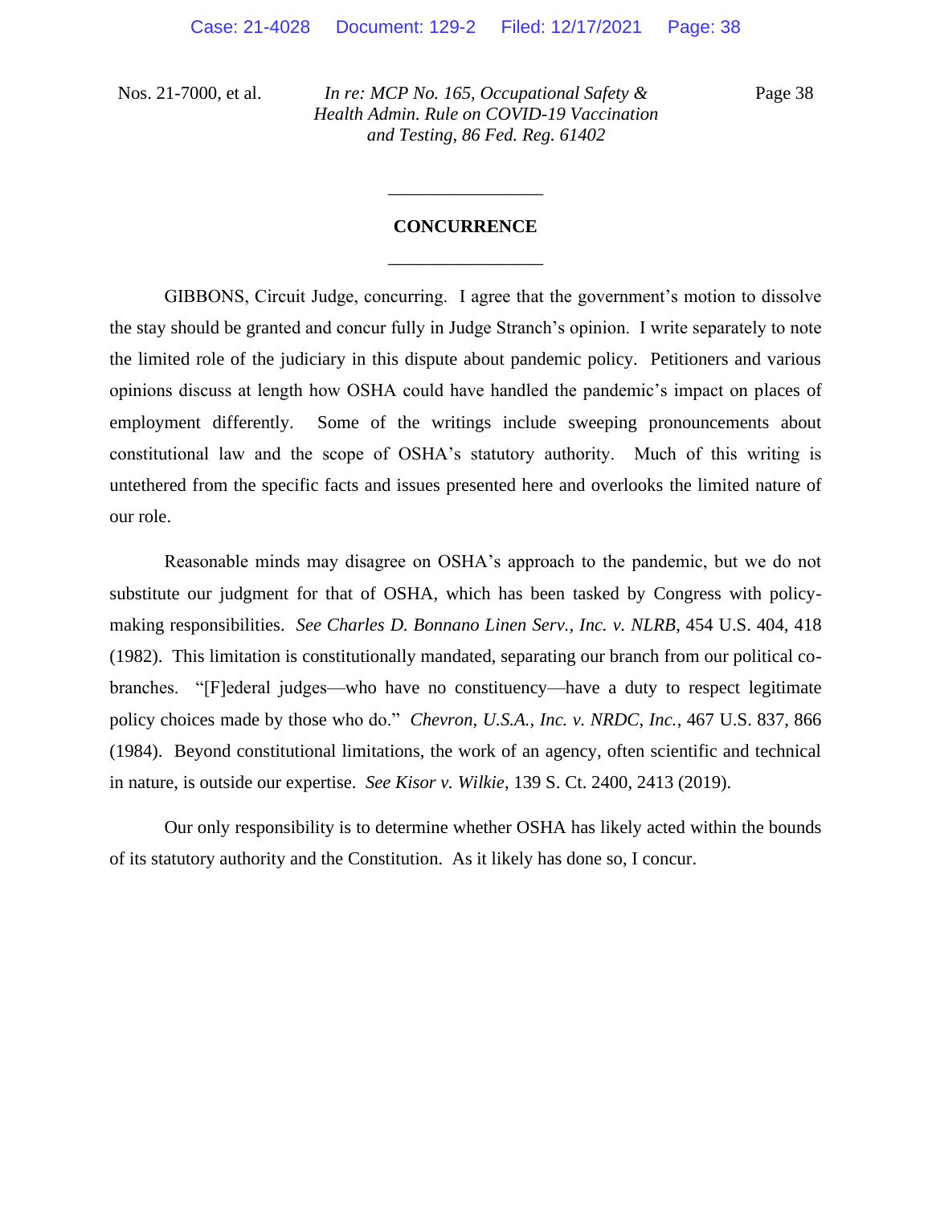## CONCURRENCE

GIBBONS, Circuit Judge, concurring. I agree that the government's motion to dissolve the stay should be granted and concur fully in Judge Stranch's opinion. I write separately to note the limited role of the judiciary in this dispute about pandemic policy. Petitioners and various opinions discuss at length how OSHA could have handled the pandemic's impact on places of employment differently. Some of the writings include sweeping pronouncements about constitutional law and the scope of OSHA's statutory authority. Much of this writing is untethered from the specific facts and issues presented here and overlooks the limited nature of our role.

Reasonable minds may disagree on OSHA's approach to the pandemic, but we do not substitute our judgment for that of OSHA, which has been tasked by Congress with policy-making responsibilities. *See Charles D. Bonnano Linen Serv., Inc. v. NLRB*, 454 U.S. 404, 418 (1982). This limitation is constitutionally mandated, separating our branch from our political co-branches. "[F]ederal judges—who have no constituency—have a duty to respect legitimate policy choices made by those who do." *Chevron, U.S.A., Inc. v. NRDC, Inc.*, 467 U.S. 837, 866 (1984). Beyond constitutional limitations, the work of an agency, often scientific and technical in nature, is outside our expertise. *See Kisor v. Wilkie*, 139 S. Ct. 2400, 2413 (2019).

Our only responsibility is to determine whether OSHA has likely acted within the bounds of its statutory authority and the Constitution. As it likely has done so, I concur.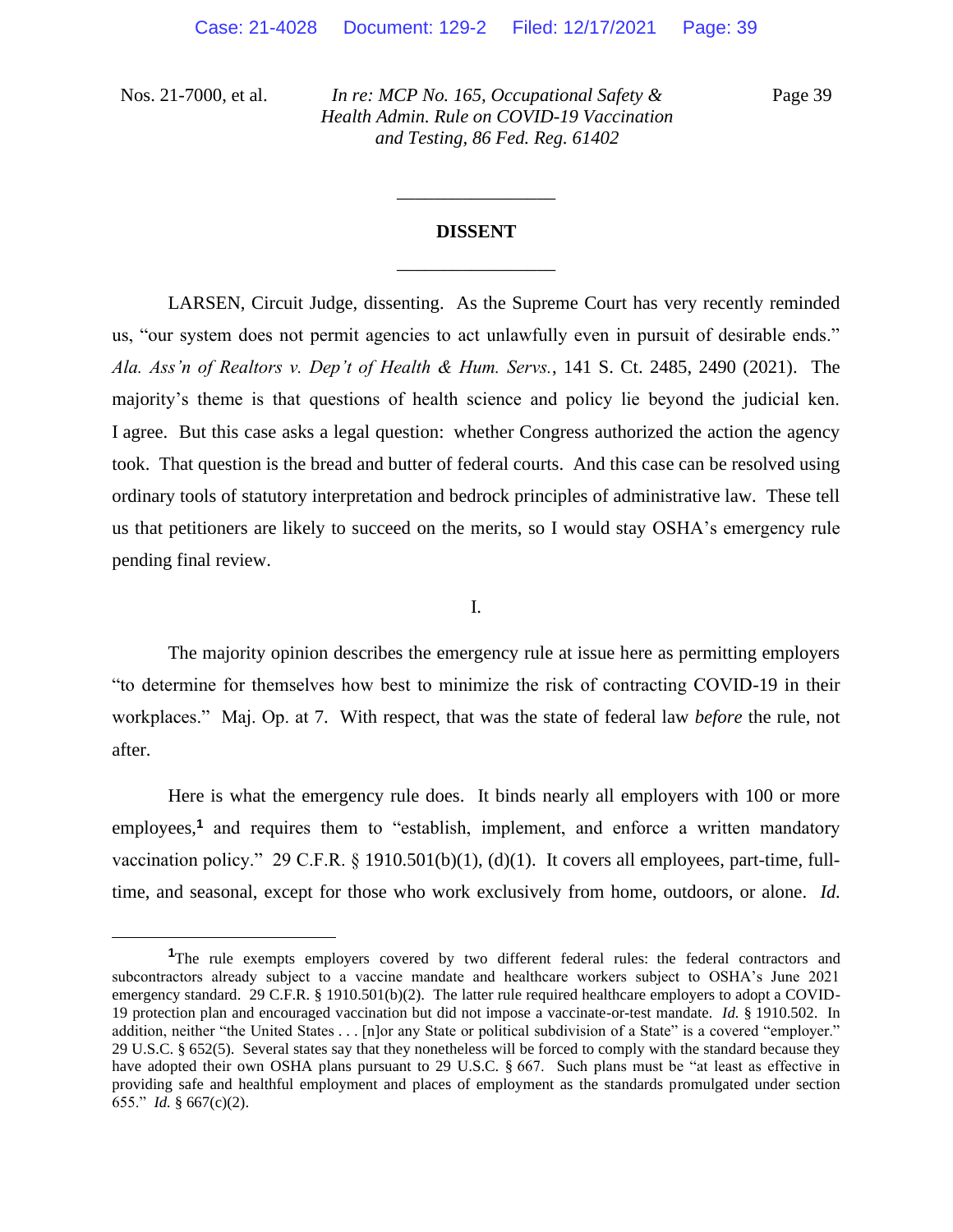## DISSENT

LARSEN, Circuit Judge, dissenting. As the Supreme Court has very recently reminded us, "our system does not permit agencies to act unlawfully even in pursuit of desirable ends." *Ala. Ass'n of Realtors v. Dep't of Health & Hum. Servs.*, 141 S. Ct. 2485, 2490 (2021). The majority's theme is that questions of health science and policy lie beyond the judicial ken. I agree. But this case asks a legal question: whether Congress authorized the action the agency took. That question is the bread and butter of federal courts. And this case can be resolved using ordinary tools of statutory interpretation and bedrock principles of administrative law. These tell us that petitioners are likely to succeed on the merits, so I would stay OSHA's emergency rule pending final review.

I.

The majority opinion describes the emergency rule at issue here as permitting employers "to determine for themselves how best to minimize the risk of contracting COVID-19 in their workplaces." Maj. Op. at 7. With respect, that was the state of federal law *before* the rule, not after.

Here is what the emergency rule does. It binds nearly all employers with 100 or more employees,[1] and requires them to "establish, implement, and enforce a written mandatory vaccination policy." 29 C.F.R. § 1910.501(b)(1), (d)(1). It covers all employees, part-time, full-time, and seasonal, except for those who work exclusively from home, outdoors, or alone. *Id.*

---

[1] The rule exempts employers covered by two different federal rules: the federal contractors and subcontractors already subject to a vaccine mandate and healthcare workers subject to OSHA's June 2021 emergency standard. 29 C.F.R. § 1910.501(b)(2). The latter rule required healthcare employers to adopt a COVID-19 protection plan and encouraged vaccination but did not impose a vaccinate-or-test mandate. *Id.* § 1910.502. In addition, neither "the United States . . . [n]or any State or political subdivision of a State" is a covered "employer." 29 U.S.C. § 652(5). Several states say that they nonetheless will be forced to comply with the standard because they have adopted their own OSHA plans pursuant to 29 U.S.C. § 667. Such plans must be "at least as effective in providing safe and healthful employment and places of employment as the standards promulgated under section 655." *Id.* § 667(c)(2).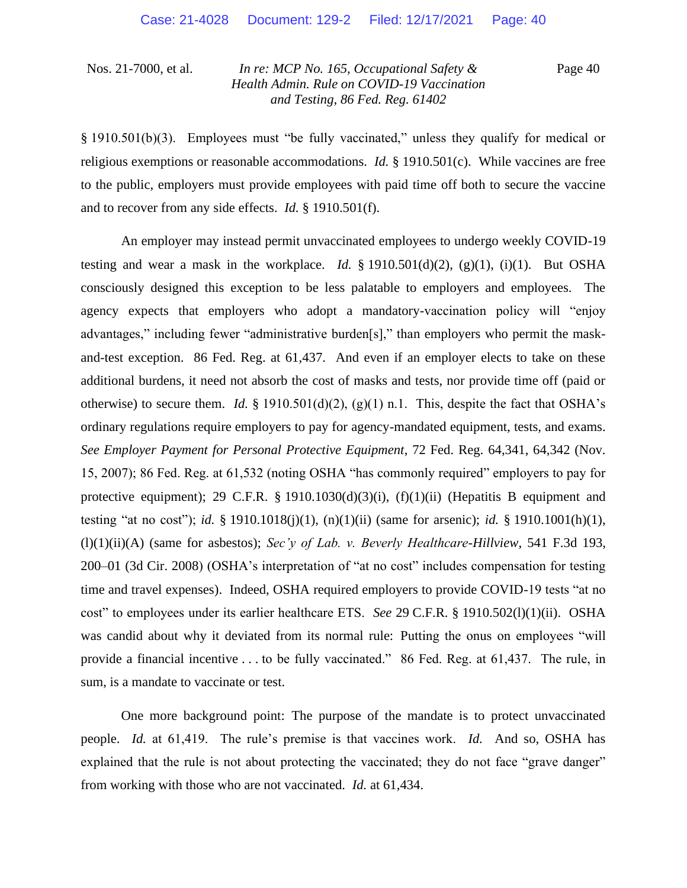§ 1910.501(b)(3). Employees must "be fully vaccinated," unless they qualify for medical or religious exemptions or reasonable accommodations. *Id.* § 1910.501(c). While vaccines are free to the public, employers must provide employees with paid time off both to secure the vaccine and to recover from any side effects. *Id.* § 1910.501(f).

An employer may instead permit unvaccinated employees to undergo weekly COVID-19 testing and wear a mask in the workplace. *Id.* § 1910.501(d)(2), (g)(1), (i)(1). But OSHA consciously designed this exception to be less palatable to employers and employees. The agency expects that employers who adopt a mandatory-vaccination policy will "enjoy advantages," including fewer "administrative burden[s]," than employers who permit the mask-and-test exception. 86 Fed. Reg. at 61,437. And even if an employer elects to take on these additional burdens, it need not absorb the cost of masks and tests, nor provide time off (paid or otherwise) to secure them. *Id.* § 1910.501(d)(2), (g)(1) n.1. This, despite the fact that OSHA's ordinary regulations require employers to pay for agency-mandated equipment, tests, and exams. *See Employer Payment for Personal Protective Equipment*, 72 Fed. Reg. 64,341, 64,342 (Nov. 15, 2007); 86 Fed. Reg. at 61,532 (noting OSHA "has commonly required" employers to pay for protective equipment); 29 C.F.R. § 1910.1030(d)(3)(i), (f)(1)(ii) (Hepatitis B equipment and testing "at no cost"); *id.* § 1910.1018(j)(1), (n)(1)(ii) (same for arsenic); *id.* § 1910.1001(h)(1), (l)(1)(ii)(A) (same for asbestos); *Sec'y of Lab. v. Beverly Healthcare-Hillview*, 541 F.3d 193, 200–01 (3d Cir. 2008) (OSHA's interpretation of "at no cost" includes compensation for testing time and travel expenses). Indeed, OSHA required employers to provide COVID-19 tests "at no cost" to employees under its earlier healthcare ETS. *See* 29 C.F.R. § 1910.502(l)(1)(ii). OSHA was candid about why it deviated from its normal rule: Putting the onus on employees "will provide a financial incentive . . . to be fully vaccinated." 86 Fed. Reg. at 61,437. The rule, in sum, is a mandate to vaccinate or test.

One more background point: The purpose of the mandate is to protect unvaccinated people. *Id.* at 61,419. The rule's premise is that vaccines work. *Id.* And so, OSHA has explained that the rule is not about protecting the vaccinated; they do not face "grave danger" from working with those who are not vaccinated. *Id.* at 61,434.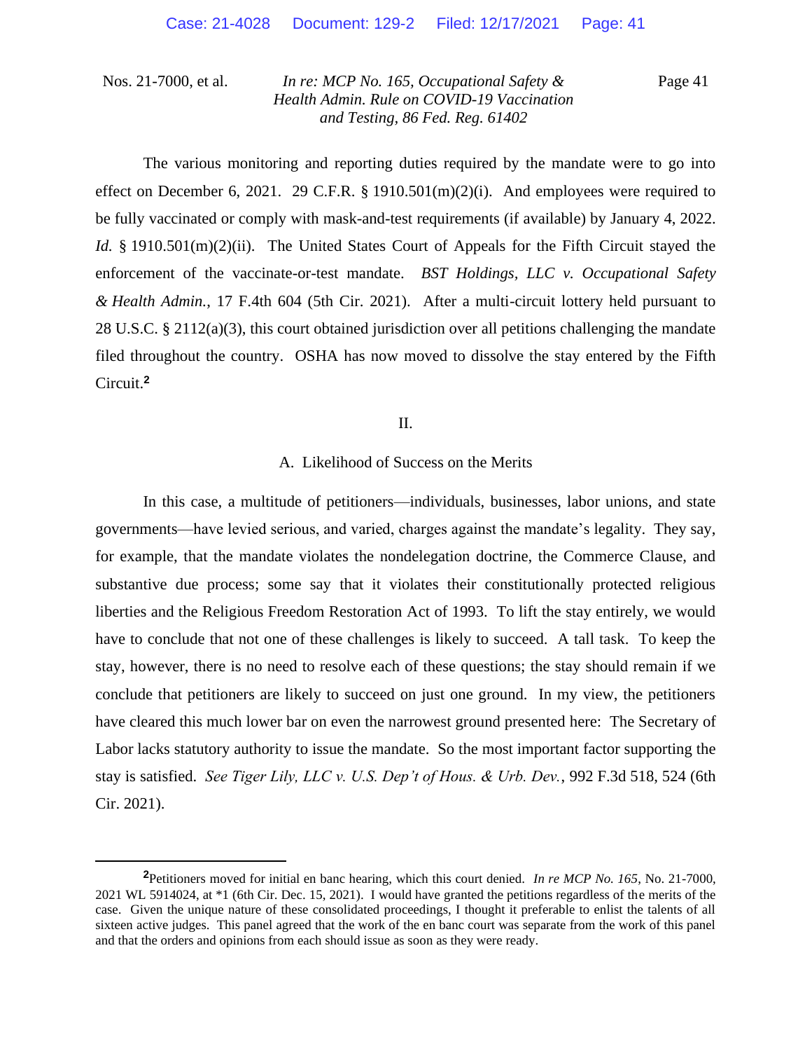The various monitoring and reporting duties required by the mandate were to go into effect on December 6, 2021. 29 C.F.R. § 1910.501(m)(2)(i). And employees were required to be fully vaccinated or comply with mask-and-test requirements (if available) by January 4, 2022. *Id.* § 1910.501(m)(2)(ii). The United States Court of Appeals for the Fifth Circuit stayed the enforcement of the vaccinate-or-test mandate. *BST Holdings, LLC v. Occupational Safety & Health Admin.*, 17 F.4th 604 (5th Cir. 2021). After a multi-circuit lottery held pursuant to 28 U.S.C. § 2112(a)(3), this court obtained jurisdiction over all petitions challenging the mandate filed throughout the country. OSHA has now moved to dissolve the stay entered by the Fifth Circuit.[2]

## II.

### A. Likelihood of Success on the Merits

In this case, a multitude of petitioners—individuals, businesses, labor unions, and state governments—have levied serious, and varied, charges against the mandate's legality. They say, for example, that the mandate violates the nondelegation doctrine, the Commerce Clause, and substantive due process; some say that it violates their constitutionally protected religious liberties and the Religious Freedom Restoration Act of 1993. To lift the stay entirely, we would have to conclude that not one of these challenges is likely to succeed. A tall task. To keep the stay, however, there is no need to resolve each of these questions; the stay should remain if we conclude that petitioners are likely to succeed on just one ground. In my view, the petitioners have cleared this much lower bar on even the narrowest ground presented here: The Secretary of Labor lacks statutory authority to issue the mandate. So the most important factor supporting the stay is satisfied. *See Tiger Lily, LLC v. U.S. Dep't of Hous. & Urb. Dev.*, 992 F.3d 518, 524 (6th Cir. 2021).

---

[2] Petitioners moved for initial en banc hearing, which this court denied. *In re MCP No. 165*, No. 21-7000, 2021 WL 5914024, at *1 (6th Cir. Dec. 15, 2021). I would have granted the petitions regardless of the merits of the case. Given the unique nature of these consolidated proceedings, I thought it preferable to enlist the talents of all sixteen active judges. This panel agreed that the work of the en banc court was separate from the work of this panel and that the orders and opinions from each should issue as soon as they were ready.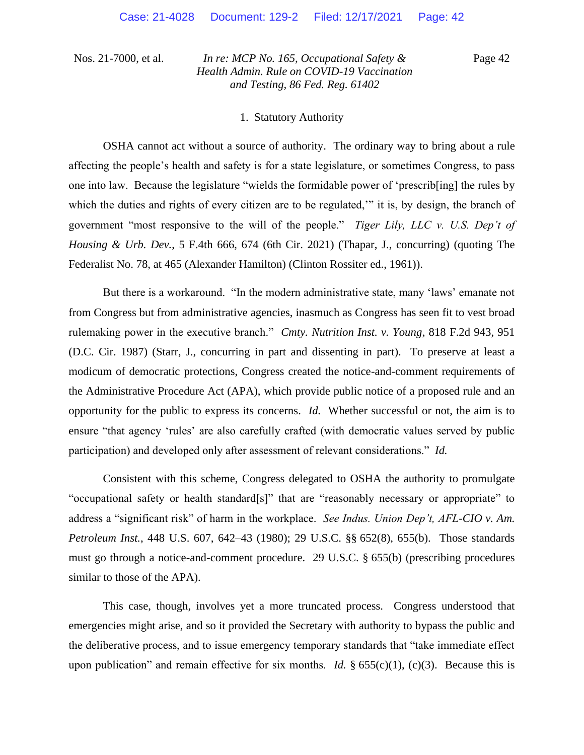### 1. Statutory Authority

OSHA cannot act without a source of authority. The ordinary way to bring about a rule affecting the people's health and safety is for a state legislature, or sometimes Congress, to pass one into law. Because the legislature "wields the formidable power of 'prescrib[ing] the rules by which the duties and rights of every citizen are to be regulated,'" it is, by design, the branch of government "most responsive to the will of the people." *Tiger Lily, LLC v. U.S. Dep't of Housing & Urb. Dev.*, 5 F.4th 666, 674 (6th Cir. 2021) (Thapar, J., concurring) (quoting The Federalist No. 78, at 465 (Alexander Hamilton) (Clinton Rossiter ed., 1961)).

But there is a workaround. "In the modern administrative state, many 'laws' emanate not from Congress but from administrative agencies, inasmuch as Congress has seen fit to vest broad rulemaking power in the executive branch." *Cmty. Nutrition Inst. v. Young*, 818 F.2d 943, 951 (D.C. Cir. 1987) (Starr, J., concurring in part and dissenting in part). To preserve at least a modicum of democratic protections, Congress created the notice-and-comment requirements of the Administrative Procedure Act (APA), which provide public notice of a proposed rule and an opportunity for the public to express its concerns. *Id.* Whether successful or not, the aim is to ensure "that agency 'rules' are also carefully crafted (with democratic values served by public participation) and developed only after assessment of relevant considerations." *Id.*

Consistent with this scheme, Congress delegated to OSHA the authority to promulgate "occupational safety or health standard[s]" that are "reasonably necessary or appropriate" to address a "significant risk" of harm in the workplace. *See Indus. Union Dep't, AFL-CIO v. Am. Petroleum Inst.*, 448 U.S. 607, 642–43 (1980); 29 U.S.C. §§ 652(8), 655(b). Those standards must go through a notice-and-comment procedure. 29 U.S.C. § 655(b) (prescribing procedures similar to those of the APA).

This case, though, involves yet a more truncated process. Congress understood that emergencies might arise, and so it provided the Secretary with authority to bypass the public and the deliberative process, and to issue emergency temporary standards that "take immediate effect upon publication" and remain effective for six months. *Id.* § 655(c)(1), (c)(3). Because this is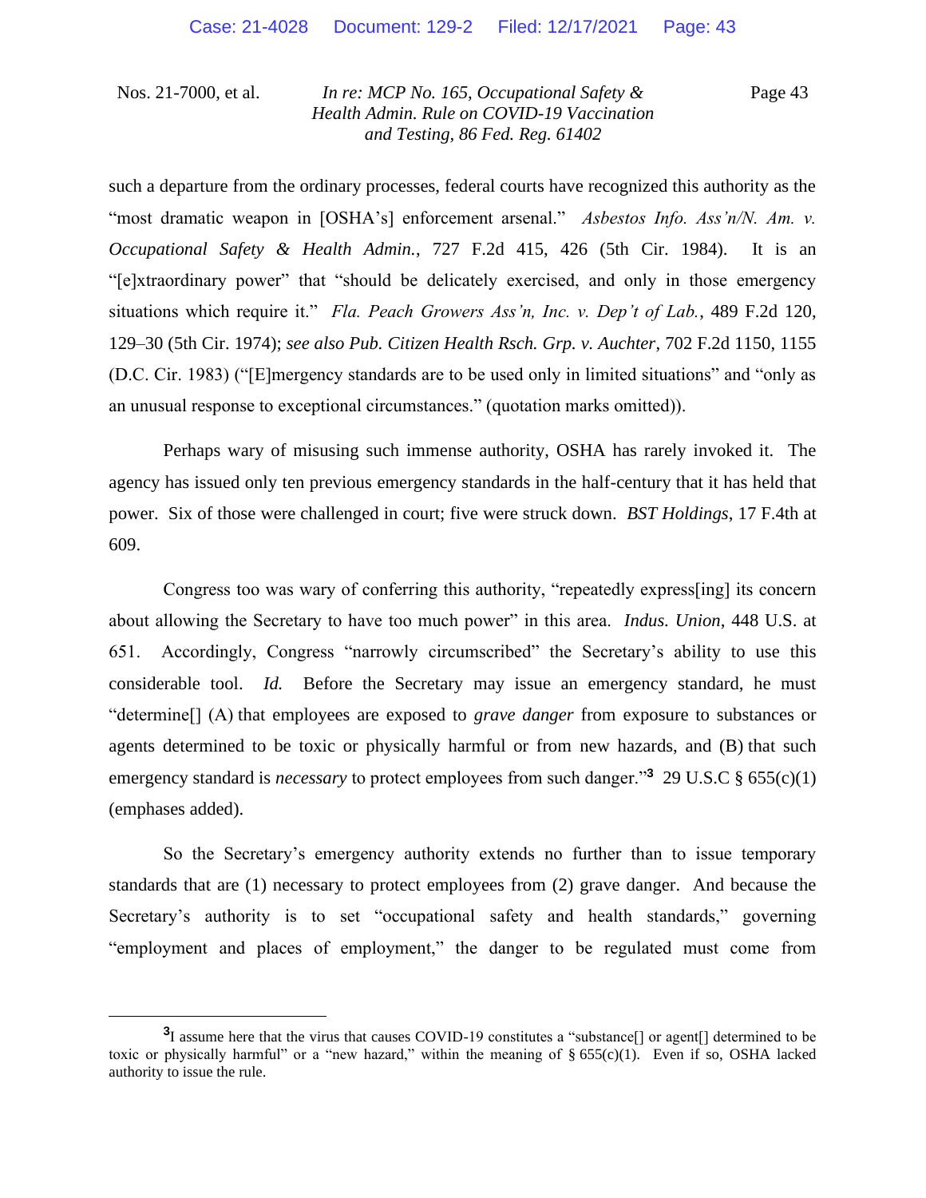such a departure from the ordinary processes, federal courts have recognized this authority as the "most dramatic weapon in [OSHA's] enforcement arsenal." *Asbestos Info. Ass'n/N. Am. v. Occupational Safety & Health Admin.*, 727 F.2d 415, 426 (5th Cir. 1984). It is an "[e]xtraordinary power" that "should be delicately exercised, and only in those emergency situations which require it." *Fla. Peach Growers Ass'n, Inc. v. Dep't of Lab.*, 489 F.2d 120, 129–30 (5th Cir. 1974); *see also Pub. Citizen Health Rsch. Grp. v. Auchter*, 702 F.2d 1150, 1155 (D.C. Cir. 1983) ("[E]mergency standards are to be used only in limited situations" and "only as an unusual response to exceptional circumstances." (quotation marks omitted)).

Perhaps wary of misusing such immense authority, OSHA has rarely invoked it. The agency has issued only ten previous emergency standards in the half-century that it has held that power. Six of those were challenged in court; five were struck down. *BST Holdings*, 17 F.4th at 609.

Congress too was wary of conferring this authority, "repeatedly express[ing] its concern about allowing the Secretary to have too much power" in this area. *Indus. Union*, 448 U.S. at 651. Accordingly, Congress "narrowly circumscribed" the Secretary's ability to use this considerable tool. *Id.* Before the Secretary may issue an emergency standard, he must "determine[] (A) that employees are exposed to *grave danger* from exposure to substances or agents determined to be toxic or physically harmful or from new hazards, and (B) that such emergency standard is *necessary* to protect employees from such danger."[3] 29 U.S.C § 655(c)(1) (emphases added).

So the Secretary's emergency authority extends no further than to issue temporary standards that are (1) necessary to protect employees from (2) grave danger. And because the Secretary's authority is to set "occupational safety and health standards," governing "employment and places of employment," the danger to be regulated must come from

---

[3] I assume here that the virus that causes COVID-19 constitutes a "substance[] or agent[] determined to be toxic or physically harmful" or a "new hazard," within the meaning of § 655(c)(1). Even if so, OSHA lacked authority to issue the rule.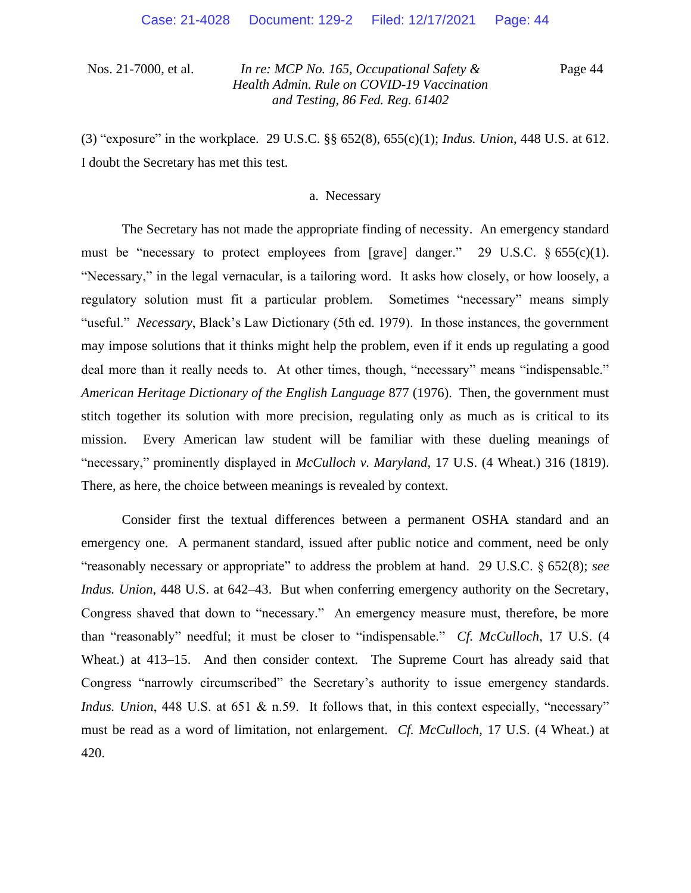(3) "exposure" in the workplace. 29 U.S.C. §§ 652(8), 655(c)(1); *Indus. Union*, 448 U.S. at 612. I doubt the Secretary has met this test.

a. Necessary

The Secretary has not made the appropriate finding of necessity. An emergency standard must be "necessary to protect employees from [grave] danger." 29 U.S.C. § 655(c)(1). "Necessary," in the legal vernacular, is a tailoring word. It asks how closely, or how loosely, a regulatory solution must fit a particular problem. Sometimes "necessary" means simply "useful." *Necessary*, Black's Law Dictionary (5th ed. 1979). In those instances, the government may impose solutions that it thinks might help the problem, even if it ends up regulating a good deal more than it really needs to. At other times, though, "necessary" means "indispensable." *American Heritage Dictionary of the English Language* 877 (1976). Then, the government must stitch together its solution with more precision, regulating only as much as is critical to its mission. Every American law student will be familiar with these dueling meanings of "necessary," prominently displayed in *McCulloch v. Maryland*, 17 U.S. (4 Wheat.) 316 (1819). There, as here, the choice between meanings is revealed by context.

Consider first the textual differences between a permanent OSHA standard and an emergency one. A permanent standard, issued after public notice and comment, need be only "reasonably necessary or appropriate" to address the problem at hand. 29 U.S.C. § 652(8); *see Indus. Union*, 448 U.S. at 642–43. But when conferring emergency authority on the Secretary, Congress shaved that down to "necessary." An emergency measure must, therefore, be more than "reasonably" needful; it must be closer to "indispensable." *Cf. McCulloch*, 17 U.S. (4 Wheat.) at 413–15. And then consider context. The Supreme Court has already said that Congress "narrowly circumscribed" the Secretary's authority to issue emergency standards. *Indus. Union*, 448 U.S. at 651 & n.59. It follows that, in this context especially, "necessary" must be read as a word of limitation, not enlargement. *Cf. McCulloch*, 17 U.S. (4 Wheat.) at 420.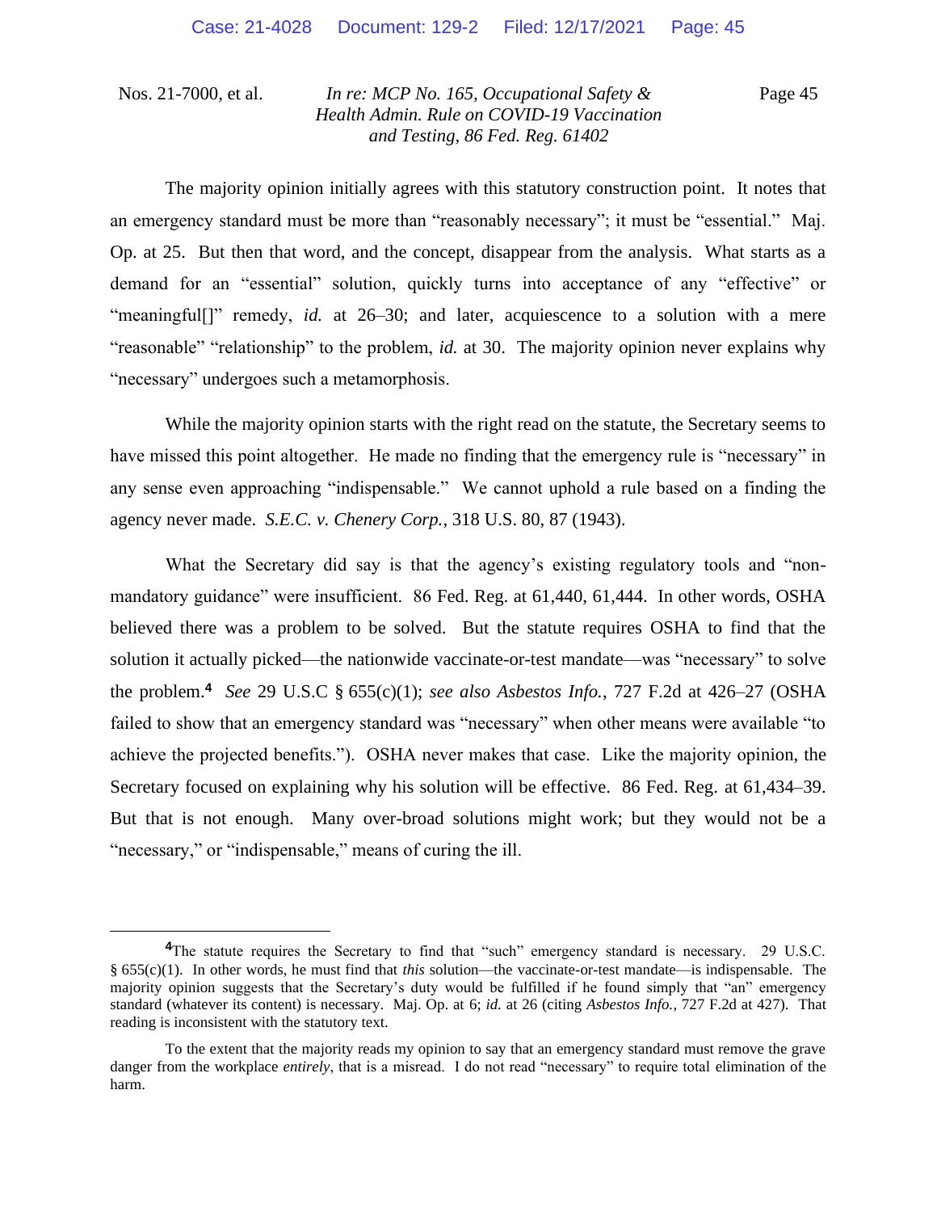The majority opinion initially agrees with this statutory construction point. It notes that an emergency standard must be more than "reasonably necessary"; it must be "essential." Maj. Op. at 25. But then that word, and the concept, disappear from the analysis. What starts as a demand for an "essential" solution, quickly turns into acceptance of any "effective" or "meaningful[]" remedy, *id.* at 26–30; and later, acquiescence to a solution with a mere "reasonable" "relationship" to the problem, *id.* at 30. The majority opinion never explains why "necessary" undergoes such a metamorphosis.

While the majority opinion starts with the right read on the statute, the Secretary seems to have missed this point altogether. He made no finding that the emergency rule is "necessary" in any sense even approaching "indispensable." We cannot uphold a rule based on a finding the agency never made. *S.E.C. v. Chenery Corp.*, 318 U.S. 80, 87 (1943).

What the Secretary did say is that the agency's existing regulatory tools and "non-mandatory guidance" were insufficient. 86 Fed. Reg. at 61,440, 61,444. In other words, OSHA believed there was a problem to be solved. But the statute requires OSHA to find that the solution it actually picked—the nationwide vaccinate-or-test mandate—was "necessary" to solve the problem.[4] *See* 29 U.S.C § 655(c)(1); *see also Asbestos Info.*, 727 F.2d at 426–27 (OSHA failed to show that an emergency standard was "necessary" when other means were available "to achieve the projected benefits."). OSHA never makes that case. Like the majority opinion, the Secretary focused on explaining why his solution will be effective. 86 Fed. Reg. at 61,434–39. But that is not enough. Many over-broad solutions might work; but they would not be a "necessary," or "indispensable," means of curing the ill.

---

[4]The statute requires the Secretary to find that "such" emergency standard is necessary. 29 U.S.C. § 655(c)(1). In other words, he must find that *this* solution—the vaccinate-or-test mandate—is indispensable. The majority opinion suggests that the Secretary's duty would be fulfilled if he found simply that "an" emergency standard (whatever its content) is necessary. Maj. Op. at 6; *id.* at 26 (citing *Asbestos Info.*, 727 F.2d at 427). That reading is inconsistent with the statutory text.

To the extent that the majority reads my opinion to say that an emergency standard must remove the grave danger from the workplace *entirely*, that is a misread. I do not read "necessary" to require total elimination of the harm.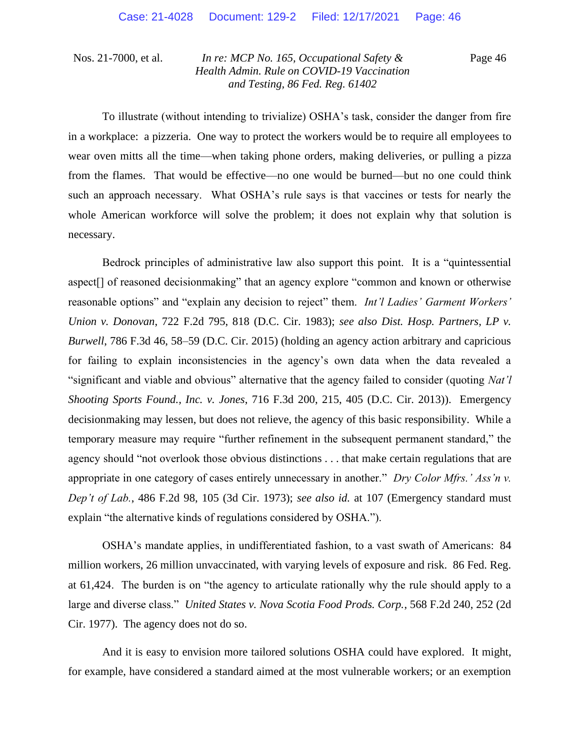To illustrate (without intending to trivialize) OSHA's task, consider the danger from fire in a workplace: a pizzeria. One way to protect the workers would be to require all employees to wear oven mitts all the time—when taking phone orders, making deliveries, or pulling a pizza from the flames. That would be effective—no one would be burned—but no one could think such an approach necessary. What OSHA's rule says is that vaccines or tests for nearly the whole American workforce will solve the problem; it does not explain why that solution is necessary.

Bedrock principles of administrative law also support this point. It is a "quintessential aspect[] of reasoned decisionmaking" that an agency explore "common and known or otherwise reasonable options" and "explain any decision to reject" them. *Int'l Ladies' Garment Workers' Union v. Donovan*, 722 F.2d 795, 818 (D.C. Cir. 1983); *see also Dist. Hosp. Partners, LP v. Burwell*, 786 F.3d 46, 58–59 (D.C. Cir. 2015) (holding an agency action arbitrary and capricious for failing to explain inconsistencies in the agency's own data when the data revealed a "significant and viable and obvious" alternative that the agency failed to consider (quoting *Nat'l Shooting Sports Found., Inc. v. Jones*, 716 F.3d 200, 215, 405 (D.C. Cir. 2013)). Emergency decisionmaking may lessen, but does not relieve, the agency of this basic responsibility. While a temporary measure may require "further refinement in the subsequent permanent standard," the agency should "not overlook those obvious distinctions . . . that make certain regulations that are appropriate in one category of cases entirely unnecessary in another." *Dry Color Mfrs.' Ass'n v. Dep't of Lab.*, 486 F.2d 98, 105 (3d Cir. 1973); *see also id.* at 107 (Emergency standard must explain "the alternative kinds of regulations considered by OSHA.").

OSHA's mandate applies, in undifferentiated fashion, to a vast swath of Americans: 84 million workers, 26 million unvaccinated, with varying levels of exposure and risk. 86 Fed. Reg. at 61,424. The burden is on "the agency to articulate rationally why the rule should apply to a large and diverse class." *United States v. Nova Scotia Food Prods. Corp.*, 568 F.2d 240, 252 (2d Cir. 1977). The agency does not do so.

And it is easy to envision more tailored solutions OSHA could have explored. It might, for example, have considered a standard aimed at the most vulnerable workers; or an exemption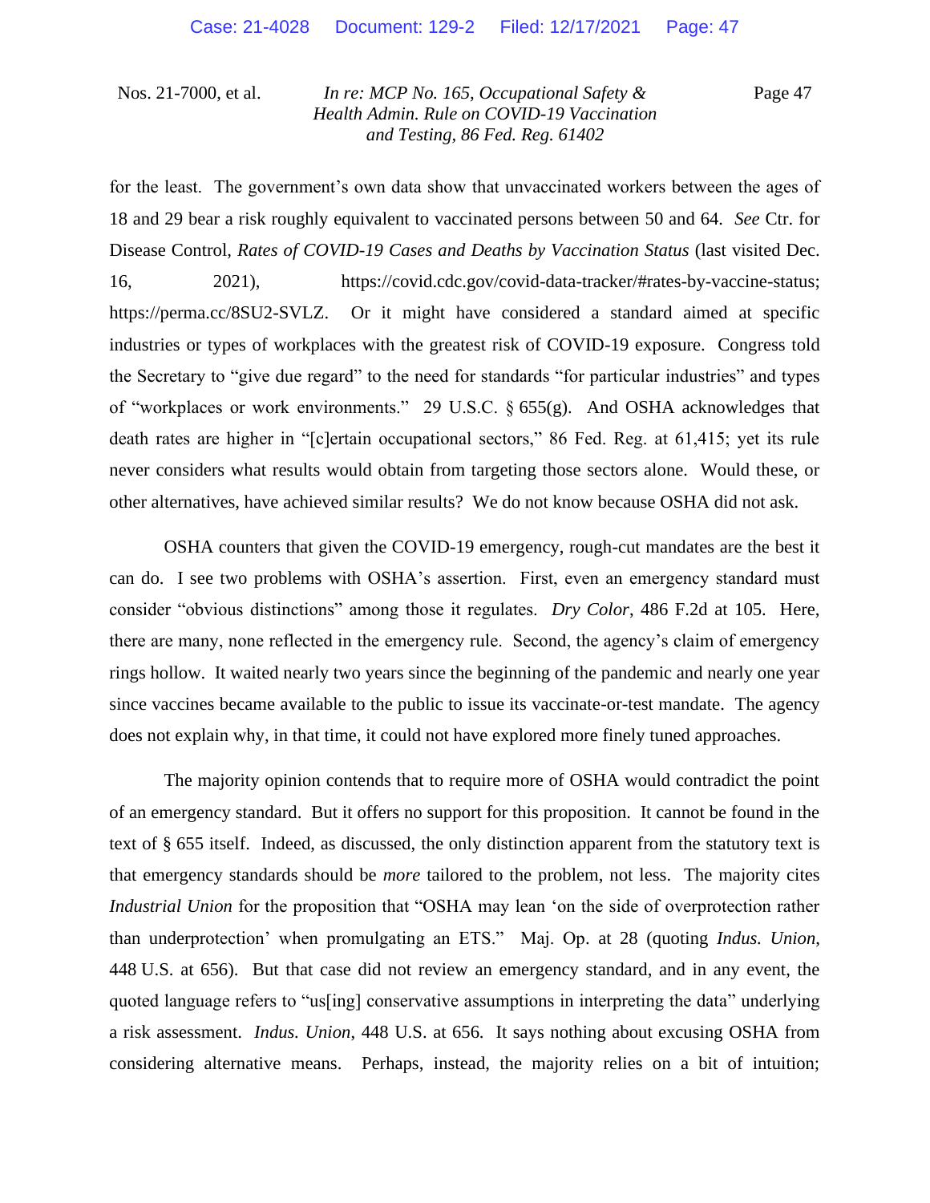for the least. The government's own data show that unvaccinated workers between the ages of 18 and 29 bear a risk roughly equivalent to vaccinated persons between 50 and 64. *See* Ctr. for Disease Control, *Rates of COVID-19 Cases and Deaths by Vaccination Status* (last visited Dec. 16, 2021), https://covid.cdc.gov/covid-data-tracker/#rates-by-vaccine-status; https://perma.cc/8SU2-SVLZ. Or it might have considered a standard aimed at specific industries or types of workplaces with the greatest risk of COVID-19 exposure. Congress told the Secretary to "give due regard" to the need for standards "for particular industries" and types of "workplaces or work environments." 29 U.S.C. § 655(g). And OSHA acknowledges that death rates are higher in "[c]ertain occupational sectors," 86 Fed. Reg. at 61,415; yet its rule never considers what results would obtain from targeting those sectors alone. Would these, or other alternatives, have achieved similar results? We do not know because OSHA did not ask.

OSHA counters that given the COVID-19 emergency, rough-cut mandates are the best it can do. I see two problems with OSHA's assertion. First, even an emergency standard must consider "obvious distinctions" among those it regulates. *Dry Color*, 486 F.2d at 105. Here, there are many, none reflected in the emergency rule. Second, the agency's claim of emergency rings hollow. It waited nearly two years since the beginning of the pandemic and nearly one year since vaccines became available to the public to issue its vaccinate-or-test mandate. The agency does not explain why, in that time, it could not have explored more finely tuned approaches.

The majority opinion contends that to require more of OSHA would contradict the point of an emergency standard. But it offers no support for this proposition. It cannot be found in the text of § 655 itself. Indeed, as discussed, the only distinction apparent from the statutory text is that emergency standards should be *more* tailored to the problem, not less. The majority cites *Industrial Union* for the proposition that "OSHA may lean 'on the side of overprotection rather than underprotection' when promulgating an ETS." Maj. Op. at 28 (quoting *Indus. Union*, 448 U.S. at 656). But that case did not review an emergency standard, and in any event, the quoted language refers to "us[ing] conservative assumptions in interpreting the data" underlying a risk assessment. *Indus. Union*, 448 U.S. at 656. It says nothing about excusing OSHA from considering alternative means. Perhaps, instead, the majority relies on a bit of intuition;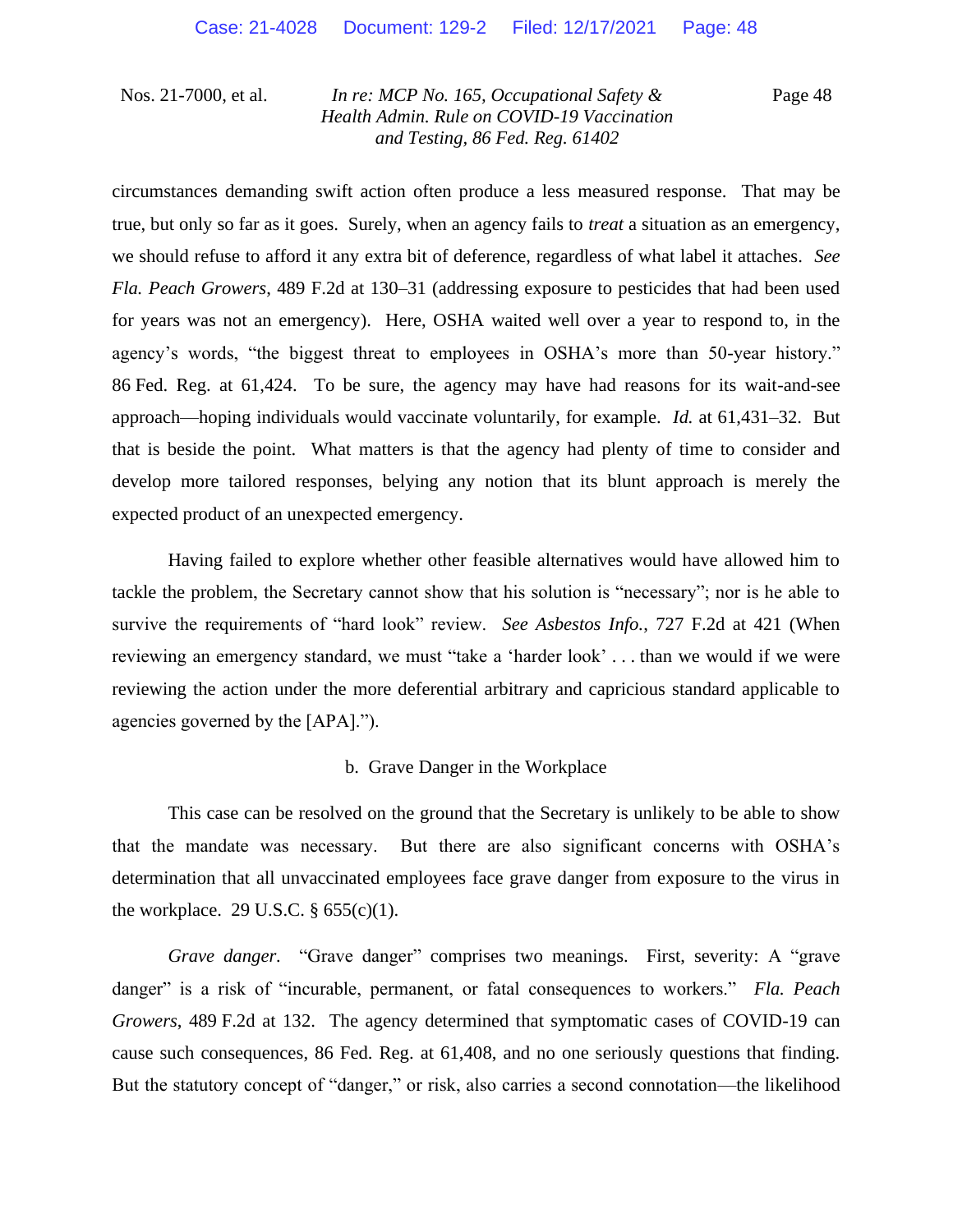circumstances demanding swift action often produce a less measured response. That may be true, but only so far as it goes. Surely, when an agency fails to *treat* a situation as an emergency, we should refuse to afford it any extra bit of deference, regardless of what label it attaches. *See Fla. Peach Growers*, 489 F.2d at 130–31 (addressing exposure to pesticides that had been used for years was not an emergency). Here, OSHA waited well over a year to respond to, in the agency's words, "the biggest threat to employees in OSHA's more than 50-year history." 86 Fed. Reg. at 61,424. To be sure, the agency may have had reasons for its wait-and-see approach—hoping individuals would vaccinate voluntarily, for example. *Id.* at 61,431–32. But that is beside the point. What matters is that the agency had plenty of time to consider and develop more tailored responses, belying any notion that its blunt approach is merely the expected product of an unexpected emergency.

Having failed to explore whether other feasible alternatives would have allowed him to tackle the problem, the Secretary cannot show that his solution is "necessary"; nor is he able to survive the requirements of "hard look" review. *See Asbestos Info.*, 727 F.2d at 421 (When reviewing an emergency standard, we must "take a 'harder look' . . . than we would if we were reviewing the action under the more deferential arbitrary and capricious standard applicable to agencies governed by the [APA].").

b. Grave Danger in the Workplace

This case can be resolved on the ground that the Secretary is unlikely to be able to show that the mandate was necessary. But there are also significant concerns with OSHA's determination that all unvaccinated employees face grave danger from exposure to the virus in the workplace. 29 U.S.C. § 655(c)(1).

*Grave danger*. "Grave danger" comprises two meanings. First, severity: A "grave danger" is a risk of "incurable, permanent, or fatal consequences to workers." *Fla. Peach Growers*, 489 F.2d at 132. The agency determined that symptomatic cases of COVID-19 can cause such consequences, 86 Fed. Reg. at 61,408, and no one seriously questions that finding. But the statutory concept of "danger," or risk, also carries a second connotation—the likelihood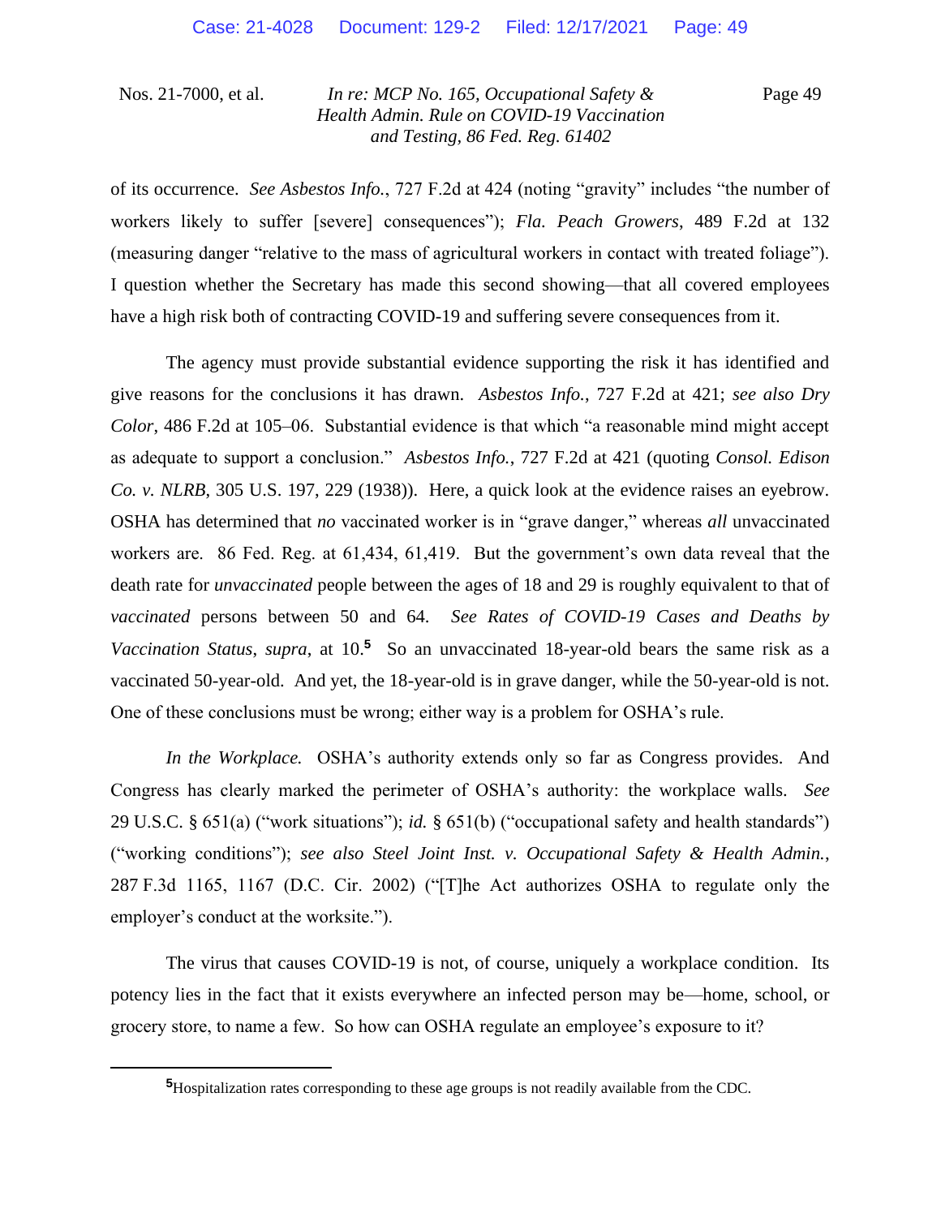of its occurrence. *See Asbestos Info.*, 727 F.2d at 424 (noting "gravity" includes "the number of workers likely to suffer [severe] consequences"); *Fla. Peach Growers*, 489 F.2d at 132 (measuring danger "relative to the mass of agricultural workers in contact with treated foliage"). I question whether the Secretary has made this second showing—that all covered employees have a high risk both of contracting COVID-19 and suffering severe consequences from it.

The agency must provide substantial evidence supporting the risk it has identified and give reasons for the conclusions it has drawn. *Asbestos Info.*, 727 F.2d at 421; *see also Dry Color*, 486 F.2d at 105–06. Substantial evidence is that which "a reasonable mind might accept as adequate to support a conclusion." *Asbestos Info.*, 727 F.2d at 421 (quoting *Consol. Edison Co. v. NLRB*, 305 U.S. 197, 229 (1938)). Here, a quick look at the evidence raises an eyebrow. OSHA has determined that *no* vaccinated worker is in "grave danger," whereas *all* unvaccinated workers are. 86 Fed. Reg. at 61,434, 61,419. But the government's own data reveal that the death rate for *unvaccinated* people between the ages of 18 and 29 is roughly equivalent to that of *vaccinated* persons between 50 and 64. *See Rates of COVID-19 Cases and Deaths by Vaccination Status*, *supra*, at 10.[5] So an unvaccinated 18-year-old bears the same risk as a vaccinated 50-year-old. And yet, the 18-year-old is in grave danger, while the 50-year-old is not. One of these conclusions must be wrong; either way is a problem for OSHA's rule.

*In the Workplace.* OSHA's authority extends only so far as Congress provides. And Congress has clearly marked the perimeter of OSHA's authority: the workplace walls. *See* 29 U.S.C. § 651(a) ("work situations"); *id.* § 651(b) ("occupational safety and health standards") ("working conditions"); *see also Steel Joint Inst. v. Occupational Safety & Health Admin.*, 287 F.3d 1165, 1167 (D.C. Cir. 2002) ("[T]he Act authorizes OSHA to regulate only the employer's conduct at the worksite.").

The virus that causes COVID-19 is not, of course, uniquely a workplace condition. Its potency lies in the fact that it exists everywhere an infected person may be—home, school, or grocery store, to name a few. So how can OSHA regulate an employee's exposure to it?

---

[5] Hospitalization rates corresponding to these age groups is not readily available from the CDC.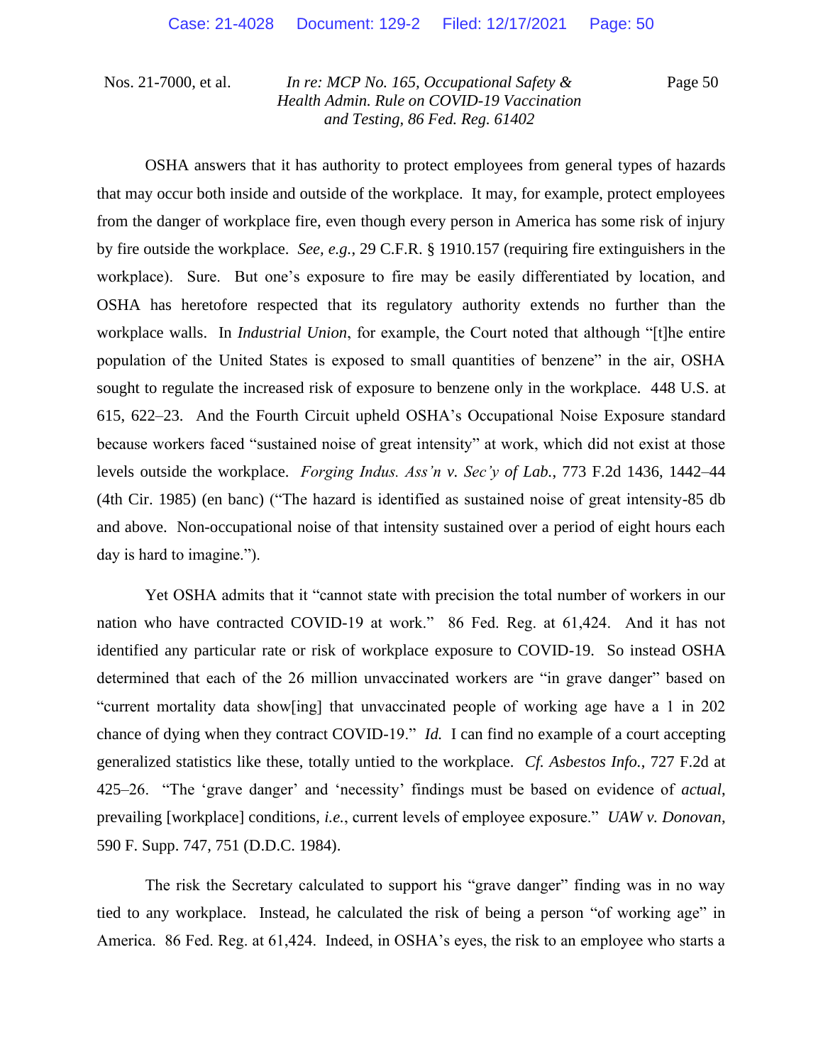OSHA answers that it has authority to protect employees from general types of hazards that may occur both inside and outside of the workplace. It may, for example, protect employees from the danger of workplace fire, even though every person in America has some risk of injury by fire outside the workplace. *See, e.g.*, 29 C.F.R. § 1910.157 (requiring fire extinguishers in the workplace). Sure. But one's exposure to fire may be easily differentiated by location, and OSHA has heretofore respected that its regulatory authority extends no further than the workplace walls. In *Industrial Union*, for example, the Court noted that although "[t]he entire population of the United States is exposed to small quantities of benzene" in the air, OSHA sought to regulate the increased risk of exposure to benzene only in the workplace. 448 U.S. at 615, 622–23. And the Fourth Circuit upheld OSHA's Occupational Noise Exposure standard because workers faced "sustained noise of great intensity" at work, which did not exist at those levels outside the workplace. *Forging Indus. Ass'n v. Sec'y of Lab.*, 773 F.2d 1436, 1442–44 (4th Cir. 1985) (en banc) ("The hazard is identified as sustained noise of great intensity-85 db and above. Non-occupational noise of that intensity sustained over a period of eight hours each day is hard to imagine.").

Yet OSHA admits that it "cannot state with precision the total number of workers in our nation who have contracted COVID-19 at work." 86 Fed. Reg. at 61,424. And it has not identified any particular rate or risk of workplace exposure to COVID-19. So instead OSHA determined that each of the 26 million unvaccinated workers are "in grave danger" based on "current mortality data show[ing] that unvaccinated people of working age have a 1 in 202 chance of dying when they contract COVID-19." *Id.* I can find no example of a court accepting generalized statistics like these, totally untied to the workplace. *Cf. Asbestos Info.*, 727 F.2d at 425–26. "The 'grave danger' and 'necessity' findings must be based on evidence of *actual*, prevailing [workplace] conditions, *i.e.*, current levels of employee exposure." *UAW v. Donovan*, 590 F. Supp. 747, 751 (D.D.C. 1984).

The risk the Secretary calculated to support his "grave danger" finding was in no way tied to any workplace. Instead, he calculated the risk of being a person "of working age" in America. 86 Fed. Reg. at 61,424. Indeed, in OSHA's eyes, the risk to an employee who starts a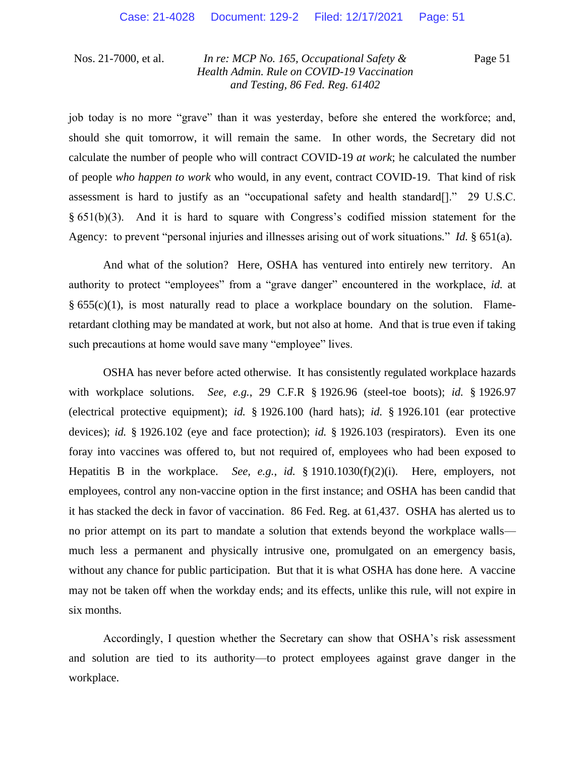job today is no more "grave" than it was yesterday, before she entered the workforce; and, should she quit tomorrow, it will remain the same. In other words, the Secretary did not calculate the number of people who will contract COVID-19 *at work*; he calculated the number of people *who happen to work* who would, in any event, contract COVID-19. That kind of risk assessment is hard to justify as an "occupational safety and health standard[]." 29 U.S.C. § 651(b)(3). And it is hard to square with Congress's codified mission statement for the Agency: to prevent "personal injuries and illnesses arising out of work situations." *Id.* § 651(a).

And what of the solution? Here, OSHA has ventured into entirely new territory. An authority to protect "employees" from a "grave danger" encountered in the workplace, *id.* at § 655(c)(1), is most naturally read to place a workplace boundary on the solution. Flame-retardant clothing may be mandated at work, but not also at home. And that is true even if taking such precautions at home would save many "employee" lives.

OSHA has never before acted otherwise. It has consistently regulated workplace hazards with workplace solutions. *See, e.g.*, 29 C.F.R § 1926.96 (steel-toe boots); *id.* § 1926.97 (electrical protective equipment); *id.* § 1926.100 (hard hats); *id.* § 1926.101 (ear protective devices); *id.* § 1926.102 (eye and face protection); *id.* § 1926.103 (respirators). Even its one foray into vaccines was offered to, but not required of, employees who had been exposed to Hepatitis B in the workplace. *See, e.g.*, *id.* § 1910.1030(f)(2)(i). Here, employers, not employees, control any non-vaccine option in the first instance; and OSHA has been candid that it has stacked the deck in favor of vaccination. 86 Fed. Reg. at 61,437. OSHA has alerted us to no prior attempt on its part to mandate a solution that extends beyond the workplace walls—much less a permanent and physically intrusive one, promulgated on an emergency basis, without any chance for public participation. But that it is what OSHA has done here. A vaccine may not be taken off when the workday ends; and its effects, unlike this rule, will not expire in six months.

Accordingly, I question whether the Secretary can show that OSHA's risk assessment and solution are tied to its authority—to protect employees against grave danger in the workplace.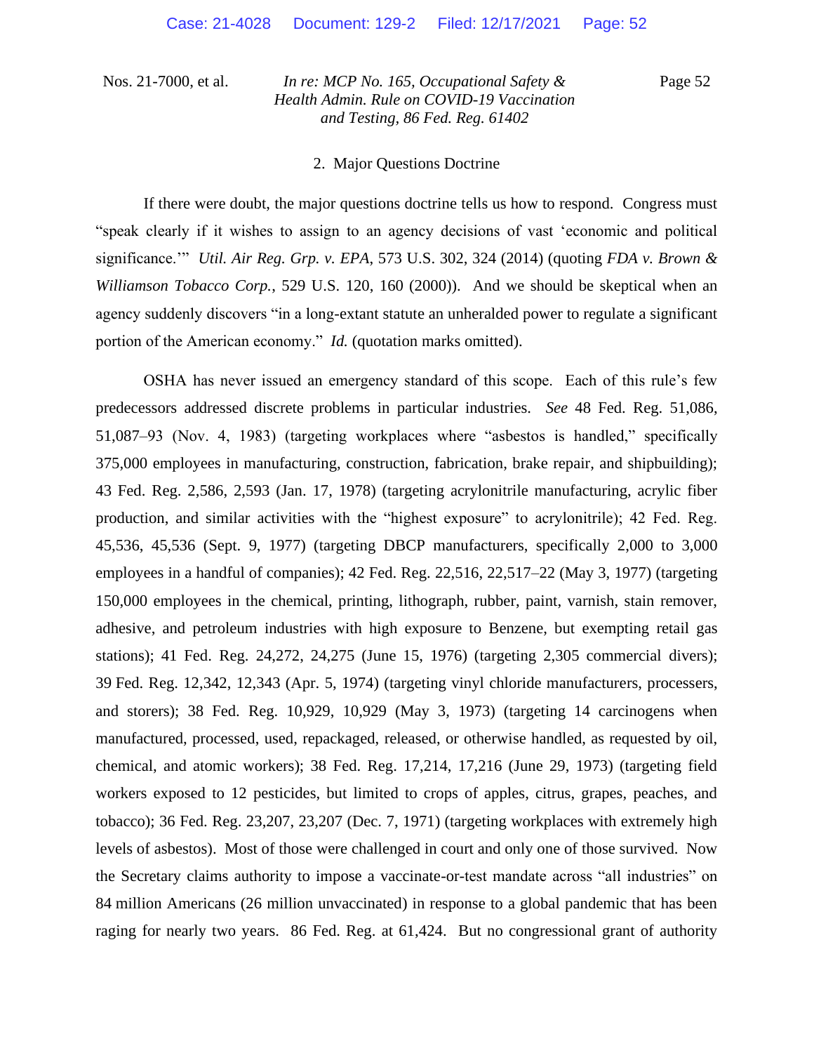## 2. Major Questions Doctrine

If there were doubt, the major questions doctrine tells us how to respond. Congress must "speak clearly if it wishes to assign to an agency decisions of vast 'economic and political significance.'" *Util. Air Reg. Grp. v. EPA*, 573 U.S. 302, 324 (2014) (quoting *FDA v. Brown & Williamson Tobacco Corp.*, 529 U.S. 120, 160 (2000)). And we should be skeptical when an agency suddenly discovers "in a long-extant statute an unheralded power to regulate a significant portion of the American economy." *Id.* (quotation marks omitted).

OSHA has never issued an emergency standard of this scope. Each of this rule's few predecessors addressed discrete problems in particular industries. *See* 48 Fed. Reg. 51,086, 51,087–93 (Nov. 4, 1983) (targeting workplaces where "asbestos is handled," specifically 375,000 employees in manufacturing, construction, fabrication, brake repair, and shipbuilding); 43 Fed. Reg. 2,586, 2,593 (Jan. 17, 1978) (targeting acrylonitrile manufacturing, acrylic fiber production, and similar activities with the "highest exposure" to acrylonitrile); 42 Fed. Reg. 45,536, 45,536 (Sept. 9, 1977) (targeting DBCP manufacturers, specifically 2,000 to 3,000 employees in a handful of companies); 42 Fed. Reg. 22,516, 22,517–22 (May 3, 1977) (targeting 150,000 employees in the chemical, printing, lithograph, rubber, paint, varnish, stain remover, adhesive, and petroleum industries with high exposure to Benzene, but exempting retail gas stations); 41 Fed. Reg. 24,272, 24,275 (June 15, 1976) (targeting 2,305 commercial divers); 39 Fed. Reg. 12,342, 12,343 (Apr. 5, 1974) (targeting vinyl chloride manufacturers, processers, and storers); 38 Fed. Reg. 10,929, 10,929 (May 3, 1973) (targeting 14 carcinogens when manufactured, processed, used, repackaged, released, or otherwise handled, as requested by oil, chemical, and atomic workers); 38 Fed. Reg. 17,214, 17,216 (June 29, 1973) (targeting field workers exposed to 12 pesticides, but limited to crops of apples, citrus, grapes, peaches, and tobacco); 36 Fed. Reg. 23,207, 23,207 (Dec. 7, 1971) (targeting workplaces with extremely high levels of asbestos). Most of those were challenged in court and only one of those survived. Now the Secretary claims authority to impose a vaccinate-or-test mandate across "all industries" on 84 million Americans (26 million unvaccinated) in response to a global pandemic that has been raging for nearly two years. 86 Fed. Reg. at 61,424. But no congressional grant of authority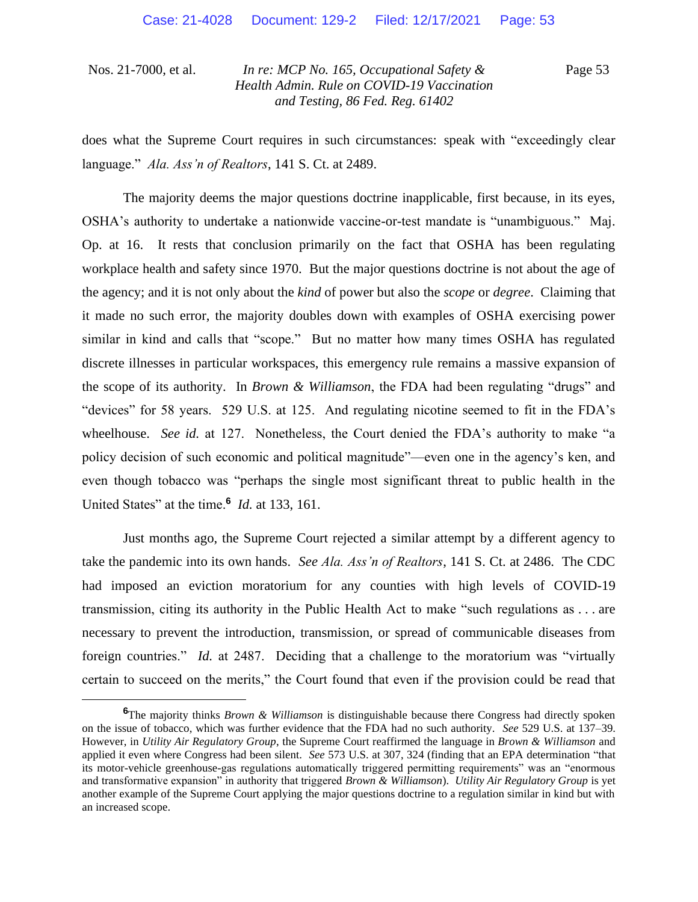does what the Supreme Court requires in such circumstances: speak with "exceedingly clear language." *Ala. Ass'n of Realtors*, 141 S. Ct. at 2489.

The majority deems the major questions doctrine inapplicable, first because, in its eyes, OSHA's authority to undertake a nationwide vaccine-or-test mandate is "unambiguous." Maj. Op. at 16. It rests that conclusion primarily on the fact that OSHA has been regulating workplace health and safety since 1970. But the major questions doctrine is not about the age of the agency; and it is not only about the *kind* of power but also the *scope* or *degree*. Claiming that it made no such error, the majority doubles down with examples of OSHA exercising power similar in kind and calls that "scope." But no matter how many times OSHA has regulated discrete illnesses in particular workspaces, this emergency rule remains a massive expansion of the scope of its authority. In *Brown & Williamson*, the FDA had been regulating "drugs" and "devices" for 58 years. 529 U.S. at 125. And regulating nicotine seemed to fit in the FDA's wheelhouse. *See id.* at 127. Nonetheless, the Court denied the FDA's authority to make "a policy decision of such economic and political magnitude"—even one in the agency's ken, and even though tobacco was "perhaps the single most significant threat to public health in the United States" at the time.[6] *Id.* at 133, 161.

Just months ago, the Supreme Court rejected a similar attempt by a different agency to take the pandemic into its own hands. *See Ala. Ass'n of Realtors*, 141 S. Ct. at 2486. The CDC had imposed an eviction moratorium for any counties with high levels of COVID-19 transmission, citing its authority in the Public Health Act to make "such regulations as . . . are necessary to prevent the introduction, transmission, or spread of communicable diseases from foreign countries." *Id.* at 2487. Deciding that a challenge to the moratorium was "virtually certain to succeed on the merits," the Court found that even if the provision could be read that

---

[6] The majority thinks *Brown & Williamson* is distinguishable because there Congress had directly spoken on the issue of tobacco, which was further evidence that the FDA had no such authority. *See* 529 U.S. at 137–39. However, in *Utility Air Regulatory Group*, the Supreme Court reaffirmed the language in *Brown & Williamson* and applied it even where Congress had been silent. *See* 573 U.S. at 307, 324 (finding that an EPA determination "that its motor-vehicle greenhouse-gas regulations automatically triggered permitting requirements" was an "enormous and transformative expansion" in authority that triggered *Brown & Williamson*). *Utility Air Regulatory Group* is yet another example of the Supreme Court applying the major questions doctrine to a regulation similar in kind but with an increased scope.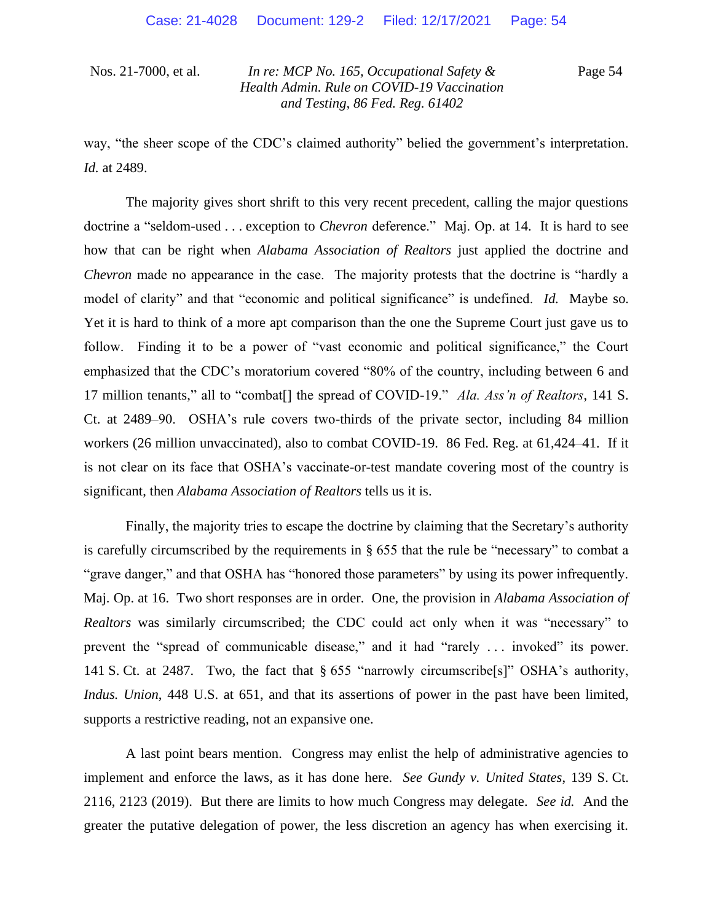way, "the sheer scope of the CDC's claimed authority" belied the government's interpretation. *Id.* at 2489.

The majority gives short shrift to this very recent precedent, calling the major questions doctrine a "seldom-used . . . exception to *Chevron* deference." Maj. Op. at 14. It is hard to see how that can be right when *Alabama Association of Realtors* just applied the doctrine and *Chevron* made no appearance in the case. The majority protests that the doctrine is "hardly a model of clarity" and that "economic and political significance" is undefined. *Id.* Maybe so. Yet it is hard to think of a more apt comparison than the one the Supreme Court just gave us to follow. Finding it to be a power of "vast economic and political significance," the Court emphasized that the CDC's moratorium covered "80% of the country, including between 6 and 17 million tenants," all to "combat[] the spread of COVID-19." *Ala. Ass'n of Realtors*, 141 S. Ct. at 2489–90. OSHA's rule covers two-thirds of the private sector, including 84 million workers (26 million unvaccinated), also to combat COVID-19. 86 Fed. Reg. at 61,424–41. If it is not clear on its face that OSHA's vaccinate-or-test mandate covering most of the country is significant, then *Alabama Association of Realtors* tells us it is.

Finally, the majority tries to escape the doctrine by claiming that the Secretary's authority is carefully circumscribed by the requirements in § 655 that the rule be "necessary" to combat a "grave danger," and that OSHA has "honored those parameters" by using its power infrequently. Maj. Op. at 16. Two short responses are in order. One, the provision in *Alabama Association of Realtors* was similarly circumscribed; the CDC could act only when it was "necessary" to prevent the "spread of communicable disease," and it had "rarely . . . invoked" its power. 141 S. Ct. at 2487. Two, the fact that § 655 "narrowly circumscribe[s]" OSHA's authority, *Indus. Union*, 448 U.S. at 651, and that its assertions of power in the past have been limited, supports a restrictive reading, not an expansive one.

A last point bears mention. Congress may enlist the help of administrative agencies to implement and enforce the laws, as it has done here. *See Gundy v. United States*, 139 S. Ct. 2116, 2123 (2019). But there are limits to how much Congress may delegate. *See id.* And the greater the putative delegation of power, the less discretion an agency has when exercising it.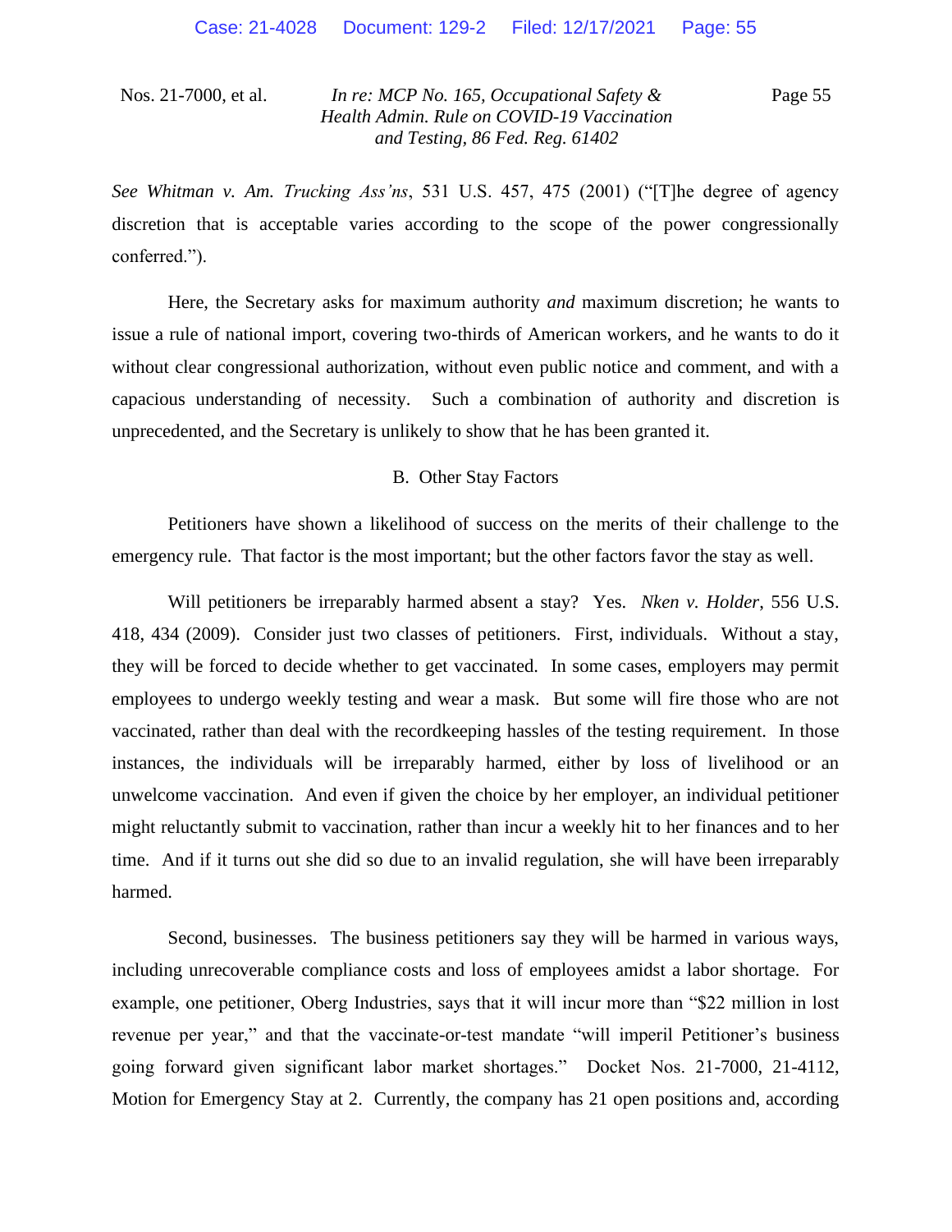*See Whitman v. Am. Trucking Ass'ns*, 531 U.S. 457, 475 (2001) ("[T]he degree of agency discretion that is acceptable varies according to the scope of the power congressionally conferred.").

Here, the Secretary asks for maximum authority *and* maximum discretion; he wants to issue a rule of national import, covering two-thirds of American workers, and he wants to do it without clear congressional authorization, without even public notice and comment, and with a capacious understanding of necessity. Such a combination of authority and discretion is unprecedented, and the Secretary is unlikely to show that he has been granted it.

B. Other Stay Factors

Petitioners have shown a likelihood of success on the merits of their challenge to the emergency rule. That factor is the most important; but the other factors favor the stay as well.

Will petitioners be irreparably harmed absent a stay? Yes. *Nken v. Holder*, 556 U.S. 418, 434 (2009). Consider just two classes of petitioners. First, individuals. Without a stay, they will be forced to decide whether to get vaccinated. In some cases, employers may permit employees to undergo weekly testing and wear a mask. But some will fire those who are not vaccinated, rather than deal with the recordkeeping hassles of the testing requirement. In those instances, the individuals will be irreparably harmed, either by loss of livelihood or an unwelcome vaccination. And even if given the choice by her employer, an individual petitioner might reluctantly submit to vaccination, rather than incur a weekly hit to her finances and to her time. And if it turns out she did so due to an invalid regulation, she will have been irreparably harmed.

Second, businesses. The business petitioners say they will be harmed in various ways, including unrecoverable compliance costs and loss of employees amidst a labor shortage. For example, one petitioner, Oberg Industries, says that it will incur more than "$22 million in lost revenue per year," and that the vaccinate-or-test mandate "will imperil Petitioner's business going forward given significant labor market shortages." Docket Nos. 21-7000, 21-4112, Motion for Emergency Stay at 2. Currently, the company has 21 open positions and, according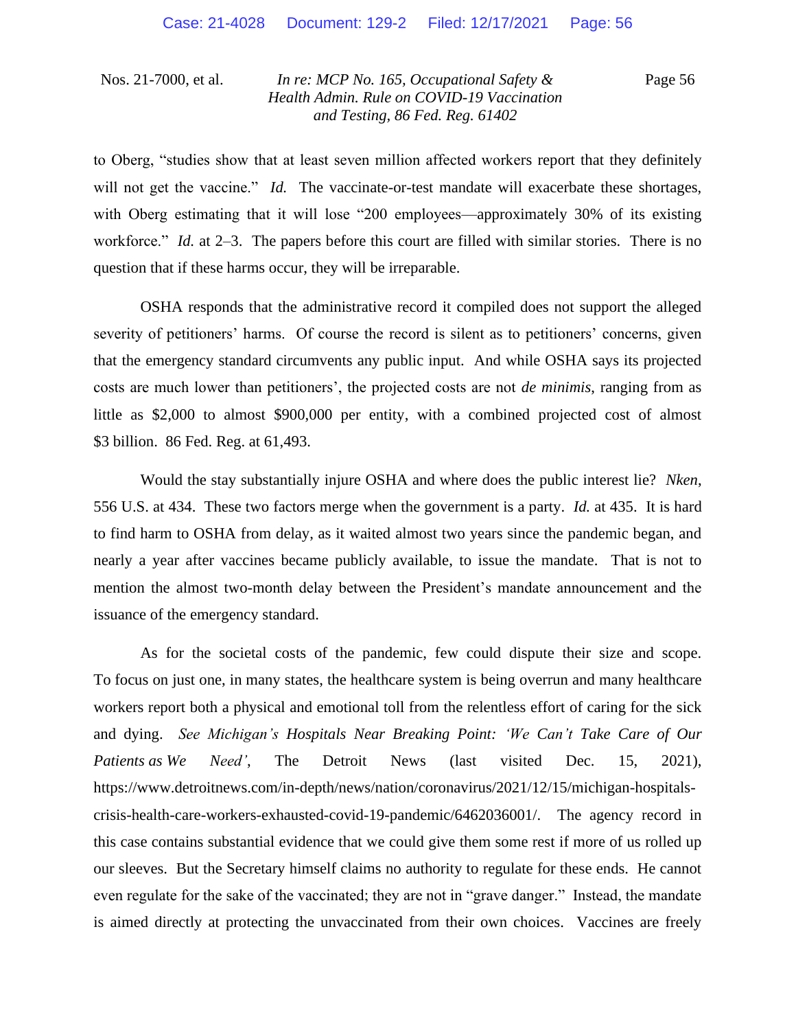to Oberg, "studies show that at least seven million affected workers report that they definitely will not get the vaccine." *Id.* The vaccinate-or-test mandate will exacerbate these shortages, with Oberg estimating that it will lose "200 employees—approximately 30% of its existing workforce." *Id.* at 2–3. The papers before this court are filled with similar stories. There is no question that if these harms occur, they will be irreparable.

OSHA responds that the administrative record it compiled does not support the alleged severity of petitioners' harms. Of course the record is silent as to petitioners' concerns, given that the emergency standard circumvents any public input. And while OSHA says its projected costs are much lower than petitioners', the projected costs are not *de minimis*, ranging from as little as $2,000 to almost $900,000 per entity, with a combined projected cost of almost $3 billion. 86 Fed. Reg. at 61,493.

Would the stay substantially injure OSHA and where does the public interest lie? *Nken*, 556 U.S. at 434. These two factors merge when the government is a party. *Id.* at 435. It is hard to find harm to OSHA from delay, as it waited almost two years since the pandemic began, and nearly a year after vaccines became publicly available, to issue the mandate. That is not to mention the almost two-month delay between the President's mandate announcement and the issuance of the emergency standard.

As for the societal costs of the pandemic, few could dispute their size and scope. To focus on just one, in many states, the healthcare system is being overrun and many healthcare workers report both a physical and emotional toll from the relentless effort of caring for the sick and dying. *See Michigan's Hospitals Near Breaking Point: 'We Can't Take Care of Our Patients as We Need'*, The Detroit News (last visited Dec. 15, 2021), https://www.detroitnews.com/in-depth/news/nation/coronavirus/2021/12/15/michigan-hospitals-crisis-health-care-workers-exhausted-covid-19-pandemic/6462036001/. The agency record in this case contains substantial evidence that we could give them some rest if more of us rolled up our sleeves. But the Secretary himself claims no authority to regulate for these ends. He cannot even regulate for the sake of the vaccinated; they are not in "grave danger." Instead, the mandate is aimed directly at protecting the unvaccinated from their own choices. Vaccines are freely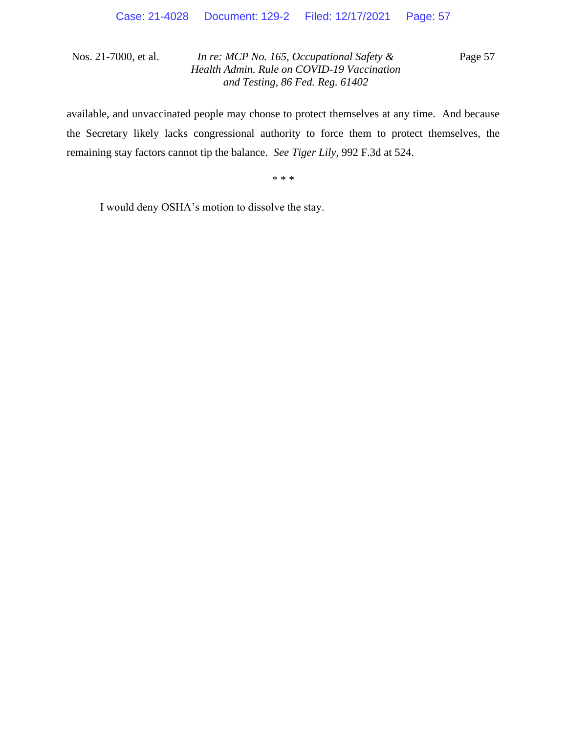available, and unvaccinated people may choose to protect themselves at any time. And because the Secretary likely lacks congressional authority to force them to protect themselves, the remaining stay factors cannot tip the balance. *See Tiger Lily*, 992 F.3d at 524.

\* \* \*

I would deny OSHA's motion to dissolve the stay.